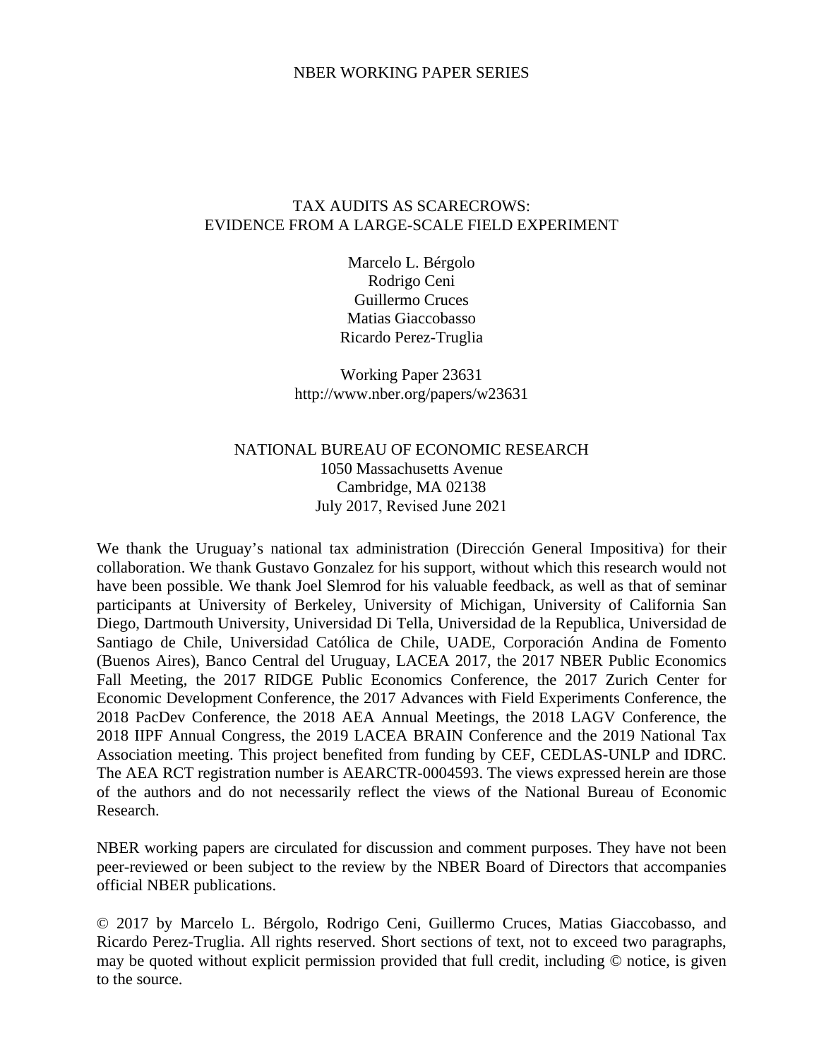NBER WORKING PAPER SERIES

# TAX AUDITS AS SCARECROWS: EVIDENCE FROM A LARGE-SCALE FIELD EXPERIMENT

Marcelo L. Bérgolo
Rodrigo Ceni
Guillermo Cruces
Matias Giaccobasso
Ricardo Perez-Truglia

Working Paper 23631
http://www.nber.org/papers/w23631

NATIONAL BUREAU OF ECONOMIC RESEARCH
1050 Massachusetts Avenue
Cambridge, MA 02138
July 2017, Revised June 2021

We thank the Uruguay's national tax administration (Dirección General Impositiva) for their collaboration. We thank Gustavo Gonzalez for his support, without which this research would not have been possible. We thank Joel Slemrod for his valuable feedback, as well as that of seminar participants at University of Berkeley, University of Michigan, University of California San Diego, Dartmouth University, Universidad Di Tella, Universidad de la Republica, Universidad de Santiago de Chile, Universidad Católica de Chile, UADE, Corporación Andina de Fomento (Buenos Aires), Banco Central del Uruguay, LACEA 2017, the 2017 NBER Public Economics Fall Meeting, the 2017 RIDGE Public Economics Conference, the 2017 Zurich Center for Economic Development Conference, the 2017 Advances with Field Experiments Conference, the 2018 PacDev Conference, the 2018 AEA Annual Meetings, the 2018 LAGV Conference, the 2018 IIPF Annual Congress, the 2019 LACEA BRAIN Conference and the 2019 National Tax Association meeting. This project benefited from funding by CEF, CEDLAS-UNLP and IDRC. The AEA RCT registration number is AEARCTR-0004593. The views expressed herein are those of the authors and do not necessarily reflect the views of the National Bureau of Economic Research.

NBER working papers are circulated for discussion and comment purposes. They have not been peer-reviewed or been subject to the review by the NBER Board of Directors that accompanies official NBER publications.

© 2017 by Marcelo L. Bérgolo, Rodrigo Ceni, Guillermo Cruces, Matias Giaccobasso, and Ricardo Perez-Truglia. All rights reserved. Short sections of text, not to exceed two paragraphs, may be quoted without explicit permission provided that full credit, including © notice, is given to the source.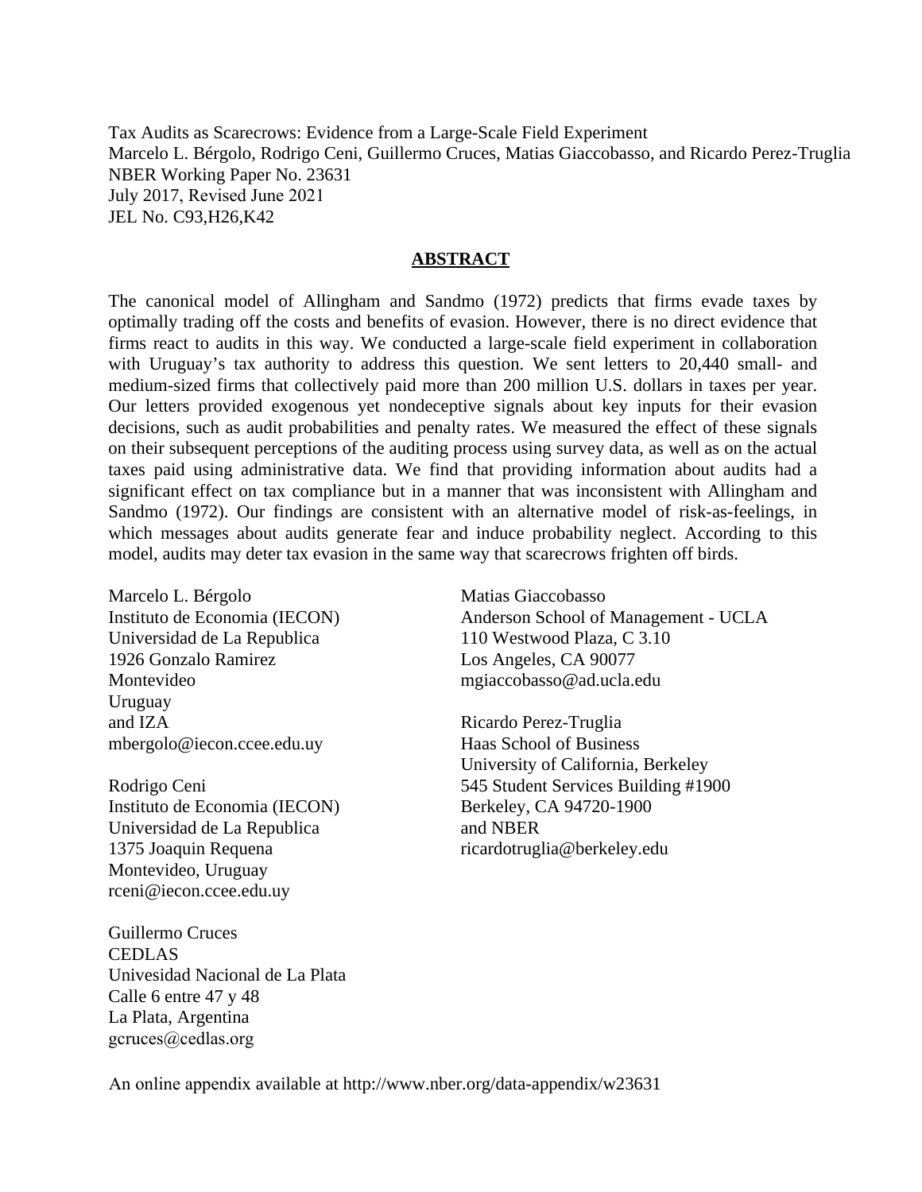Tax Audits as Scarecrows: Evidence from a Large-Scale Field Experiment
Marcelo L. Bérgolo, Rodrigo Ceni, Guillermo Cruces, Matias Giaccobasso, and Ricardo Perez-Truglia
NBER Working Paper No. 23631
July 2017, Revised June 2021
JEL No. C93,H26,K42

## ABSTRACT

The canonical model of Allingham and Sandmo (1972) predicts that firms evade taxes by optimally trading off the costs and benefits of evasion. However, there is no direct evidence that firms react to audits in this way. We conducted a large-scale field experiment in collaboration with Uruguay's tax authority to address this question. We sent letters to 20,440 small- and medium-sized firms that collectively paid more than 200 million U.S. dollars in taxes per year. Our letters provided exogenous yet nondeceptive signals about key inputs for their evasion decisions, such as audit probabilities and penalty rates. We measured the effect of these signals on their subsequent perceptions of the auditing process using survey data, as well as on the actual taxes paid using administrative data. We find that providing information about audits had a significant effect on tax compliance but in a manner that was inconsistent with Allingham and Sandmo (1972). Our findings are consistent with an alternative model of risk-as-feelings, in which messages about audits generate fear and induce probability neglect. According to this model, audits may deter tax evasion in the same way that scarecrows frighten off birds.

Marcelo L. Bérgolo
Instituto de Economia (IECON)
Universidad de La Republica
1926 Gonzalo Ramirez
Montevideo
Uruguay
and IZA
mbergolo@iecon.ccee.edu.uy

Rodrigo Ceni
Instituto de Economia (IECON)
Universidad de La Republica
1375 Joaquin Requena
Montevideo, Uruguay
rceni@iecon.ccee.edu.uy

Guillermo Cruces
CEDLAS
Univesidad Nacional de La Plata
Calle 6 entre 47 y 48
La Plata, Argentina
gcruces@cedlas.org

Matias Giaccobasso
Anderson School of Management - UCLA
110 Westwood Plaza, C 3.10
Los Angeles, CA 90077
mgiaccobasso@ad.ucla.edu

Ricardo Perez-Truglia
Haas School of Business
University of California, Berkeley
545 Student Services Building #1900
Berkeley, CA 94720-1900
and NBER
ricardotruglia@berkeley.edu

An online appendix available at http://www.nber.org/data-appendix/w23631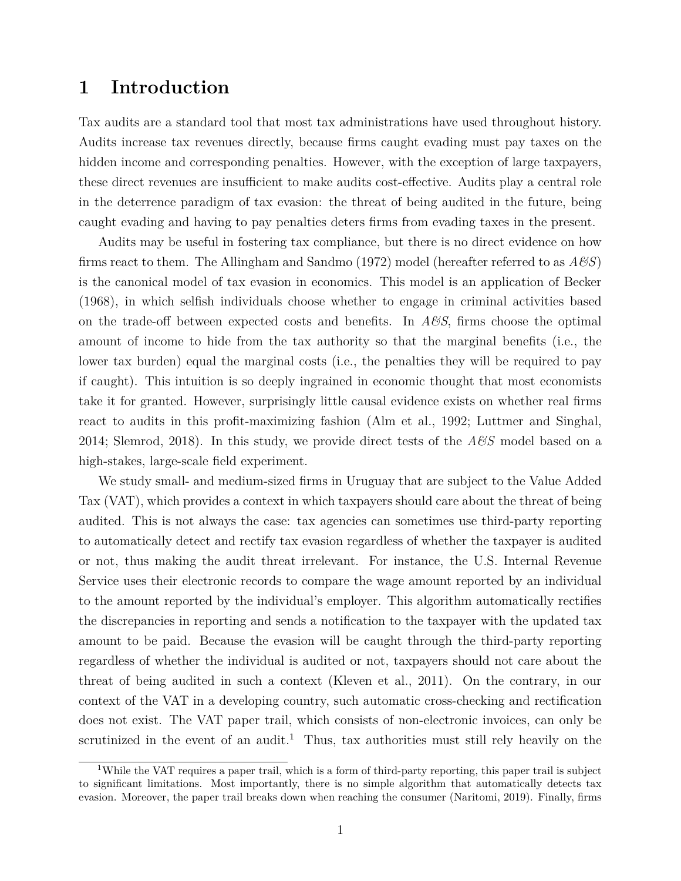# 1 Introduction

Tax audits are a standard tool that most tax administrations have used throughout history. Audits increase tax revenues directly, because firms caught evading must pay taxes on the hidden income and corresponding penalties. However, with the exception of large taxpayers, these direct revenues are insufficient to make audits cost-effective. Audits play a central role in the deterrence paradigm of tax evasion: the threat of being audited in the future, being caught evading and having to pay penalties deters firms from evading taxes in the present.

Audits may be useful in fostering tax compliance, but there is no direct evidence on how firms react to them. The Allingham and Sandmo (1972) model (hereafter referred to as *A&S*) is the canonical model of tax evasion in economics. This model is an application of Becker (1968), in which selfish individuals choose whether to engage in criminal activities based on the trade-off between expected costs and benefits. In *A&S*, firms choose the optimal amount of income to hide from the tax authority so that the marginal benefits (i.e., the lower tax burden) equal the marginal costs (i.e., the penalties they will be required to pay if caught). This intuition is so deeply ingrained in economic thought that most economists take it for granted. However, surprisingly little causal evidence exists on whether real firms react to audits in this profit-maximizing fashion (Alm et al., 1992; Luttmer and Singhal, 2014; Slemrod, 2018). In this study, we provide direct tests of the *A&S* model based on a high-stakes, large-scale field experiment.

We study small- and medium-sized firms in Uruguay that are subject to the Value Added Tax (VAT), which provides a context in which taxpayers should care about the threat of being audited. This is not always the case: tax agencies can sometimes use third-party reporting to automatically detect and rectify tax evasion regardless of whether the taxpayer is audited or not, thus making the audit threat irrelevant. For instance, the U.S. Internal Revenue Service uses their electronic records to compare the wage amount reported by an individual to the amount reported by the individual's employer. This algorithm automatically rectifies the discrepancies in reporting and sends a notification to the taxpayer with the updated tax amount to be paid. Because the evasion will be caught through the third-party reporting regardless of whether the individual is audited or not, taxpayers should not care about the threat of being audited in such a context (Kleven et al., 2011). On the contrary, in our context of the VAT in a developing country, such automatic cross-checking and rectification does not exist. The VAT paper trail, which consists of non-electronic invoices, can only be scrutinized in the event of an audit.[1] Thus, tax authorities must still rely heavily on the

[1] While the VAT requires a paper trail, which is a form of third-party reporting, this paper trail is subject to significant limitations. Most importantly, there is no simple algorithm that automatically detects tax evasion. Moreover, the paper trail breaks down when reaching the consumer (Naritomi, 2019). Finally, firms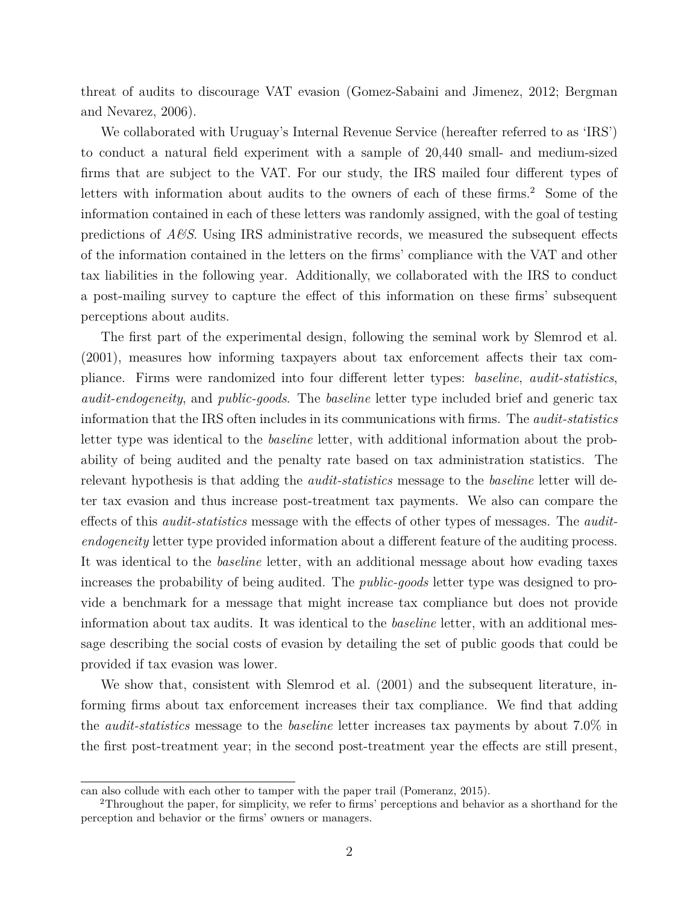threat of audits to discourage VAT evasion (Gomez-Sabaini and Jimenez, 2012; Bergman and Nevarez, 2006).

We collaborated with Uruguay's Internal Revenue Service (hereafter referred to as 'IRS') to conduct a natural field experiment with a sample of 20,440 small- and medium-sized firms that are subject to the VAT. For our study, the IRS mailed four different types of letters with information about audits to the owners of each of these firms.[2] Some of the information contained in each of these letters was randomly assigned, with the goal of testing predictions of *A&S*. Using IRS administrative records, we measured the subsequent effects of the information contained in the letters on the firms' compliance with the VAT and other tax liabilities in the following year. Additionally, we collaborated with the IRS to conduct a post-mailing survey to capture the effect of this information on these firms' subsequent perceptions about audits.

The first part of the experimental design, following the seminal work by Slemrod et al. (2001), measures how informing taxpayers about tax enforcement affects their tax compliance. Firms were randomized into four different letter types: *baseline*, *audit-statistics*, *audit-endogeneity*, and *public-goods*. The *baseline* letter type included brief and generic tax information that the IRS often includes in its communications with firms. The *audit-statistics* letter type was identical to the *baseline* letter, with additional information about the probability of being audited and the penalty rate based on tax administration statistics. The relevant hypothesis is that adding the *audit-statistics* message to the *baseline* letter will deter tax evasion and thus increase post-treatment tax payments. We also can compare the effects of this *audit-statistics* message with the effects of other types of messages. The *audit-endogeneity* letter type provided information about a different feature of the auditing process. It was identical to the *baseline* letter, with an additional message about how evading taxes increases the probability of being audited. The *public-goods* letter type was designed to provide a benchmark for a message that might increase tax compliance but does not provide information about tax audits. It was identical to the *baseline* letter, with an additional message describing the social costs of evasion by detailing the set of public goods that could be provided if tax evasion was lower.

We show that, consistent with Slemrod et al. (2001) and the subsequent literature, informing firms about tax enforcement increases their tax compliance. We find that adding the *audit-statistics* message to the *baseline* letter increases tax payments by about 7.0% in the first post-treatment year; in the second post-treatment year the effects are still present,

can also collude with each other to tamper with the paper trail (Pomeranz, 2015).

[2] Throughout the paper, for simplicity, we refer to firms' perceptions and behavior as a shorthand for the perception and behavior or the firms' owners or managers.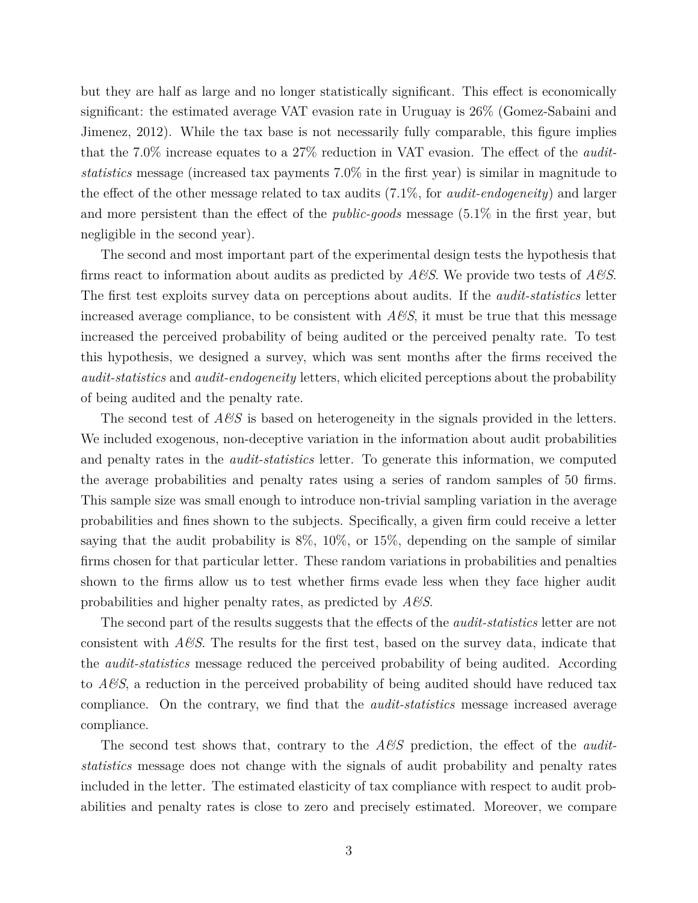but they are half as large and no longer statistically significant. This effect is economically significant: the estimated average VAT evasion rate in Uruguay is 26% (Gomez-Sabaini and Jimenez, 2012). While the tax base is not necessarily fully comparable, this figure implies that the 7.0% increase equates to a 27% reduction in VAT evasion. The effect of the *audit-statistics* message (increased tax payments 7.0% in the first year) is similar in magnitude to the effect of the other message related to tax audits (7.1%, for *audit-endogeneity*) and larger and more persistent than the effect of the *public-goods* message (5.1% in the first year, but negligible in the second year).

The second and most important part of the experimental design tests the hypothesis that firms react to information about audits as predicted by *A&S*. We provide two tests of *A&S*. The first test exploits survey data on perceptions about audits. If the *audit-statistics* letter increased average compliance, to be consistent with *A&S*, it must be true that this message increased the perceived probability of being audited or the perceived penalty rate. To test this hypothesis, we designed a survey, which was sent months after the firms received the *audit-statistics* and *audit-endogeneity* letters, which elicited perceptions about the probability of being audited and the penalty rate.

The second test of *A&S* is based on heterogeneity in the signals provided in the letters. We included exogenous, non-deceptive variation in the information about audit probabilities and penalty rates in the *audit-statistics* letter. To generate this information, we computed the average probabilities and penalty rates using a series of random samples of 50 firms. This sample size was small enough to introduce non-trivial sampling variation in the average probabilities and fines shown to the subjects. Specifically, a given firm could receive a letter saying that the audit probability is 8%, 10%, or 15%, depending on the sample of similar firms chosen for that particular letter. These random variations in probabilities and penalties shown to the firms allow us to test whether firms evade less when they face higher audit probabilities and higher penalty rates, as predicted by *A&S*.

The second part of the results suggests that the effects of the *audit-statistics* letter are not consistent with *A&S*. The results for the first test, based on the survey data, indicate that the *audit-statistics* message reduced the perceived probability of being audited. According to *A&S*, a reduction in the perceived probability of being audited should have reduced tax compliance. On the contrary, we find that the *audit-statistics* message increased average compliance.

The second test shows that, contrary to the *A&S* prediction, the effect of the *audit-statistics* message does not change with the signals of audit probability and penalty rates included in the letter. The estimated elasticity of tax compliance with respect to audit probabilities and penalty rates is close to zero and precisely estimated. Moreover, we compare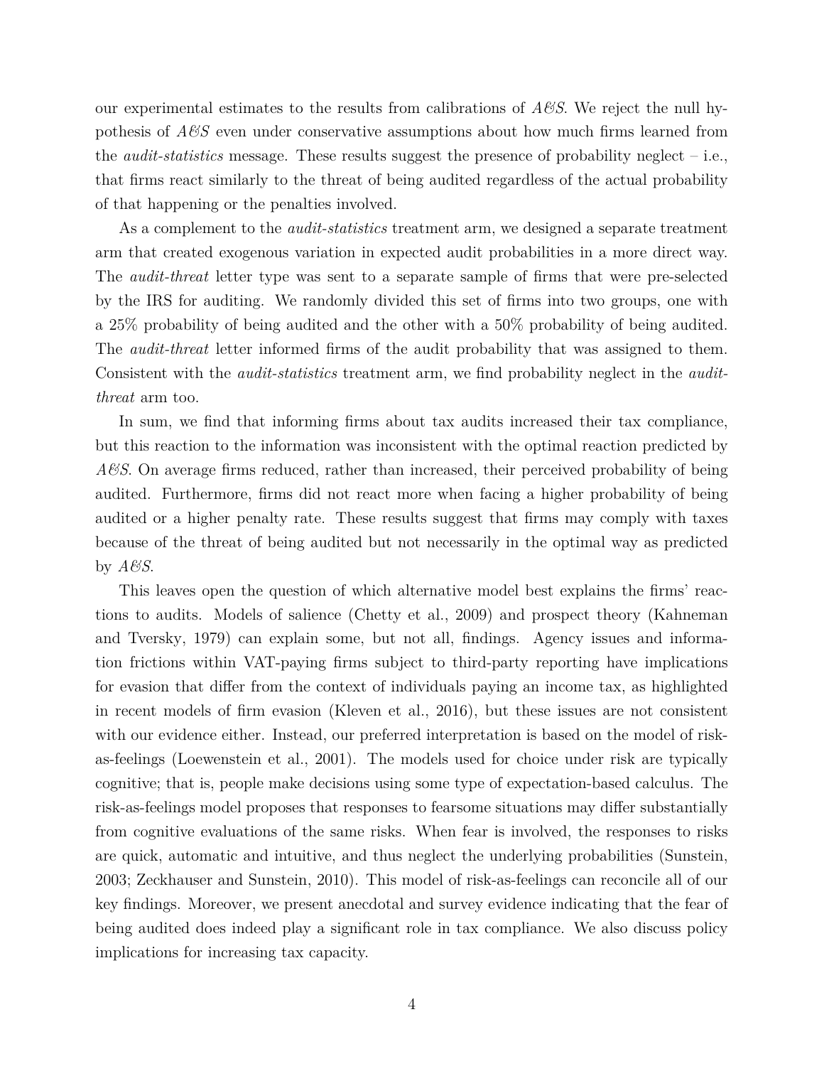our experimental estimates to the results from calibrations of *A&S*. We reject the null hypothesis of *A&S* even under conservative assumptions about how much firms learned from the *audit-statistics* message. These results suggest the presence of probability neglect – i.e., that firms react similarly to the threat of being audited regardless of the actual probability of that happening or the penalties involved.

As a complement to the *audit-statistics* treatment arm, we designed a separate treatment arm that created exogenous variation in expected audit probabilities in a more direct way. The *audit-threat* letter type was sent to a separate sample of firms that were pre-selected by the IRS for auditing. We randomly divided this set of firms into two groups, one with a 25% probability of being audited and the other with a 50% probability of being audited. The *audit-threat* letter informed firms of the audit probability that was assigned to them. Consistent with the *audit-statistics* treatment arm, we find probability neglect in the *audit-threat* arm too.

In sum, we find that informing firms about tax audits increased their tax compliance, but this reaction to the information was inconsistent with the optimal reaction predicted by *A&S*. On average firms reduced, rather than increased, their perceived probability of being audited. Furthermore, firms did not react more when facing a higher probability of being audited or a higher penalty rate. These results suggest that firms may comply with taxes because of the threat of being audited but not necessarily in the optimal way as predicted by *A&S*.

This leaves open the question of which alternative model best explains the firms' reactions to audits. Models of salience (Chetty et al., 2009) and prospect theory (Kahneman and Tversky, 1979) can explain some, but not all, findings. Agency issues and information frictions within VAT-paying firms subject to third-party reporting have implications for evasion that differ from the context of individuals paying an income tax, as highlighted in recent models of firm evasion (Kleven et al., 2016), but these issues are not consistent with our evidence either. Instead, our preferred interpretation is based on the model of risk-as-feelings (Loewenstein et al., 2001). The models used for choice under risk are typically cognitive; that is, people make decisions using some type of expectation-based calculus. The risk-as-feelings model proposes that responses to fearsome situations may differ substantially from cognitive evaluations of the same risks. When fear is involved, the responses to risks are quick, automatic and intuitive, and thus neglect the underlying probabilities (Sunstein, 2003; Zeckhauser and Sunstein, 2010). This model of risk-as-feelings can reconcile all of our key findings. Moreover, we present anecdotal and survey evidence indicating that the fear of being audited does indeed play a significant role in tax compliance. We also discuss policy implications for increasing tax capacity.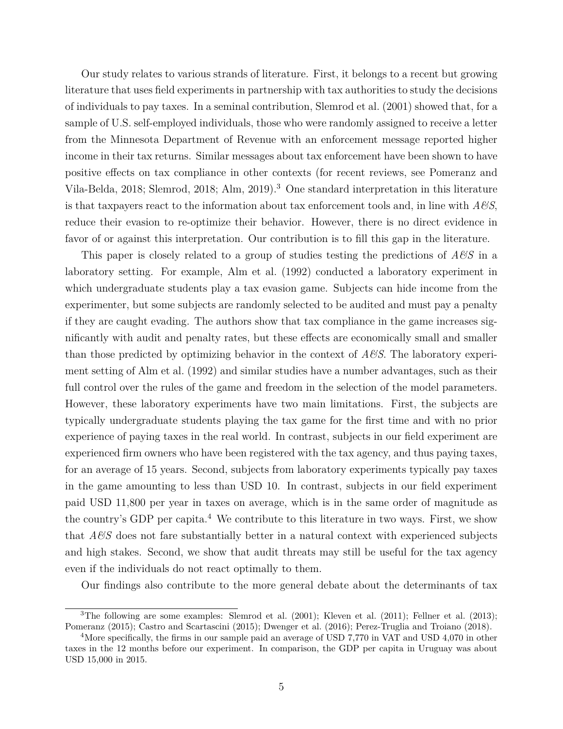Our study relates to various strands of literature. First, it belongs to a recent but growing literature that uses field experiments in partnership with tax authorities to study the decisions of individuals to pay taxes. In a seminal contribution, Slemrod et al. (2001) showed that, for a sample of U.S. self-employed individuals, those who were randomly assigned to receive a letter from the Minnesota Department of Revenue with an enforcement message reported higher income in their tax returns. Similar messages about tax enforcement have been shown to have positive effects on tax compliance in other contexts (for recent reviews, see Pomeranz and Vila-Belda, 2018; Slemrod, 2018; Alm, 2019).[3] One standard interpretation in this literature is that taxpayers react to the information about tax enforcement tools and, in line with *A&S*, reduce their evasion to re-optimize their behavior. However, there is no direct evidence in favor of or against this interpretation. Our contribution is to fill this gap in the literature.

This paper is closely related to a group of studies testing the predictions of *A&S* in a laboratory setting. For example, Alm et al. (1992) conducted a laboratory experiment in which undergraduate students play a tax evasion game. Subjects can hide income from the experimenter, but some subjects are randomly selected to be audited and must pay a penalty if they are caught evading. The authors show that tax compliance in the game increases significantly with audit and penalty rates, but these effects are economically small and smaller than those predicted by optimizing behavior in the context of *A&S*. The laboratory experiment setting of Alm et al. (1992) and similar studies have a number advantages, such as their full control over the rules of the game and freedom in the selection of the model parameters. However, these laboratory experiments have two main limitations. First, the subjects are typically undergraduate students playing the tax game for the first time and with no prior experience of paying taxes in the real world. In contrast, subjects in our field experiment are experienced firm owners who have been registered with the tax agency, and thus paying taxes, for an average of 15 years. Second, subjects from laboratory experiments typically pay taxes in the game amounting to less than USD 10. In contrast, subjects in our field experiment paid USD 11,800 per year in taxes on average, which is in the same order of magnitude as the country's GDP per capita.[4] We contribute to this literature in two ways. First, we show that *A&S* does not fare substantially better in a natural context with experienced subjects and high stakes. Second, we show that audit threats may still be useful for the tax agency even if the individuals do not react optimally to them.

Our findings also contribute to the more general debate about the determinants of tax

[3] The following are some examples: Slemrod et al. (2001); Kleven et al. (2011); Fellner et al. (2013); Pomeranz (2015); Castro and Scartascini (2015); Dwenger et al. (2016); Perez-Truglia and Troiano (2018).

[4] More specifically, the firms in our sample paid an average of USD 7,770 in VAT and USD 4,070 in other taxes in the 12 months before our experiment. In comparison, the GDP per capita in Uruguay was about USD 15,000 in 2015.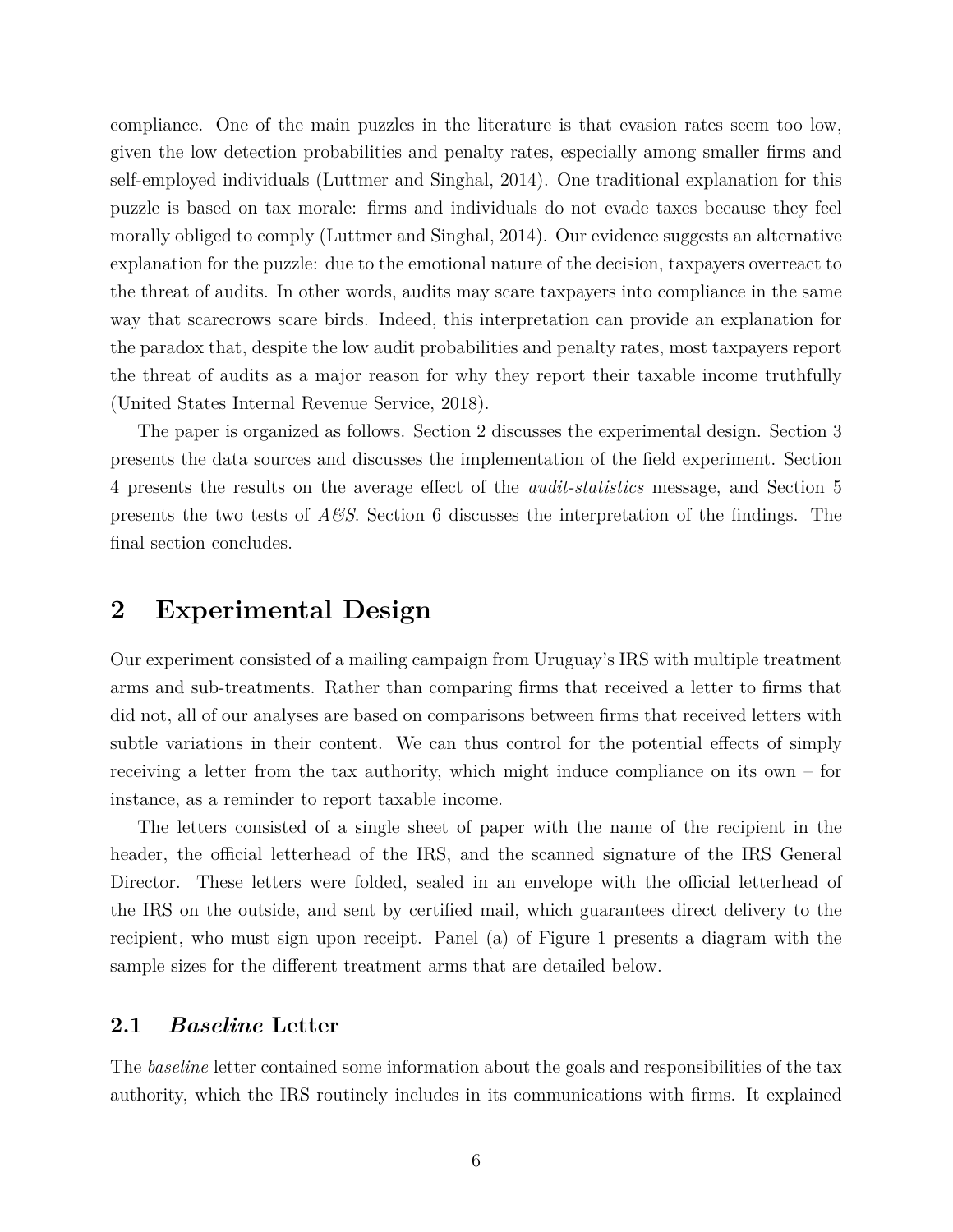compliance. One of the main puzzles in the literature is that evasion rates seem too low, given the low detection probabilities and penalty rates, especially among smaller firms and self-employed individuals (Luttmer and Singhal, 2014). One traditional explanation for this puzzle is based on tax morale: firms and individuals do not evade taxes because they feel morally obliged to comply (Luttmer and Singhal, 2014). Our evidence suggests an alternative explanation for the puzzle: due to the emotional nature of the decision, taxpayers overreact to the threat of audits. In other words, audits may scare taxpayers into compliance in the same way that scarecrows scare birds. Indeed, this interpretation can provide an explanation for the paradox that, despite the low audit probabilities and penalty rates, most taxpayers report the threat of audits as a major reason for why they report their taxable income truthfully (United States Internal Revenue Service, 2018).

The paper is organized as follows. Section 2 discusses the experimental design. Section 3 presents the data sources and discusses the implementation of the field experiment. Section 4 presents the results on the average effect of the *audit-statistics* message, and Section 5 presents the two tests of *A&S*. Section 6 discusses the interpretation of the findings. The final section concludes.

# 2 Experimental Design

Our experiment consisted of a mailing campaign from Uruguay's IRS with multiple treatment arms and sub-treatments. Rather than comparing firms that received a letter to firms that did not, all of our analyses are based on comparisons between firms that received letters with subtle variations in their content. We can thus control for the potential effects of simply receiving a letter from the tax authority, which might induce compliance on its own – for instance, as a reminder to report taxable income.

The letters consisted of a single sheet of paper with the name of the recipient in the header, the official letterhead of the IRS, and the scanned signature of the IRS General Director. These letters were folded, sealed in an envelope with the official letterhead of the IRS on the outside, and sent by certified mail, which guarantees direct delivery to the recipient, who must sign upon receipt. Panel (a) of Figure 1 presents a diagram with the sample sizes for the different treatment arms that are detailed below.

## 2.1 *Baseline* Letter

The *baseline* letter contained some information about the goals and responsibilities of the tax authority, which the IRS routinely includes in its communications with firms. It explained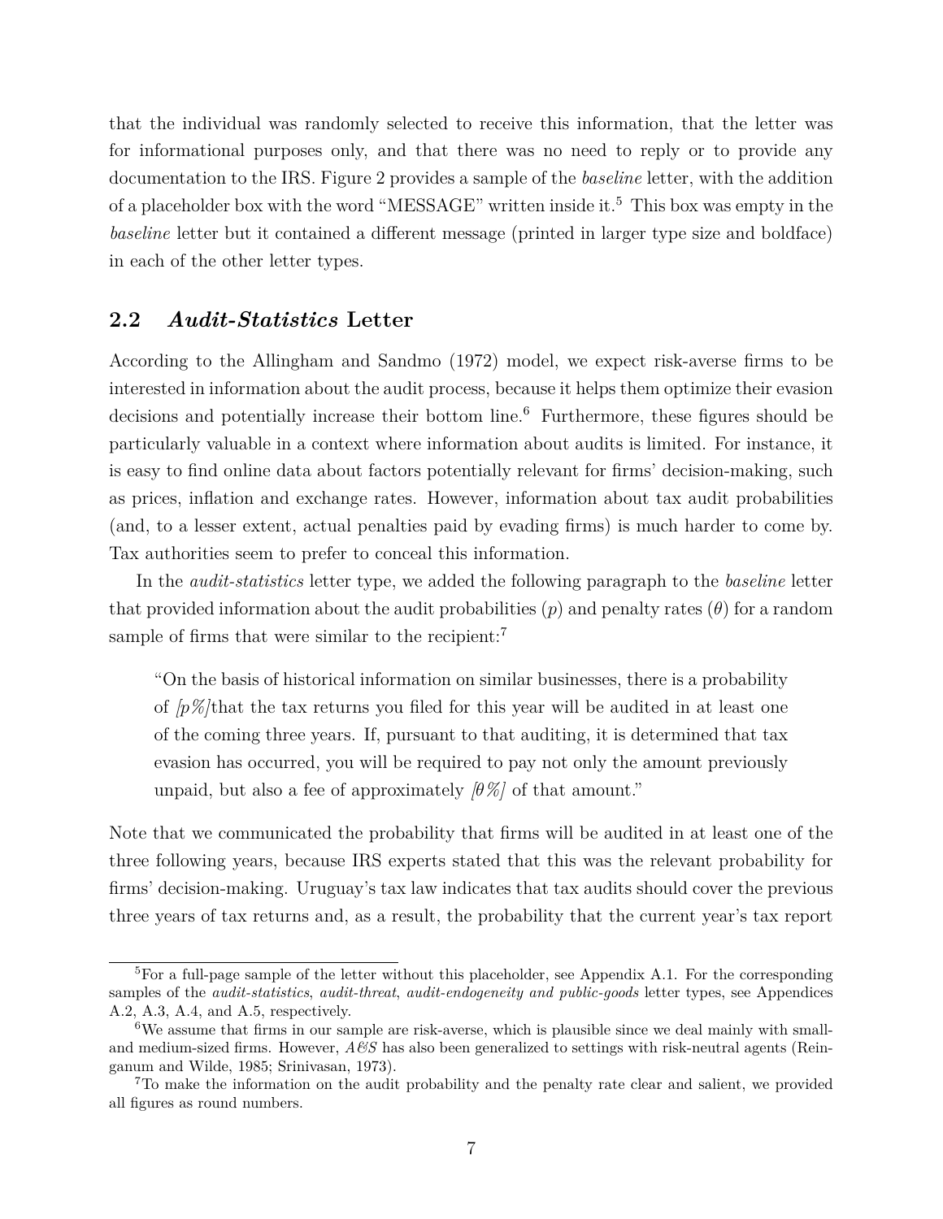that the individual was randomly selected to receive this information, that the letter was for informational purposes only, and that there was no need to reply or to provide any documentation to the IRS. Figure 2 provides a sample of the *baseline* letter, with the addition of a placeholder box with the word "MESSAGE" written inside it.[5] This box was empty in the *baseline* letter but it contained a different message (printed in larger type size and boldface) in each of the other letter types.

## 2.2 *Audit-Statistics* Letter

According to the Allingham and Sandmo (1972) model, we expect risk-averse firms to be interested in information about the audit process, because it helps them optimize their evasion decisions and potentially increase their bottom line.[6] Furthermore, these figures should be particularly valuable in a context where information about audits is limited. For instance, it is easy to find online data about factors potentially relevant for firms' decision-making, such as prices, inflation and exchange rates. However, information about tax audit probabilities (and, to a lesser extent, actual penalties paid by evading firms) is much harder to come by. Tax authorities seem to prefer to conceal this information.

In the *audit-statistics* letter type, we added the following paragraph to the *baseline* letter that provided information about the audit probabilities ($p$) and penalty rates ($\theta$) for a random sample of firms that were similar to the recipient:[7]

> "On the basis of historical information on similar businesses, there is a probability of *[p%]*that the tax returns you filed for this year will be audited in at least one of the coming three years. If, pursuant to that auditing, it is determined that tax evasion has occurred, you will be required to pay not only the amount previously unpaid, but also a fee of approximately *[θ%]* of that amount."

Note that we communicated the probability that firms will be audited in at least one of the three following years, because IRS experts stated that this was the relevant probability for firms' decision-making. Uruguay's tax law indicates that tax audits should cover the previous three years of tax returns and, as a result, the probability that the current year's tax report

---

[5] For a full-page sample of the letter without this placeholder, see Appendix A.1. For the corresponding samples of the *audit-statistics*, *audit-threat*, *audit-endogeneity and public-goods* letter types, see Appendices A.2, A.3, A.4, and A.5, respectively.

[6] We assume that firms in our sample are risk-averse, which is plausible since we deal mainly with small- and medium-sized firms. However, *A&S* has also been generalized to settings with risk-neutral agents (Reinganum and Wilde, 1985; Srinivasan, 1973).

[7] To make the information on the audit probability and the penalty rate clear and salient, we provided all figures as round numbers.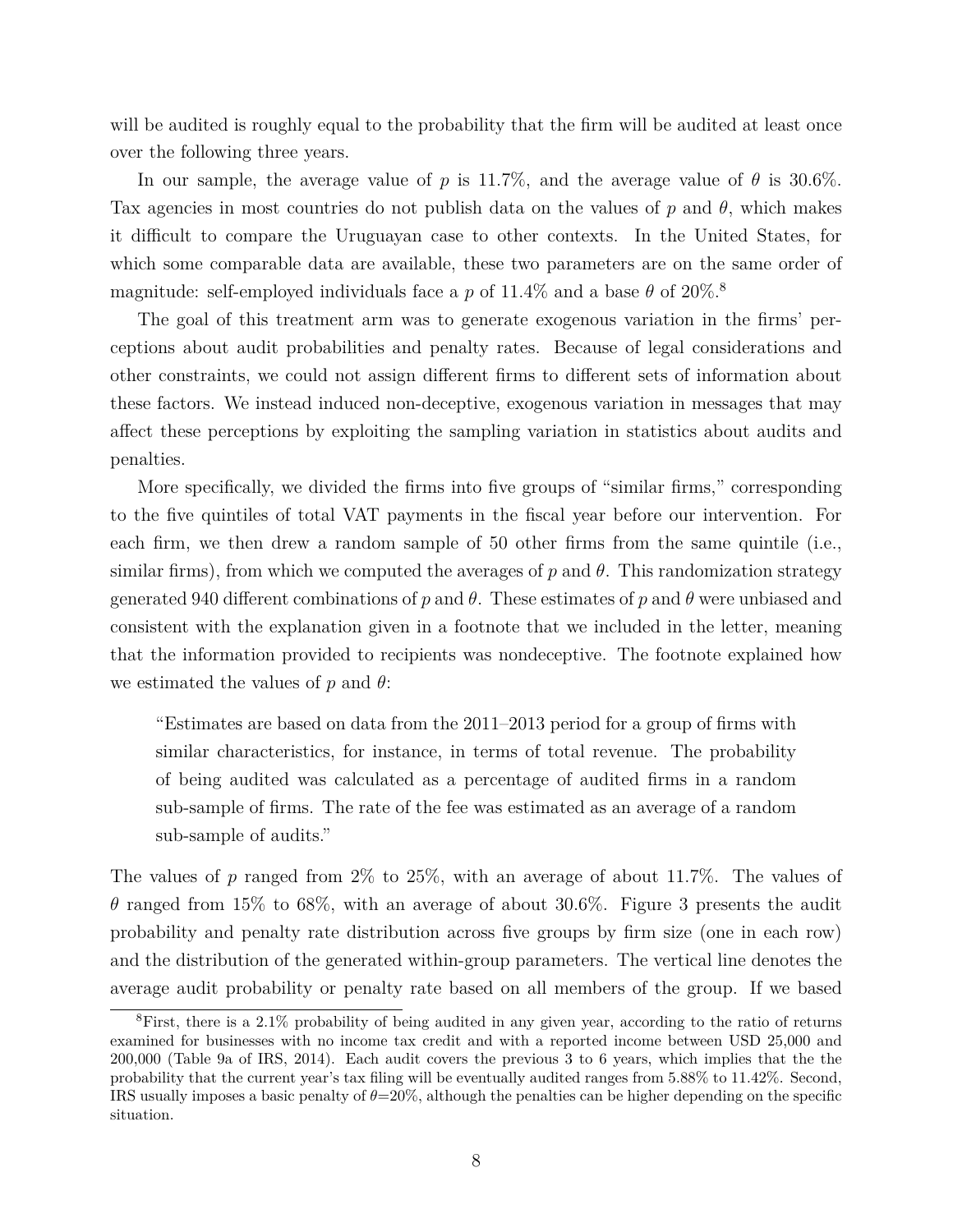will be audited is roughly equal to the probability that the firm will be audited at least once over the following three years.

In our sample, the average value of $p$ is 11.7%, and the average value of $\theta$ is 30.6%. Tax agencies in most countries do not publish data on the values of $p$ and $\theta$, which makes it difficult to compare the Uruguayan case to other contexts. In the United States, for which some comparable data are available, these two parameters are on the same order of magnitude: self-employed individuals face a $p$ of 11.4% and a base $\theta$ of 20%.[8]

The goal of this treatment arm was to generate exogenous variation in the firms' perceptions about audit probabilities and penalty rates. Because of legal considerations and other constraints, we could not assign different firms to different sets of information about these factors. We instead induced non-deceptive, exogenous variation in messages that may affect these perceptions by exploiting the sampling variation in statistics about audits and penalties.

More specifically, we divided the firms into five groups of "similar firms," corresponding to the five quintiles of total VAT payments in the fiscal year before our intervention. For each firm, we then drew a random sample of 50 other firms from the same quintile (i.e., similar firms), from which we computed the averages of $p$ and $\theta$. This randomization strategy generated 940 different combinations of $p$ and $\theta$. These estimates of $p$ and $\theta$ were unbiased and consistent with the explanation given in a footnote that we included in the letter, meaning that the information provided to recipients was nondeceptive. The footnote explained how we estimated the values of $p$ and $\theta$:

> "Estimates are based on data from the 2011–2013 period for a group of firms with similar characteristics, for instance, in terms of total revenue. The probability of being audited was calculated as a percentage of audited firms in a random sub-sample of firms. The rate of the fee was estimated as an average of a random sub-sample of audits."

The values of $p$ ranged from 2% to 25%, with an average of about 11.7%. The values of $\theta$ ranged from 15% to 68%, with an average of about 30.6%. Figure 3 presents the audit probability and penalty rate distribution across five groups by firm size (one in each row) and the distribution of the generated within-group parameters. The vertical line denotes the average audit probability or penalty rate based on all members of the group. If we based

[8]First, there is a 2.1% probability of being audited in any given year, according to the ratio of returns examined for businesses with no income tax credit and with a reported income between USD 25,000 and 200,000 (Table 9a of IRS, 2014). Each audit covers the previous 3 to 6 years, which implies that the the probability that the current year's tax filing will be eventually audited ranges from 5.88% to 11.42%. Second, IRS usually imposes a basic penalty of $\theta$=20%, although the penalties can be higher depending on the specific situation.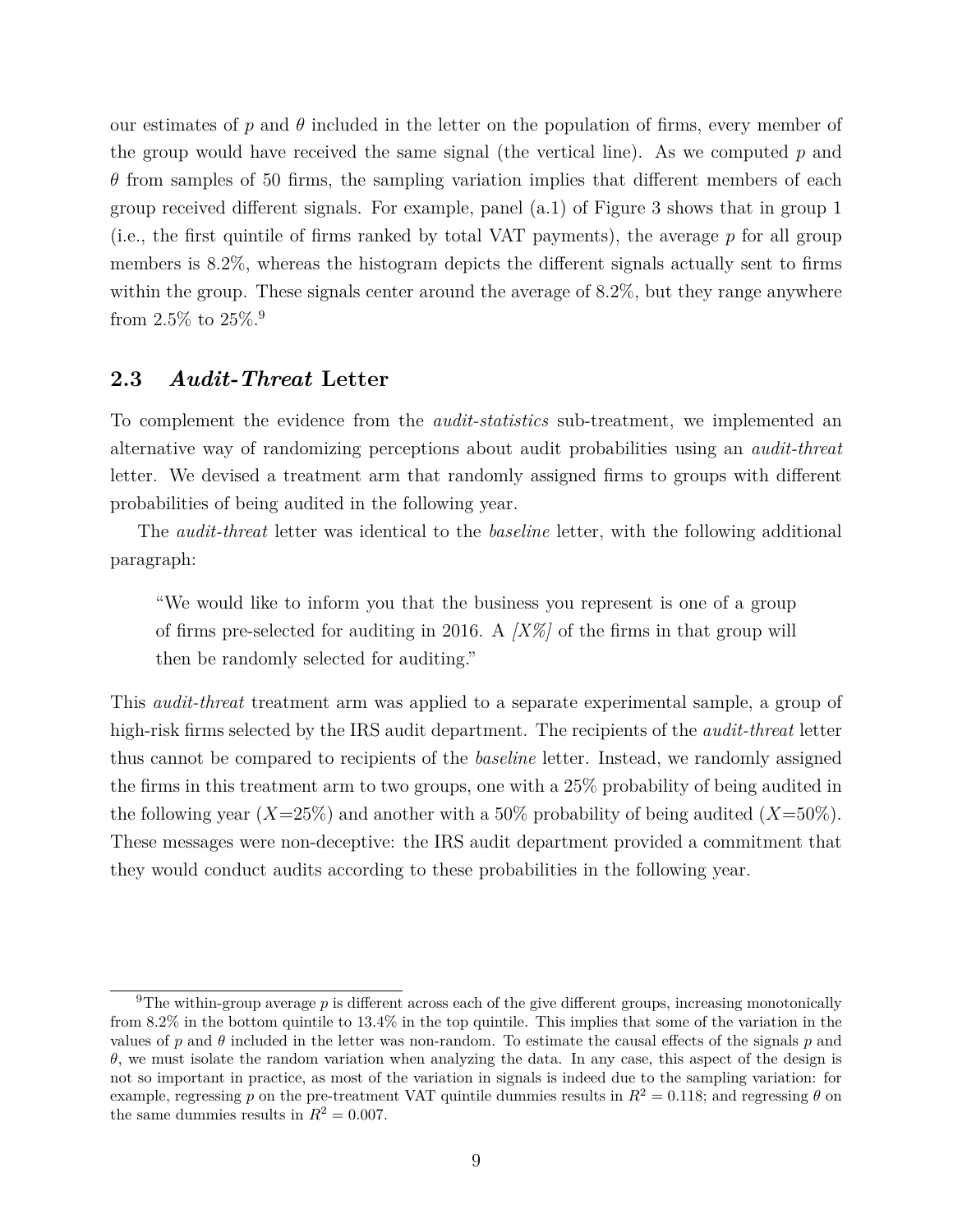our estimates of $p$ and $\theta$ included in the letter on the population of firms, every member of the group would have received the same signal (the vertical line). As we computed $p$ and $\theta$ from samples of 50 firms, the sampling variation implies that different members of each group received different signals. For example, panel (a.1) of Figure 3 shows that in group 1 (i.e., the first quintile of firms ranked by total VAT payments), the average $p$ for all group members is 8.2%, whereas the histogram depicts the different signals actually sent to firms within the group. These signals center around the average of 8.2%, but they range anywhere from 2.5% to 25%.[9]

## 2.3 *Audit-Threat* Letter

To complement the evidence from the *audit-statistics* sub-treatment, we implemented an alternative way of randomizing perceptions about audit probabilities using an *audit-threat* letter. We devised a treatment arm that randomly assigned firms to groups with different probabilities of being audited in the following year.

The *audit-threat* letter was identical to the *baseline* letter, with the following additional paragraph:

> "We would like to inform you that the business you represent is one of a group of firms pre-selected for auditing in 2016. A *[X%]* of the firms in that group will then be randomly selected for auditing."

This *audit-threat* treatment arm was applied to a separate experimental sample, a group of high-risk firms selected by the IRS audit department. The recipients of the *audit-threat* letter thus cannot be compared to recipients of the *baseline* letter. Instead, we randomly assigned the firms in this treatment arm to two groups, one with a 25% probability of being audited in the following year ($X$=25%) and another with a 50% probability of being audited ($X$=50%). These messages were non-deceptive: the IRS audit department provided a commitment that they would conduct audits according to these probabilities in the following year.

[9] The within-group average $p$ is different across each of the give different groups, increasing monotonically from 8.2% in the bottom quintile to 13.4% in the top quintile. This implies that some of the variation in the values of $p$ and $\theta$ included in the letter was non-random. To estimate the causal effects of the signals $p$ and $\theta$, we must isolate the random variation when analyzing the data. In any case, this aspect of the design is not so important in practice, as most of the variation in signals is indeed due to the sampling variation: for example, regressing $p$ on the pre-treatment VAT quintile dummies results in $R^2 = 0.118$; and regressing $\theta$ on the same dummies results in $R^2 = 0.007$.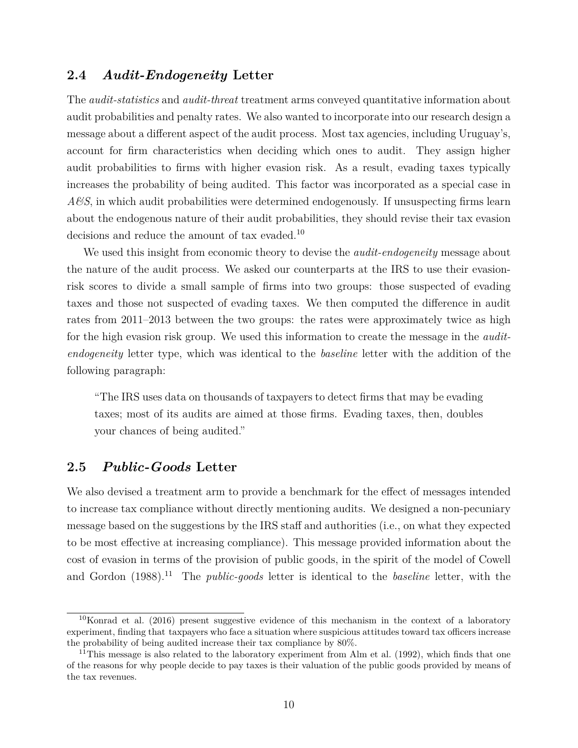## 2.4 *Audit-Endogeneity* Letter

The *audit-statistics* and *audit-threat* treatment arms conveyed quantitative information about audit probabilities and penalty rates. We also wanted to incorporate into our research design a message about a different aspect of the audit process. Most tax agencies, including Uruguay's, account for firm characteristics when deciding which ones to audit. They assign higher audit probabilities to firms with higher evasion risk. As a result, evading taxes typically increases the probability of being audited. This factor was incorporated as a special case in *A&S*, in which audit probabilities were determined endogenously. If unsuspecting firms learn about the endogenous nature of their audit probabilities, they should revise their tax evasion decisions and reduce the amount of tax evaded.[10]

We used this insight from economic theory to devise the *audit-endogeneity* message about the nature of the audit process. We asked our counterparts at the IRS to use their evasion-risk scores to divide a small sample of firms into two groups: those suspected of evading taxes and those not suspected of evading taxes. We then computed the difference in audit rates from 2011–2013 between the two groups: the rates were approximately twice as high for the high evasion risk group. We used this information to create the message in the *audit-endogeneity* letter type, which was identical to the *baseline* letter with the addition of the following paragraph:

> "The IRS uses data on thousands of taxpayers to detect firms that may be evading taxes; most of its audits are aimed at those firms. Evading taxes, then, doubles your chances of being audited."

## 2.5 *Public-Goods* Letter

We also devised a treatment arm to provide a benchmark for the effect of messages intended to increase tax compliance without directly mentioning audits. We designed a non-pecuniary message based on the suggestions by the IRS staff and authorities (i.e., on what they expected to be most effective at increasing compliance). This message provided information about the cost of evasion in terms of the provision of public goods, in the spirit of the model of Cowell and Gordon (1988).[11] The *public-goods* letter is identical to the *baseline* letter, with the

---

[10] Konrad et al. (2016) present suggestive evidence of this mechanism in the context of a laboratory experiment, finding that taxpayers who face a situation where suspicious attitudes toward tax officers increase the probability of being audited increase their tax compliance by 80%.

[11] This message is also related to the laboratory experiment from Alm et al. (1992), which finds that one of the reasons for why people decide to pay taxes is their valuation of the public goods provided by means of the tax revenues.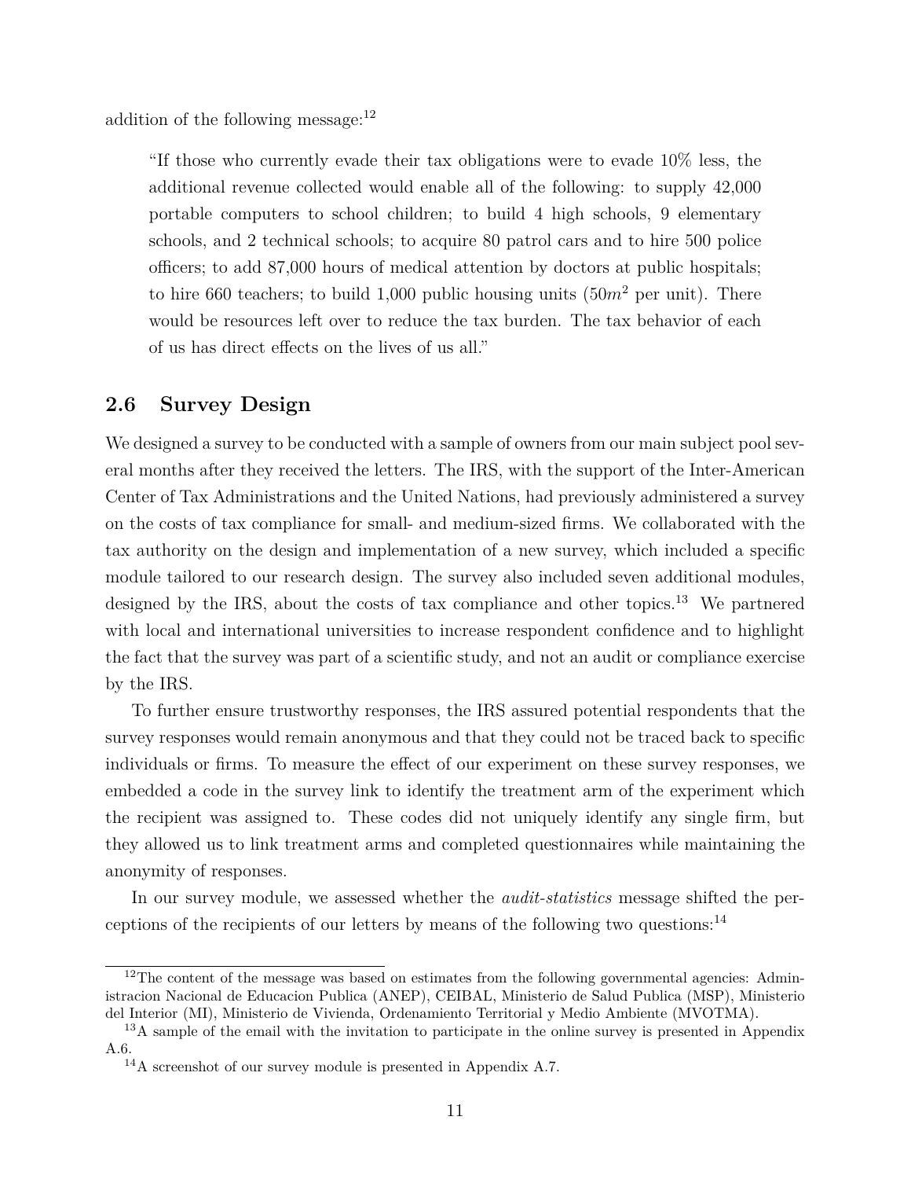addition of the following message:[12]

> "If those who currently evade their tax obligations were to evade 10% less, the additional revenue collected would enable all of the following: to supply 42,000 portable computers to school children; to build 4 high schools, 9 elementary schools, and 2 technical schools; to acquire 80 patrol cars and to hire 500 police officers; to add 87,000 hours of medical attention by doctors at public hospitals; to hire 660 teachers; to build 1,000 public housing units ($50m^2$ per unit). There would be resources left over to reduce the tax burden. The tax behavior of each of us has direct effects on the lives of us all."

## 2.6 Survey Design

We designed a survey to be conducted with a sample of owners from our main subject pool several months after they received the letters. The IRS, with the support of the Inter-American Center of Tax Administrations and the United Nations, had previously administered a survey on the costs of tax compliance for small- and medium-sized firms. We collaborated with the tax authority on the design and implementation of a new survey, which included a specific module tailored to our research design. The survey also included seven additional modules, designed by the IRS, about the costs of tax compliance and other topics.[13] We partnered with local and international universities to increase respondent confidence and to highlight the fact that the survey was part of a scientific study, and not an audit or compliance exercise by the IRS.

To further ensure trustworthy responses, the IRS assured potential respondents that the survey responses would remain anonymous and that they could not be traced back to specific individuals or firms. To measure the effect of our experiment on these survey responses, we embedded a code in the survey link to identify the treatment arm of the experiment which the recipient was assigned to. These codes did not uniquely identify any single firm, but they allowed us to link treatment arms and completed questionnaires while maintaining the anonymity of responses.

In our survey module, we assessed whether the *audit-statistics* message shifted the perceptions of the recipients of our letters by means of the following two questions:[14]

[12] The content of the message was based on estimates from the following governmental agencies: Administracion Nacional de Educacion Publica (ANEP), CEIBAL, Ministerio de Salud Publica (MSP), Ministerio del Interior (MI), Ministerio de Vivienda, Ordenamiento Territorial y Medio Ambiente (MVOTMA).

[13] A sample of the email with the invitation to participate in the online survey is presented in Appendix A.6.

[14] A screenshot of our survey module is presented in Appendix A.7.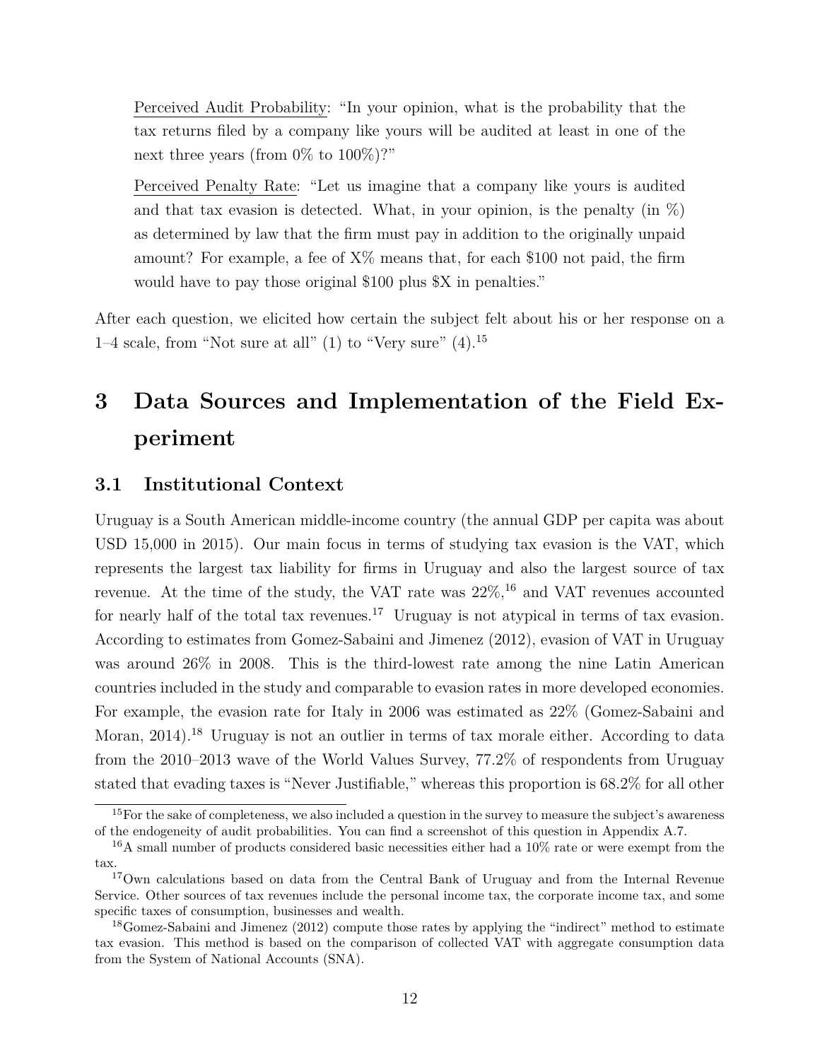Perceived Audit Probability: "In your opinion, what is the probability that the tax returns filed by a company like yours will be audited at least in one of the next three years (from 0% to 100%)?"

Perceived Penalty Rate: "Let us imagine that a company like yours is audited and that tax evasion is detected. What, in your opinion, is the penalty (in %) as determined by law that the firm must pay in addition to the originally unpaid amount? For example, a fee of X% means that, for each $100 not paid, the firm would have to pay those original $100 plus $X in penalties."

After each question, we elicited how certain the subject felt about his or her response on a 1–4 scale, from "Not sure at all" (1) to "Very sure" (4).[15]

# 3 Data Sources and Implementation of the Field Experiment

## 3.1 Institutional Context

Uruguay is a South American middle-income country (the annual GDP per capita was about USD 15,000 in 2015). Our main focus in terms of studying tax evasion is the VAT, which represents the largest tax liability for firms in Uruguay and also the largest source of tax revenue. At the time of the study, the VAT rate was 22%,[16] and VAT revenues accounted for nearly half of the total tax revenues.[17] Uruguay is not atypical in terms of tax evasion. According to estimates from Gomez-Sabaini and Jimenez (2012), evasion of VAT in Uruguay was around 26% in 2008. This is the third-lowest rate among the nine Latin American countries included in the study and comparable to evasion rates in more developed economies. For example, the evasion rate for Italy in 2006 was estimated as 22% (Gomez-Sabaini and Moran, 2014).[18] Uruguay is not an outlier in terms of tax morale either. According to data from the 2010–2013 wave of the World Values Survey, 77.2% of respondents from Uruguay stated that evading taxes is "Never Justifiable," whereas this proportion is 68.2% for all other

[15] For the sake of completeness, we also included a question in the survey to measure the subject's awareness of the endogeneity of audit probabilities. You can find a screenshot of this question in Appendix A.7.

[16] A small number of products considered basic necessities either had a 10% rate or were exempt from the tax.

[17] Own calculations based on data from the Central Bank of Uruguay and from the Internal Revenue Service. Other sources of tax revenues include the personal income tax, the corporate income tax, and some specific taxes of consumption, businesses and wealth.

[18] Gomez-Sabaini and Jimenez (2012) compute those rates by applying the "indirect" method to estimate tax evasion. This method is based on the comparison of collected VAT with aggregate consumption data from the System of National Accounts (SNA).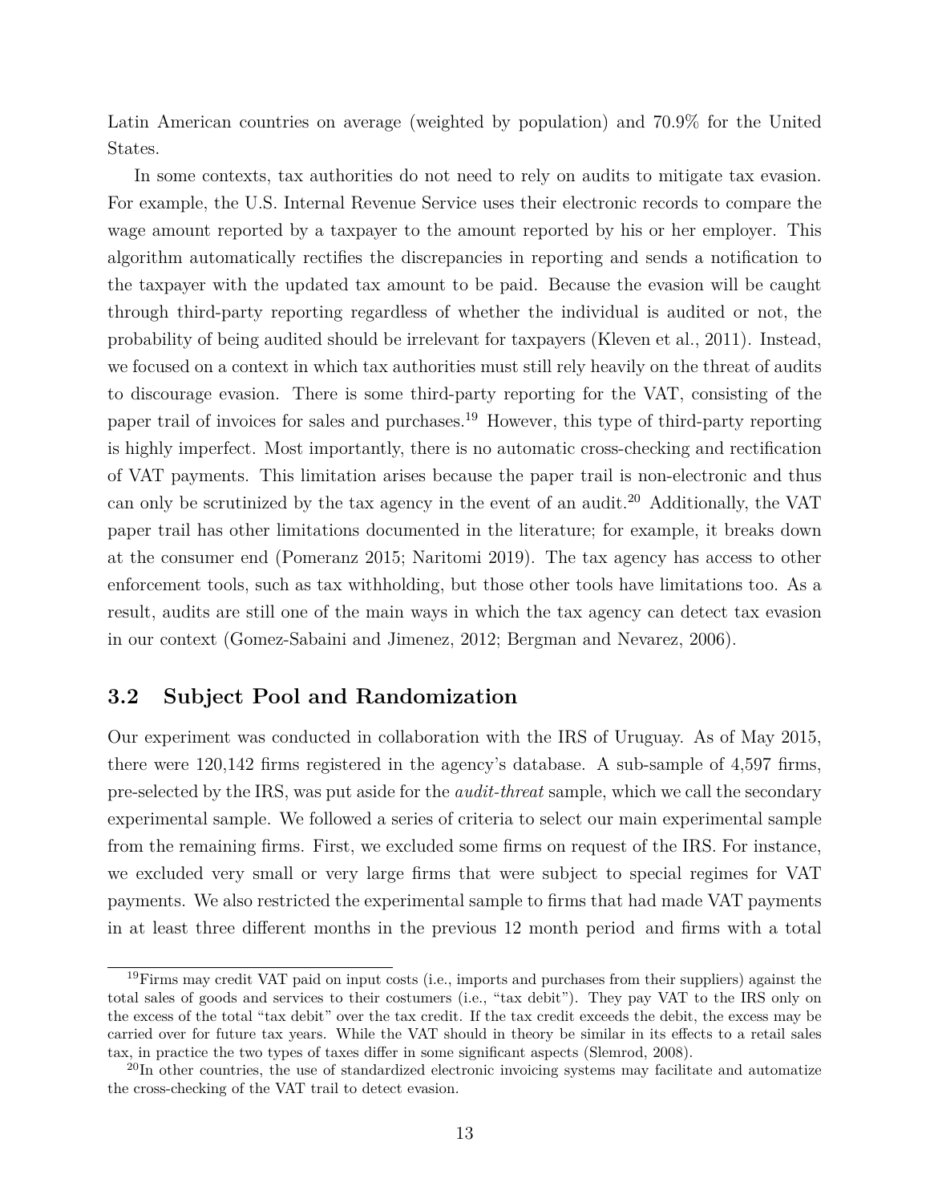Latin American countries on average (weighted by population) and 70.9% for the United States.

In some contexts, tax authorities do not need to rely on audits to mitigate tax evasion. For example, the U.S. Internal Revenue Service uses their electronic records to compare the wage amount reported by a taxpayer to the amount reported by his or her employer. This algorithm automatically rectifies the discrepancies in reporting and sends a notification to the taxpayer with the updated tax amount to be paid. Because the evasion will be caught through third-party reporting regardless of whether the individual is audited or not, the probability of being audited should be irrelevant for taxpayers (Kleven et al., 2011). Instead, we focused on a context in which tax authorities must still rely heavily on the threat of audits to discourage evasion. There is some third-party reporting for the VAT, consisting of the paper trail of invoices for sales and purchases.[19] However, this type of third-party reporting is highly imperfect. Most importantly, there is no automatic cross-checking and rectification of VAT payments. This limitation arises because the paper trail is non-electronic and thus can only be scrutinized by the tax agency in the event of an audit.[20] Additionally, the VAT paper trail has other limitations documented in the literature; for example, it breaks down at the consumer end (Pomeranz 2015; Naritomi 2019). The tax agency has access to other enforcement tools, such as tax withholding, but those other tools have limitations too. As a result, audits are still one of the main ways in which the tax agency can detect tax evasion in our context (Gomez-Sabaini and Jimenez, 2012; Bergman and Nevarez, 2006).

## 3.2 Subject Pool and Randomization

Our experiment was conducted in collaboration with the IRS of Uruguay. As of May 2015, there were 120,142 firms registered in the agency's database. A sub-sample of 4,597 firms, pre-selected by the IRS, was put aside for the *audit-threat* sample, which we call the secondary experimental sample. We followed a series of criteria to select our main experimental sample from the remaining firms. First, we excluded some firms on request of the IRS. For instance, we excluded very small or very large firms that were subject to special regimes for VAT payments. We also restricted the experimental sample to firms that had made VAT payments in at least three different months in the previous 12 month period and firms with a total

[19] Firms may credit VAT paid on input costs (i.e., imports and purchases from their suppliers) against the total sales of goods and services to their costumers (i.e., "tax debit"). They pay VAT to the IRS only on the excess of the total "tax debit" over the tax credit. If the tax credit exceeds the debit, the excess may be carried over for future tax years. While the VAT should in theory be similar in its effects to a retail sales tax, in practice the two types of taxes differ in some significant aspects (Slemrod, 2008).

[20] In other countries, the use of standardized electronic invoicing systems may facilitate and automatize the cross-checking of the VAT trail to detect evasion.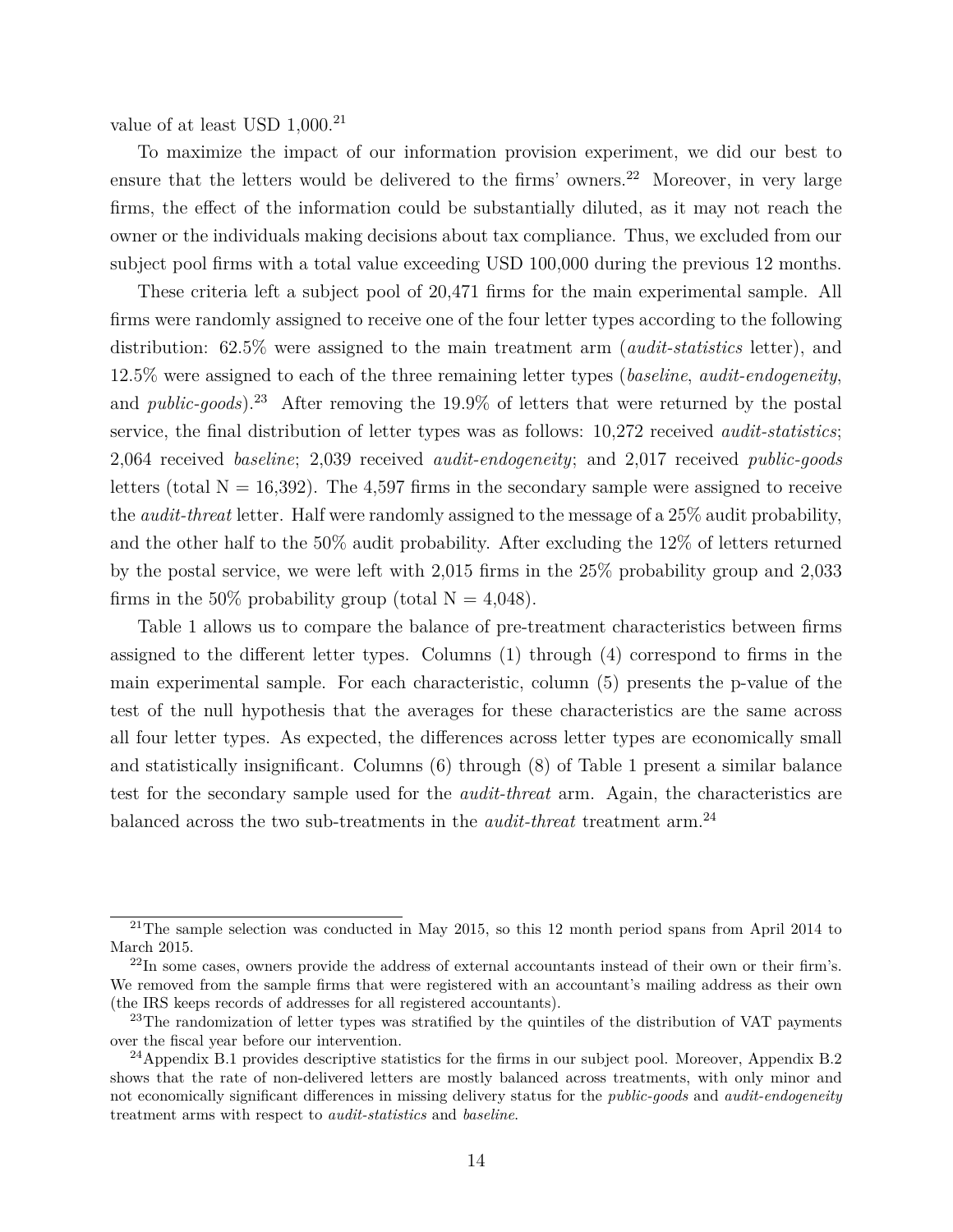value of at least USD 1,000.[21]

To maximize the impact of our information provision experiment, we did our best to ensure that the letters would be delivered to the firms' owners.[22] Moreover, in very large firms, the effect of the information could be substantially diluted, as it may not reach the owner or the individuals making decisions about tax compliance. Thus, we excluded from our subject pool firms with a total value exceeding USD 100,000 during the previous 12 months.

These criteria left a subject pool of 20,471 firms for the main experimental sample. All firms were randomly assigned to receive one of the four letter types according to the following distribution: 62.5% were assigned to the main treatment arm (*audit-statistics* letter), and 12.5% were assigned to each of the three remaining letter types (*baseline*, *audit-endogeneity*, and *public-goods*).[23] After removing the 19.9% of letters that were returned by the postal service, the final distribution of letter types was as follows: 10,272 received *audit-statistics*; 2,064 received *baseline*; 2,039 received *audit-endogeneity*; and 2,017 received *public-goods* letters (total N = 16,392). The 4,597 firms in the secondary sample were assigned to receive the *audit-threat* letter. Half were randomly assigned to the message of a 25% audit probability, and the other half to the 50% audit probability. After excluding the 12% of letters returned by the postal service, we were left with 2,015 firms in the 25% probability group and 2,033 firms in the 50% probability group (total N = 4,048).

Table 1 allows us to compare the balance of pre-treatment characteristics between firms assigned to the different letter types. Columns (1) through (4) correspond to firms in the main experimental sample. For each characteristic, column (5) presents the p-value of the test of the null hypothesis that the averages for these characteristics are the same across all four letter types. As expected, the differences across letter types are economically small and statistically insignificant. Columns (6) through (8) of Table 1 present a similar balance test for the secondary sample used for the *audit-threat* arm. Again, the characteristics are balanced across the two sub-treatments in the *audit-threat* treatment arm.[24]

---

[21]The sample selection was conducted in May 2015, so this 12 month period spans from April 2014 to March 2015.

[22]In some cases, owners provide the address of external accountants instead of their own or their firm's. We removed from the sample firms that were registered with an accountant's mailing address as their own (the IRS keeps records of addresses for all registered accountants).

[23]The randomization of letter types was stratified by the quintiles of the distribution of VAT payments over the fiscal year before our intervention.

[24]Appendix B.1 provides descriptive statistics for the firms in our subject pool. Moreover, Appendix B.2 shows that the rate of non-delivered letters are mostly balanced across treatments, with only minor and not economically significant differences in missing delivery status for the *public-goods* and *audit-endogeneity* treatment arms with respect to *audit-statistics* and *baseline*.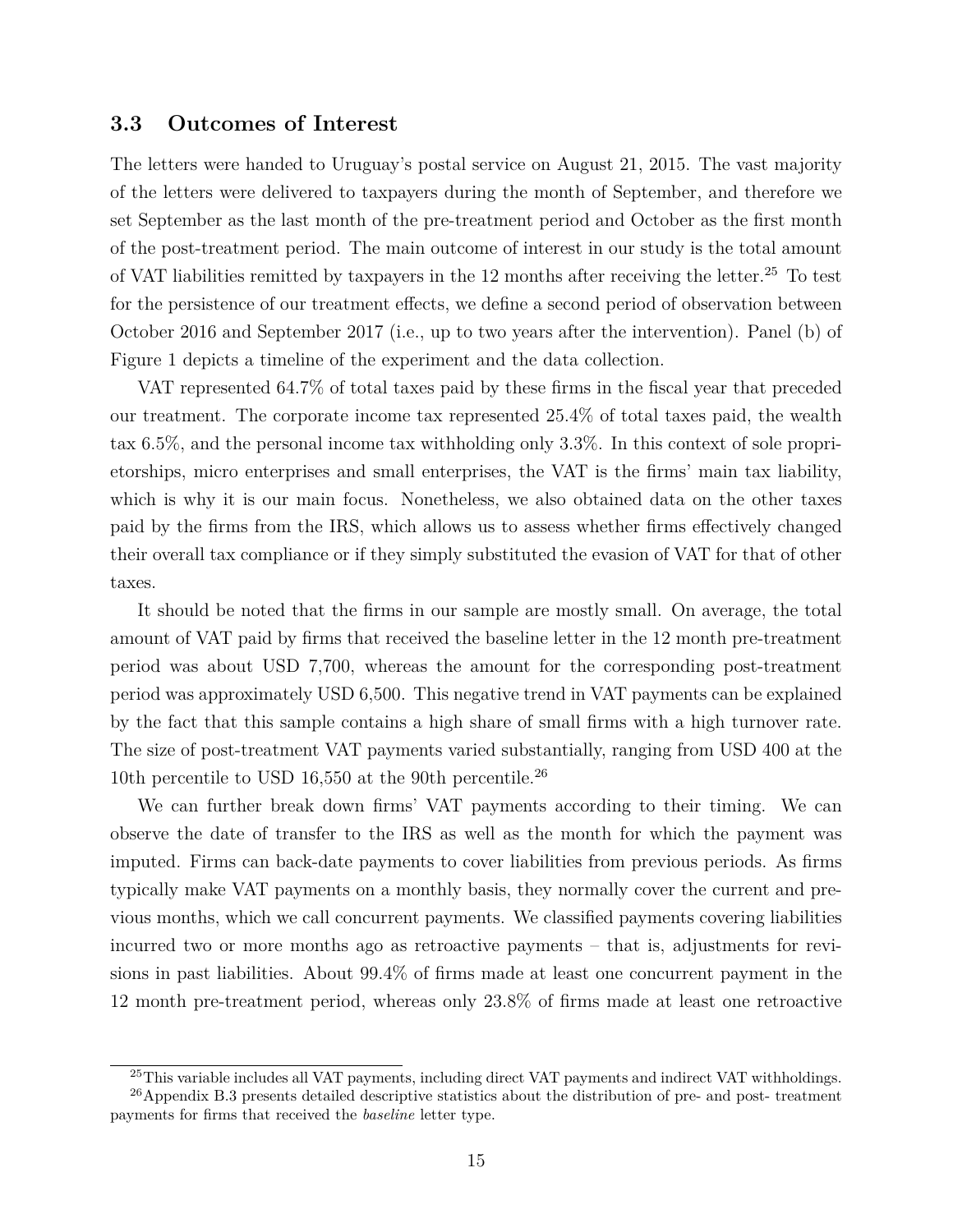### 3.3 Outcomes of Interest

The letters were handed to Uruguay's postal service on August 21, 2015. The vast majority of the letters were delivered to taxpayers during the month of September, and therefore we set September as the last month of the pre-treatment period and October as the first month of the post-treatment period. The main outcome of interest in our study is the total amount of VAT liabilities remitted by taxpayers in the 12 months after receiving the letter.[25] To test for the persistence of our treatment effects, we define a second period of observation between October 2016 and September 2017 (i.e., up to two years after the intervention). Panel (b) of Figure 1 depicts a timeline of the experiment and the data collection.

VAT represented 64.7% of total taxes paid by these firms in the fiscal year that preceded our treatment. The corporate income tax represented 25.4% of total taxes paid, the wealth tax 6.5%, and the personal income tax withholding only 3.3%. In this context of sole proprietorships, micro enterprises and small enterprises, the VAT is the firms' main tax liability, which is why it is our main focus. Nonetheless, we also obtained data on the other taxes paid by the firms from the IRS, which allows us to assess whether firms effectively changed their overall tax compliance or if they simply substituted the evasion of VAT for that of other taxes.

It should be noted that the firms in our sample are mostly small. On average, the total amount of VAT paid by firms that received the baseline letter in the 12 month pre-treatment period was about USD 7,700, whereas the amount for the corresponding post-treatment period was approximately USD 6,500. This negative trend in VAT payments can be explained by the fact that this sample contains a high share of small firms with a high turnover rate. The size of post-treatment VAT payments varied substantially, ranging from USD 400 at the 10th percentile to USD 16,550 at the 90th percentile.[26]

We can further break down firms' VAT payments according to their timing. We can observe the date of transfer to the IRS as well as the month for which the payment was imputed. Firms can back-date payments to cover liabilities from previous periods. As firms typically make VAT payments on a monthly basis, they normally cover the current and previous months, which we call concurrent payments. We classified payments covering liabilities incurred two or more months ago as retroactive payments – that is, adjustments for revisions in past liabilities. About 99.4% of firms made at least one concurrent payment in the 12 month pre-treatment period, whereas only 23.8% of firms made at least one retroactive

[25] This variable includes all VAT payments, including direct VAT payments and indirect VAT withholdings.

[26] Appendix B.3 presents detailed descriptive statistics about the distribution of pre- and post- treatment payments for firms that received the *baseline* letter type.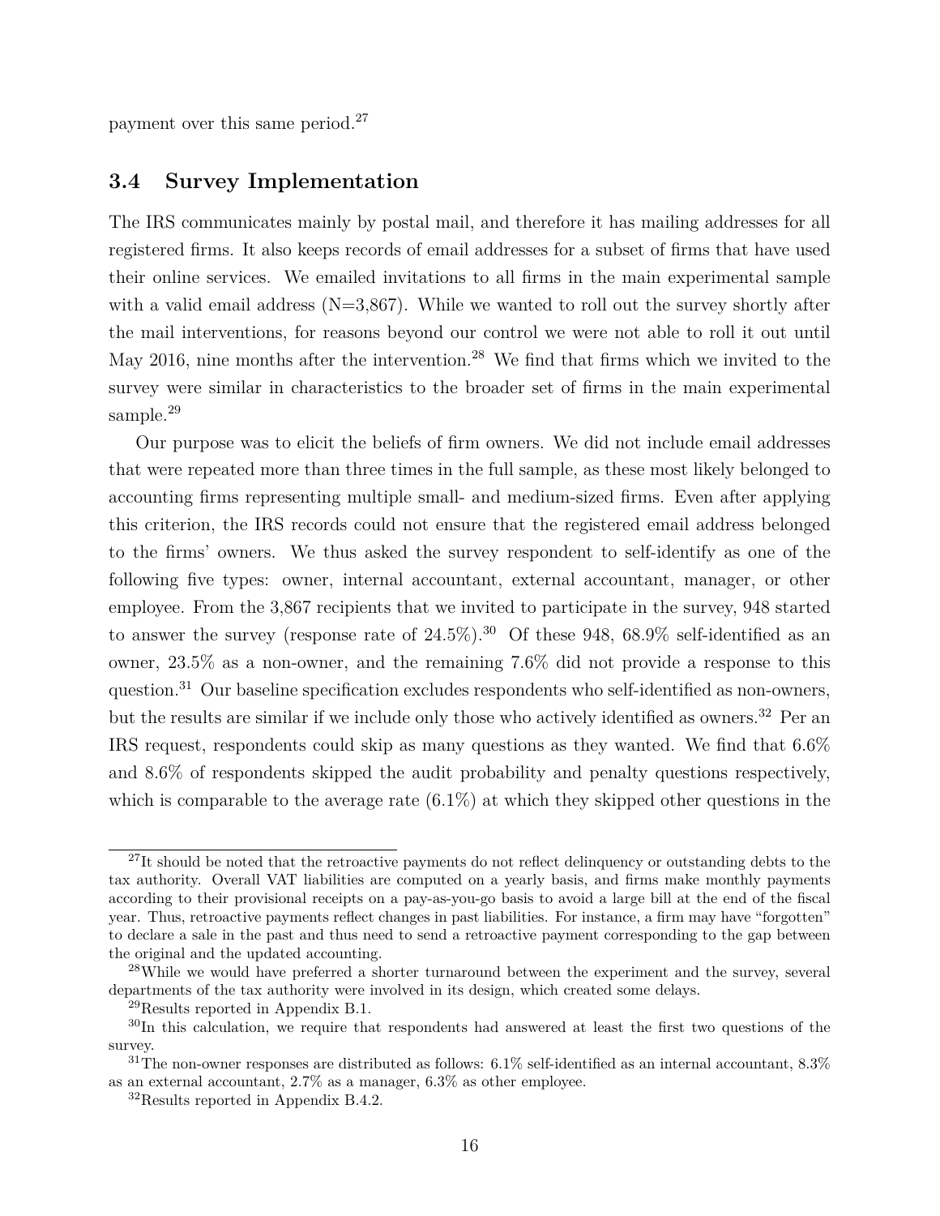payment over this same period.[27]

### 3.4 Survey Implementation

The IRS communicates mainly by postal mail, and therefore it has mailing addresses for all registered firms. It also keeps records of email addresses for a subset of firms that have used their online services. We emailed invitations to all firms in the main experimental sample with a valid email address (N=3,867). While we wanted to roll out the survey shortly after the mail interventions, for reasons beyond our control we were not able to roll it out until May 2016, nine months after the intervention.[28] We find that firms which we invited to the survey were similar in characteristics to the broader set of firms in the main experimental sample.[29]

Our purpose was to elicit the beliefs of firm owners. We did not include email addresses that were repeated more than three times in the full sample, as these most likely belonged to accounting firms representing multiple small- and medium-sized firms. Even after applying this criterion, the IRS records could not ensure that the registered email address belonged to the firms' owners. We thus asked the survey respondent to self-identify as one of the following five types: owner, internal accountant, external accountant, manager, or other employee. From the 3,867 recipients that we invited to participate in the survey, 948 started to answer the survey (response rate of 24.5%).[30] Of these 948, 68.9% self-identified as an owner, 23.5% as a non-owner, and the remaining 7.6% did not provide a response to this question.[31] Our baseline specification excludes respondents who self-identified as non-owners, but the results are similar if we include only those who actively identified as owners.[32] Per an IRS request, respondents could skip as many questions as they wanted. We find that 6.6% and 8.6% of respondents skipped the audit probability and penalty questions respectively, which is comparable to the average rate (6.1%) at which they skipped other questions in the

[27] It should be noted that the retroactive payments do not reflect delinquency or outstanding debts to the tax authority. Overall VAT liabilities are computed on a yearly basis, and firms make monthly payments according to their provisional receipts on a pay-as-you-go basis to avoid a large bill at the end of the fiscal year. Thus, retroactive payments reflect changes in past liabilities. For instance, a firm may have "forgotten" to declare a sale in the past and thus need to send a retroactive payment corresponding to the gap between the original and the updated accounting.

[28] While we would have preferred a shorter turnaround between the experiment and the survey, several departments of the tax authority were involved in its design, which created some delays.

[29] Results reported in Appendix B.1.

[30] In this calculation, we require that respondents had answered at least the first two questions of the survey.

[31] The non-owner responses are distributed as follows: 6.1% self-identified as an internal accountant, 8.3% as an external accountant, 2.7% as a manager, 6.3% as other employee.

[32] Results reported in Appendix B.4.2.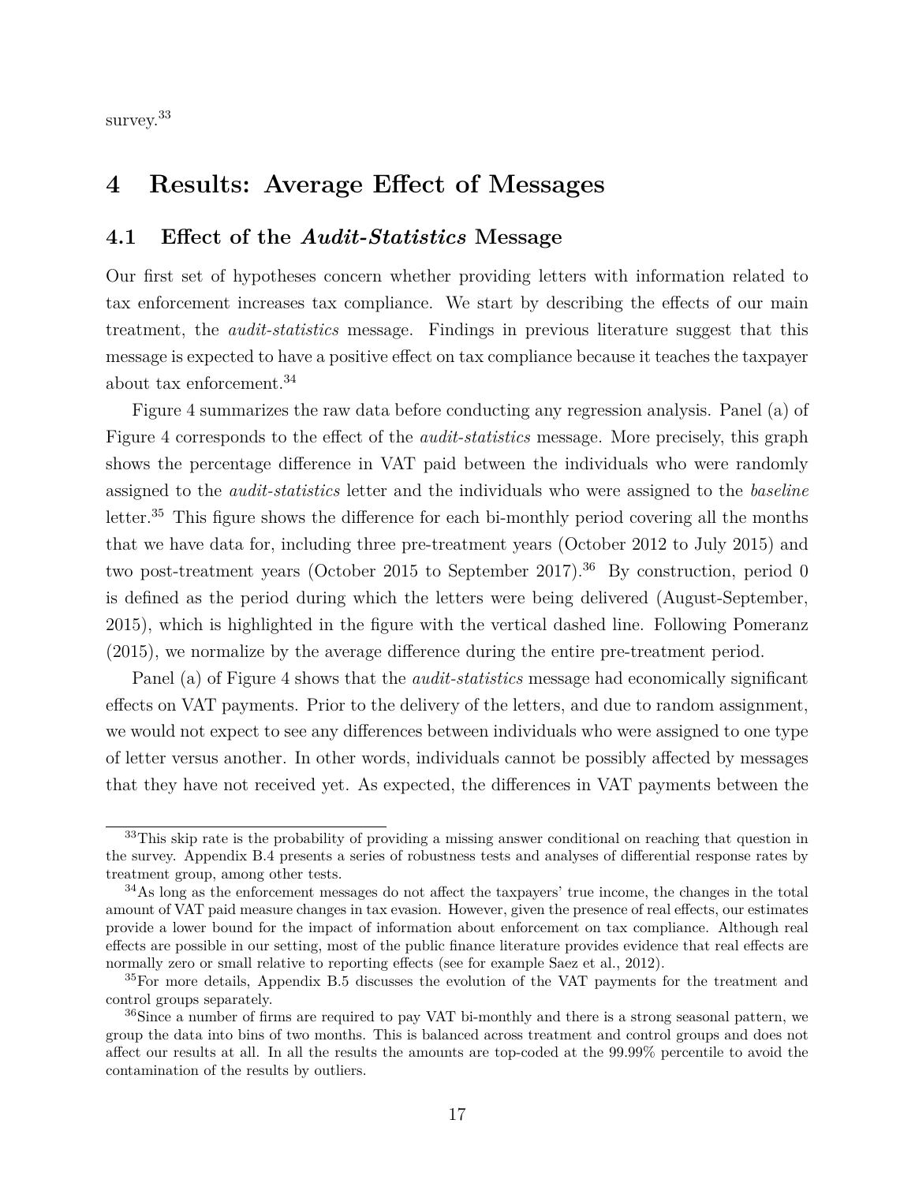survey.[33]

# 4 Results: Average Effect of Messages

## 4.1 Effect of the *Audit-Statistics* Message

Our first set of hypotheses concern whether providing letters with information related to tax enforcement increases tax compliance. We start by describing the effects of our main treatment, the *audit-statistics* message. Findings in previous literature suggest that this message is expected to have a positive effect on tax compliance because it teaches the taxpayer about tax enforcement.[34]

Figure 4 summarizes the raw data before conducting any regression analysis. Panel (a) of Figure 4 corresponds to the effect of the *audit-statistics* message. More precisely, this graph shows the percentage difference in VAT paid between the individuals who were randomly assigned to the *audit-statistics* letter and the individuals who were assigned to the *baseline* letter.[35] This figure shows the difference for each bi-monthly period covering all the months that we have data for, including three pre-treatment years (October 2012 to July 2015) and two post-treatment years (October 2015 to September 2017).[36] By construction, period 0 is defined as the period during which the letters were being delivered (August-September, 2015), which is highlighted in the figure with the vertical dashed line. Following Pomeranz (2015), we normalize by the average difference during the entire pre-treatment period.

Panel (a) of Figure 4 shows that the *audit-statistics* message had economically significant effects on VAT payments. Prior to the delivery of the letters, and due to random assignment, we would not expect to see any differences between individuals who were assigned to one type of letter versus another. In other words, individuals cannot be possibly affected by messages that they have not received yet. As expected, the differences in VAT payments between the

---

[33] This skip rate is the probability of providing a missing answer conditional on reaching that question in the survey. Appendix B.4 presents a series of robustness tests and analyses of differential response rates by treatment group, among other tests.

[34] As long as the enforcement messages do not affect the taxpayers' true income, the changes in the total amount of VAT paid measure changes in tax evasion. However, given the presence of real effects, our estimates provide a lower bound for the impact of information about enforcement on tax compliance. Although real effects are possible in our setting, most of the public finance literature provides evidence that real effects are normally zero or small relative to reporting effects (see for example Saez et al., 2012).

[35] For more details, Appendix B.5 discusses the evolution of the VAT payments for the treatment and control groups separately.

[36] Since a number of firms are required to pay VAT bi-monthly and there is a strong seasonal pattern, we group the data into bins of two months. This is balanced across treatment and control groups and does not affect our results at all. In all the results the amounts are top-coded at the 99.99% percentile to avoid the contamination of the results by outliers.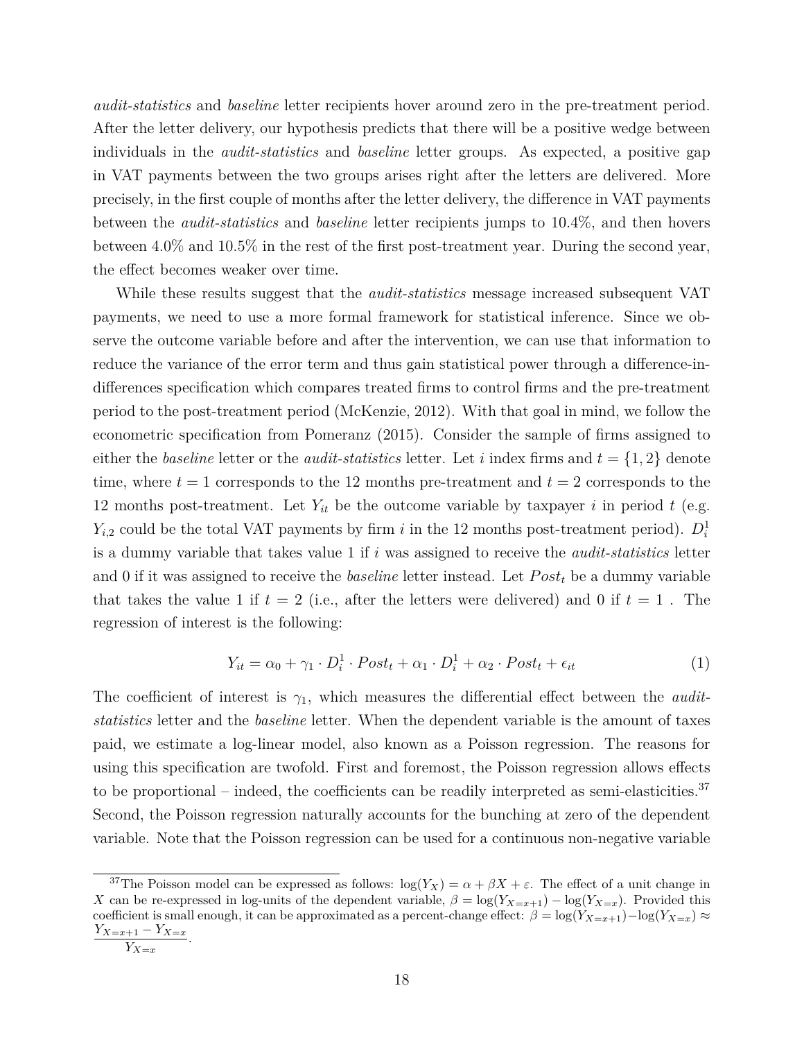*audit-statistics* and *baseline* letter recipients hover around zero in the pre-treatment period. After the letter delivery, our hypothesis predicts that there will be a positive wedge between individuals in the *audit-statistics* and *baseline* letter groups. As expected, a positive gap in VAT payments between the two groups arises right after the letters are delivered. More precisely, in the first couple of months after the letter delivery, the difference in VAT payments between the *audit-statistics* and *baseline* letter recipients jumps to 10.4%, and then hovers between 4.0% and 10.5% in the rest of the first post-treatment year. During the second year, the effect becomes weaker over time.

While these results suggest that the *audit-statistics* message increased subsequent VAT payments, we need to use a more formal framework for statistical inference. Since we observe the outcome variable before and after the intervention, we can use that information to reduce the variance of the error term and thus gain statistical power through a difference-in-differences specification which compares treated firms to control firms and the pre-treatment period to the post-treatment period (McKenzie, 2012). With that goal in mind, we follow the econometric specification from Pomeranz (2015). Consider the sample of firms assigned to either the *baseline* letter or the *audit-statistics* letter. Let $i$ index firms and $t = \{1, 2\}$ denote time, where $t = 1$ corresponds to the 12 months pre-treatment and $t = 2$ corresponds to the 12 months post-treatment. Let $Y_{it}$ be the outcome variable by taxpayer $i$ in period $t$ (e.g. $Y_{i,2}$ could be the total VAT payments by firm $i$ in the 12 months post-treatment period). $D_i^1$ is a dummy variable that takes value 1 if $i$ was assigned to receive the *audit-statistics* letter and 0 if it was assigned to receive the *baseline* letter instead. Let $Post_t$ be a dummy variable that takes the value 1 if $t = 2$ (i.e., after the letters were delivered) and 0 if $t = 1$ . The regression of interest is the following:

$$Y_{it} = \alpha_0 + \gamma_1 \cdot D_i^1 \cdot Post_t + \alpha_1 \cdot D_i^1 + \alpha_2 \cdot Post_t + \epsilon_{it} \tag{1}$$

The coefficient of interest is $\gamma_1$, which measures the differential effect between the *audit-statistics* letter and the *baseline* letter. When the dependent variable is the amount of taxes paid, we estimate a log-linear model, also known as a Poisson regression. The reasons for using this specification are twofold. First and foremost, the Poisson regression allows effects to be proportional – indeed, the coefficients can be readily interpreted as semi-elasticities.[37] Second, the Poisson regression naturally accounts for the bunching at zero of the dependent variable. Note that the Poisson regression can be used for a continuous non-negative variable

[37]The Poisson model can be expressed as follows: $\log(Y_X) = \alpha + \beta X + \varepsilon$. The effect of a unit change in $X$ can be re-expressed in log-units of the dependent variable, $\beta = \log(Y_{X=x+1}) - \log(Y_{X=x})$. Provided this coefficient is small enough, it can be approximated as a percent-change effect: $\beta = \log(Y_{X=x+1}) - \log(Y_{X=x}) \approx \dfrac{Y_{X=x+1} - Y_{X=x}}{Y_{X=x}}$.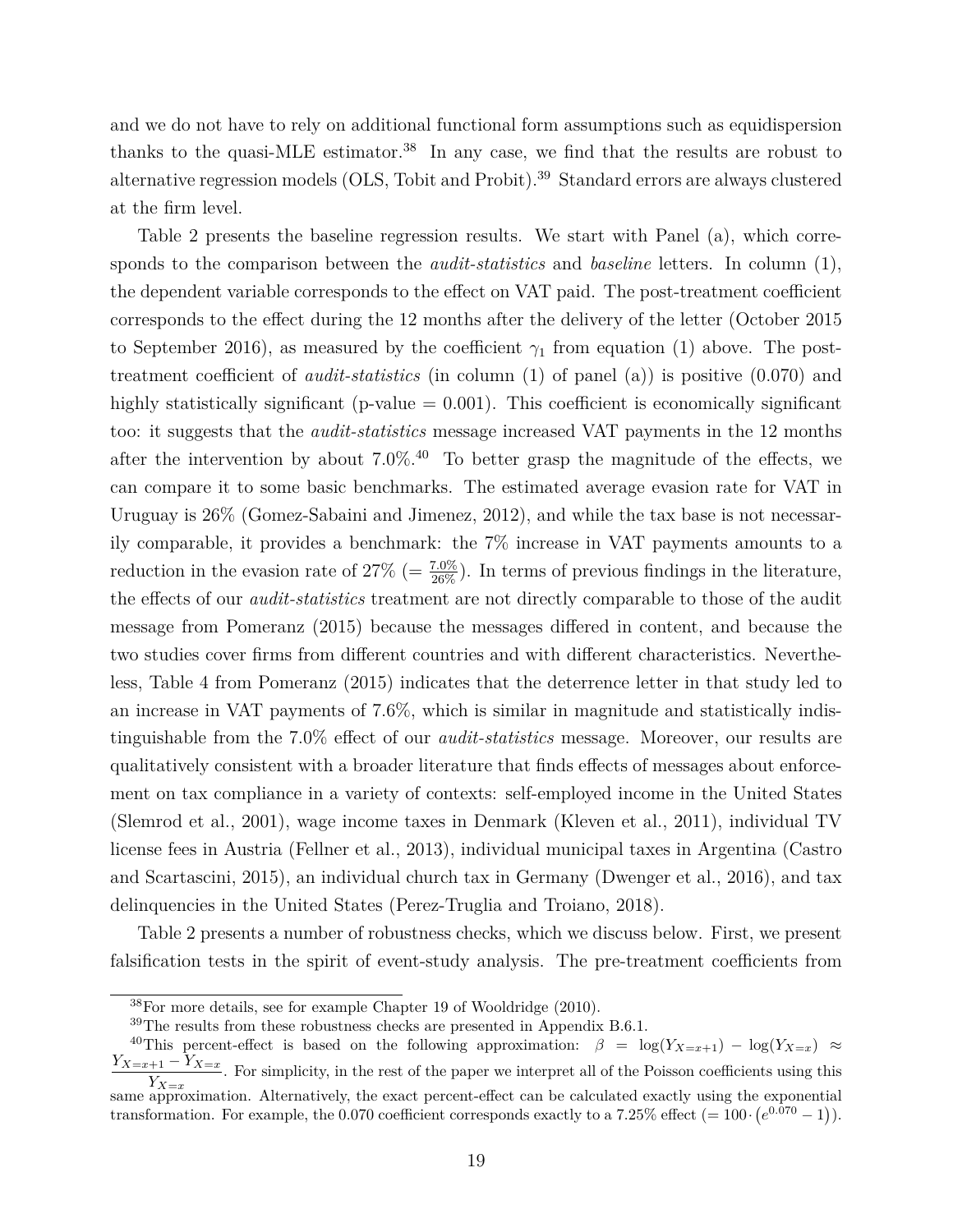and we do not have to rely on additional functional form assumptions such as equidispersion thanks to the quasi-MLE estimator.[38] In any case, we find that the results are robust to alternative regression models (OLS, Tobit and Probit).[39] Standard errors are always clustered at the firm level.

Table 2 presents the baseline regression results. We start with Panel (a), which corresponds to the comparison between the *audit-statistics* and *baseline* letters. In column (1), the dependent variable corresponds to the effect on VAT paid. The post-treatment coefficient corresponds to the effect during the 12 months after the delivery of the letter (October 2015 to September 2016), as measured by the coefficient $\gamma_1$ from equation (1) above. The post-treatment coefficient of *audit-statistics* (in column (1) of panel (a)) is positive (0.070) and highly statistically significant (p-value = 0.001). This coefficient is economically significant too: it suggests that the *audit-statistics* message increased VAT payments in the 12 months after the intervention by about 7.0%.[40] To better grasp the magnitude of the effects, we can compare it to some basic benchmarks. The estimated average evasion rate for VAT in Uruguay is 26% (Gomez-Sabaini and Jimenez, 2012), and while the tax base is not necessarily comparable, it provides a benchmark: the 7% increase in VAT payments amounts to a reduction in the evasion rate of 27% ($= \frac{7.0\%}{26\%}$). In terms of previous findings in the literature, the effects of our *audit-statistics* treatment are not directly comparable to those of the audit message from Pomeranz (2015) because the messages differed in content, and because the two studies cover firms from different countries and with different characteristics. Nevertheless, Table 4 from Pomeranz (2015) indicates that the deterrence letter in that study led to an increase in VAT payments of 7.6%, which is similar in magnitude and statistically indistinguishable from the 7.0% effect of our *audit-statistics* message. Moreover, our results are qualitatively consistent with a broader literature that finds effects of messages about enforcement on tax compliance in a variety of contexts: self-employed income in the United States (Slemrod et al., 2001), wage income taxes in Denmark (Kleven et al., 2011), individual TV license fees in Austria (Fellner et al., 2013), individual municipal taxes in Argentina (Castro and Scartascini, 2015), an individual church tax in Germany (Dwenger et al., 2016), and tax delinquencies in the United States (Perez-Truglia and Troiano, 2018).

Table 2 presents a number of robustness checks, which we discuss below. First, we present falsification tests in the spirit of event-study analysis. The pre-treatment coefficients from

[38] For more details, see for example Chapter 19 of Wooldridge (2010).

[39] The results from these robustness checks are presented in Appendix B.6.1.

[40] This percent-effect is based on the following approximation: $\beta = \log(Y_{X=x+1}) - \log(Y_{X=x}) \approx \frac{Y_{X=x+1} - Y_{X=x}}{Y_{X=x}}$. For simplicity, in the rest of the paper we interpret all of the Poisson coefficients using this same approximation. Alternatively, the exact percent-effect can be calculated exactly using the exponential transformation. For example, the 0.070 coefficient corresponds exactly to a 7.25% effect ($= 100 \cdot (e^{0.070} - 1)$).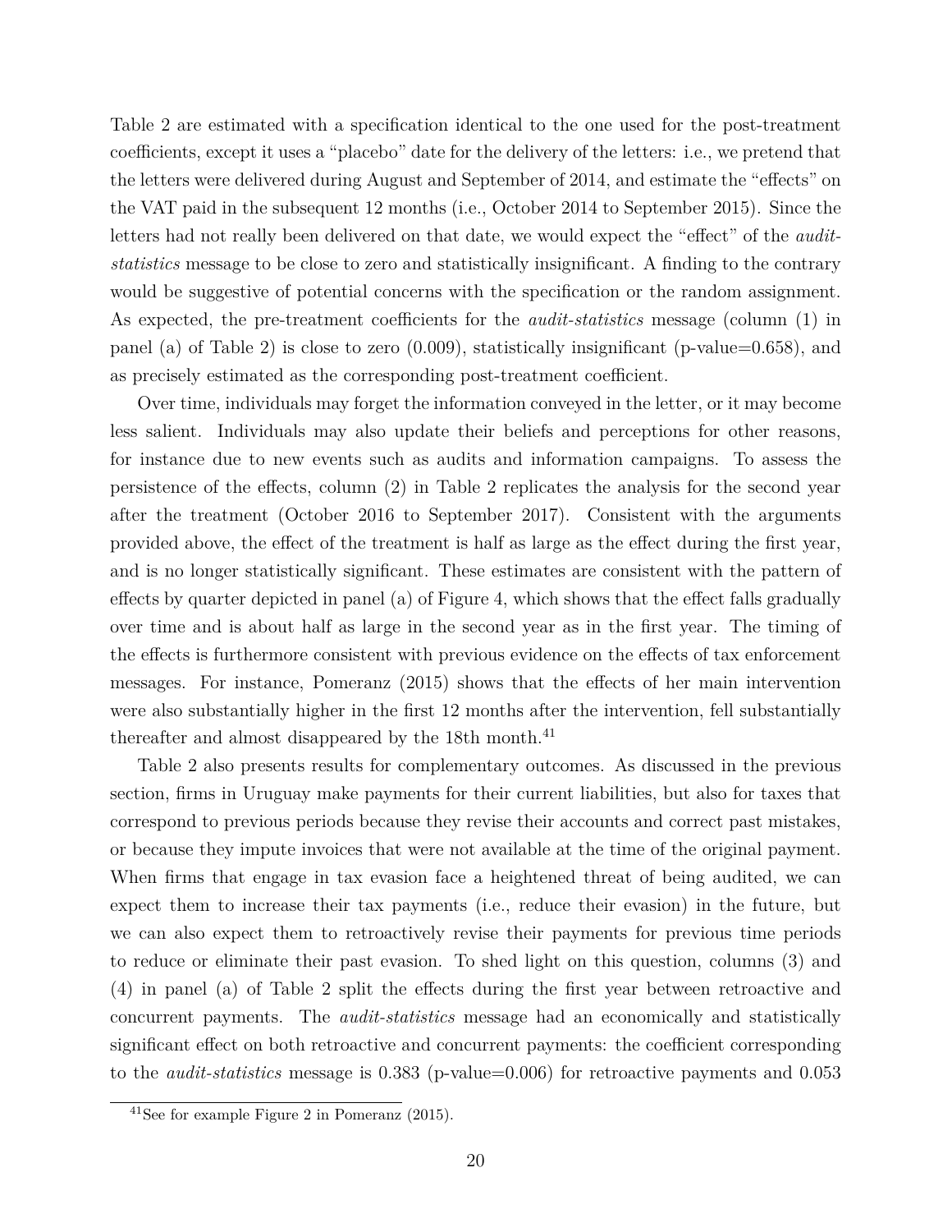Table 2 are estimated with a specification identical to the one used for the post-treatment coefficients, except it uses a "placebo" date for the delivery of the letters: i.e., we pretend that the letters were delivered during August and September of 2014, and estimate the "effects" on the VAT paid in the subsequent 12 months (i.e., October 2014 to September 2015). Since the letters had not really been delivered on that date, we would expect the "effect" of the *audit-statistics* message to be close to zero and statistically insignificant. A finding to the contrary would be suggestive of potential concerns with the specification or the random assignment. As expected, the pre-treatment coefficients for the *audit-statistics* message (column (1) in panel (a) of Table 2) is close to zero (0.009), statistically insignificant (p-value=0.658), and as precisely estimated as the corresponding post-treatment coefficient.

Over time, individuals may forget the information conveyed in the letter, or it may become less salient. Individuals may also update their beliefs and perceptions for other reasons, for instance due to new events such as audits and information campaigns. To assess the persistence of the effects, column (2) in Table 2 replicates the analysis for the second year after the treatment (October 2016 to September 2017). Consistent with the arguments provided above, the effect of the treatment is half as large as the effect during the first year, and is no longer statistically significant. These estimates are consistent with the pattern of effects by quarter depicted in panel (a) of Figure 4, which shows that the effect falls gradually over time and is about half as large in the second year as in the first year. The timing of the effects is furthermore consistent with previous evidence on the effects of tax enforcement messages. For instance, Pomeranz (2015) shows that the effects of her main intervention were also substantially higher in the first 12 months after the intervention, fell substantially thereafter and almost disappeared by the 18th month.[41]

Table 2 also presents results for complementary outcomes. As discussed in the previous section, firms in Uruguay make payments for their current liabilities, but also for taxes that correspond to previous periods because they revise their accounts and correct past mistakes, or because they impute invoices that were not available at the time of the original payment. When firms that engage in tax evasion face a heightened threat of being audited, we can expect them to increase their tax payments (i.e., reduce their evasion) in the future, but we can also expect them to retroactively revise their payments for previous time periods to reduce or eliminate their past evasion. To shed light on this question, columns (3) and (4) in panel (a) of Table 2 split the effects during the first year between retroactive and concurrent payments. The *audit-statistics* message had an economically and statistically significant effect on both retroactive and concurrent payments: the coefficient corresponding to the *audit-statistics* message is 0.383 (p-value=0.006) for retroactive payments and 0.053

[41] See for example Figure 2 in Pomeranz (2015).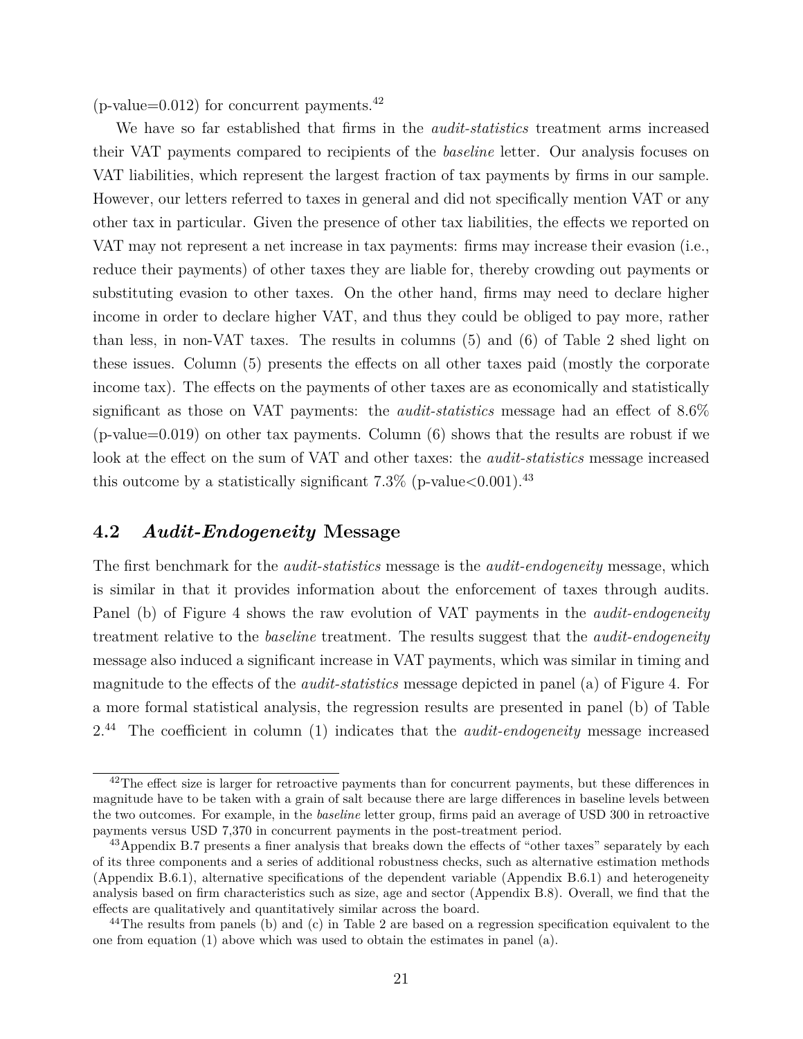(p-value=0.012) for concurrent payments.[42]

We have so far established that firms in the *audit-statistics* treatment arms increased their VAT payments compared to recipients of the *baseline* letter. Our analysis focuses on VAT liabilities, which represent the largest fraction of tax payments by firms in our sample. However, our letters referred to taxes in general and did not specifically mention VAT or any other tax in particular. Given the presence of other tax liabilities, the effects we reported on VAT may not represent a net increase in tax payments: firms may increase their evasion (i.e., reduce their payments) of other taxes they are liable for, thereby crowding out payments or substituting evasion to other taxes. On the other hand, firms may need to declare higher income in order to declare higher VAT, and thus they could be obliged to pay more, rather than less, in non-VAT taxes. The results in columns (5) and (6) of Table 2 shed light on these issues. Column (5) presents the effects on all other taxes paid (mostly the corporate income tax). The effects on the payments of other taxes are as economically and statistically significant as those on VAT payments: the *audit-statistics* message had an effect of 8.6% (p-value=0.019) on other tax payments. Column (6) shows that the results are robust if we look at the effect on the sum of VAT and other taxes: the *audit-statistics* message increased this outcome by a statistically significant 7.3% (p-value<0.001).[43]

## 4.2 *Audit-Endogeneity* Message

The first benchmark for the *audit-statistics* message is the *audit-endogeneity* message, which is similar in that it provides information about the enforcement of taxes through audits. Panel (b) of Figure 4 shows the raw evolution of VAT payments in the *audit-endogeneity* treatment relative to the *baseline* treatment. The results suggest that the *audit-endogeneity* message also induced a significant increase in VAT payments, which was similar in timing and magnitude to the effects of the *audit-statistics* message depicted in panel (a) of Figure 4. For a more formal statistical analysis, the regression results are presented in panel (b) of Table 2.[44] The coefficient in column (1) indicates that the *audit-endogeneity* message increased

[42] The effect size is larger for retroactive payments than for concurrent payments, but these differences in magnitude have to be taken with a grain of salt because there are large differences in baseline levels between the two outcomes. For example, in the *baseline* letter group, firms paid an average of USD 300 in retroactive payments versus USD 7,370 in concurrent payments in the post-treatment period.

[43] Appendix B.7 presents a finer analysis that breaks down the effects of "other taxes" separately by each of its three components and a series of additional robustness checks, such as alternative estimation methods (Appendix B.6.1), alternative specifications of the dependent variable (Appendix B.6.1) and heterogeneity analysis based on firm characteristics such as size, age and sector (Appendix B.8). Overall, we find that the effects are qualitatively and quantitatively similar across the board.

[44] The results from panels (b) and (c) in Table 2 are based on a regression specification equivalent to the one from equation (1) above which was used to obtain the estimates in panel (a).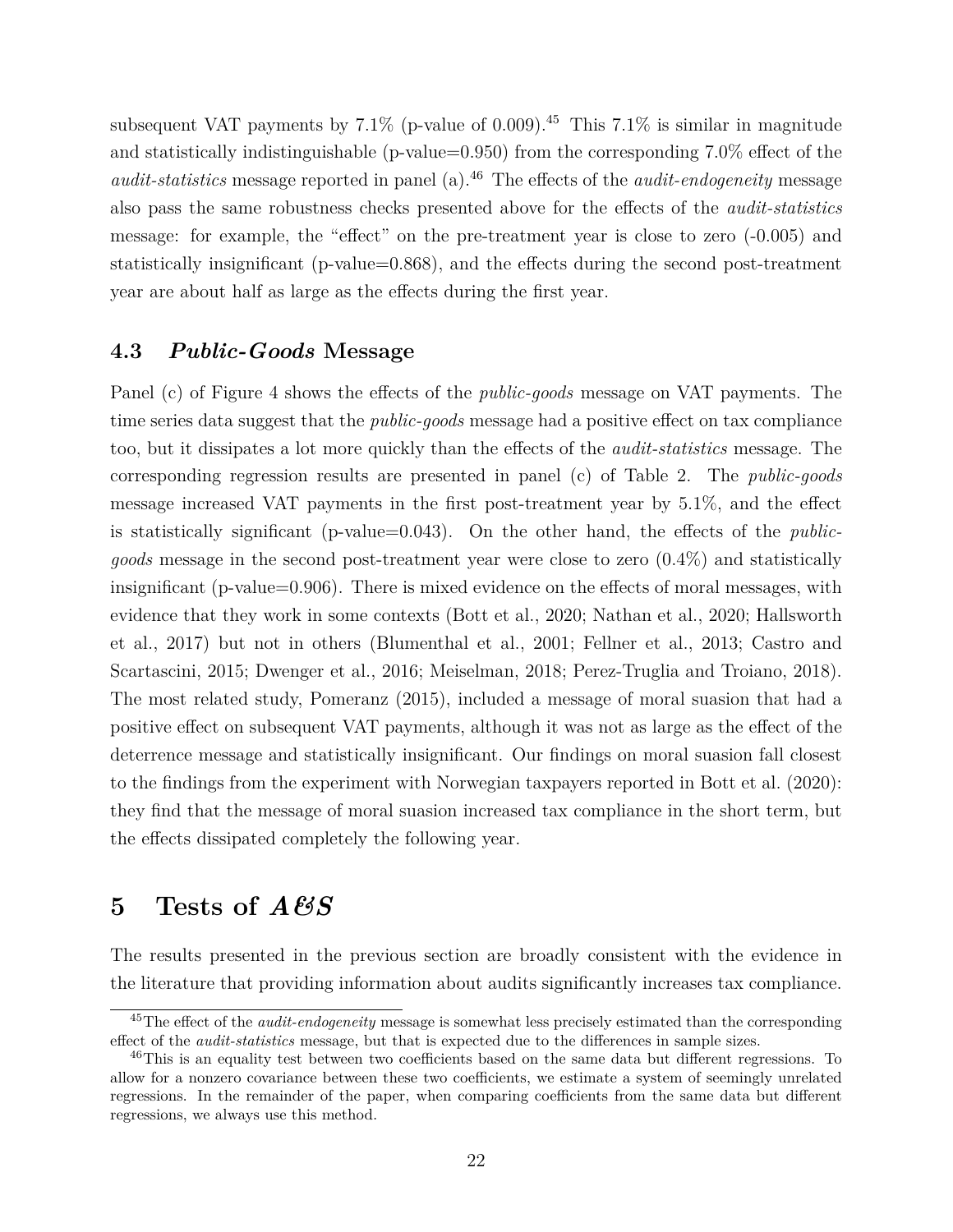subsequent VAT payments by 7.1% (p-value of 0.009).[45] This 7.1% is similar in magnitude and statistically indistinguishable (p-value=0.950) from the corresponding 7.0% effect of the *audit-statistics* message reported in panel (a).[46] The effects of the *audit-endogeneity* message also pass the same robustness checks presented above for the effects of the *audit-statistics* message: for example, the "effect" on the pre-treatment year is close to zero (-0.005) and statistically insignificant (p-value=0.868), and the effects during the second post-treatment year are about half as large as the effects during the first year.

### 4.3 *Public-Goods* Message

Panel (c) of Figure 4 shows the effects of the *public-goods* message on VAT payments. The time series data suggest that the *public-goods* message had a positive effect on tax compliance too, but it dissipates a lot more quickly than the effects of the *audit-statistics* message. The corresponding regression results are presented in panel (c) of Table 2. The *public-goods* message increased VAT payments in the first post-treatment year by 5.1%, and the effect is statistically significant (p-value=0.043). On the other hand, the effects of the *public-goods* message in the second post-treatment year were close to zero (0.4%) and statistically insignificant (p-value=0.906). There is mixed evidence on the effects of moral messages, with evidence that they work in some contexts (Bott et al., 2020; Nathan et al., 2020; Hallsworth et al., 2017) but not in others (Blumenthal et al., 2001; Fellner et al., 2013; Castro and Scartascini, 2015; Dwenger et al., 2016; Meiselman, 2018; Perez-Truglia and Troiano, 2018). The most related study, Pomeranz (2015), included a message of moral suasion that had a positive effect on subsequent VAT payments, although it was not as large as the effect of the deterrence message and statistically insignificant. Our findings on moral suasion fall closest to the findings from the experiment with Norwegian taxpayers reported in Bott et al. (2020): they find that the message of moral suasion increased tax compliance in the short term, but the effects dissipated completely the following year.

## 5 Tests of *A&S*

The results presented in the previous section are broadly consistent with the evidence in the literature that providing information about audits significantly increases tax compliance.

[45] The effect of the *audit-endogeneity* message is somewhat less precisely estimated than the corresponding effect of the *audit-statistics* message, but that is expected due to the differences in sample sizes.

[46] This is an equality test between two coefficients based on the same data but different regressions. To allow for a nonzero covariance between these two coefficients, we estimate a system of seemingly unrelated regressions. In the remainder of the paper, when comparing coefficients from the same data but different regressions, we always use this method.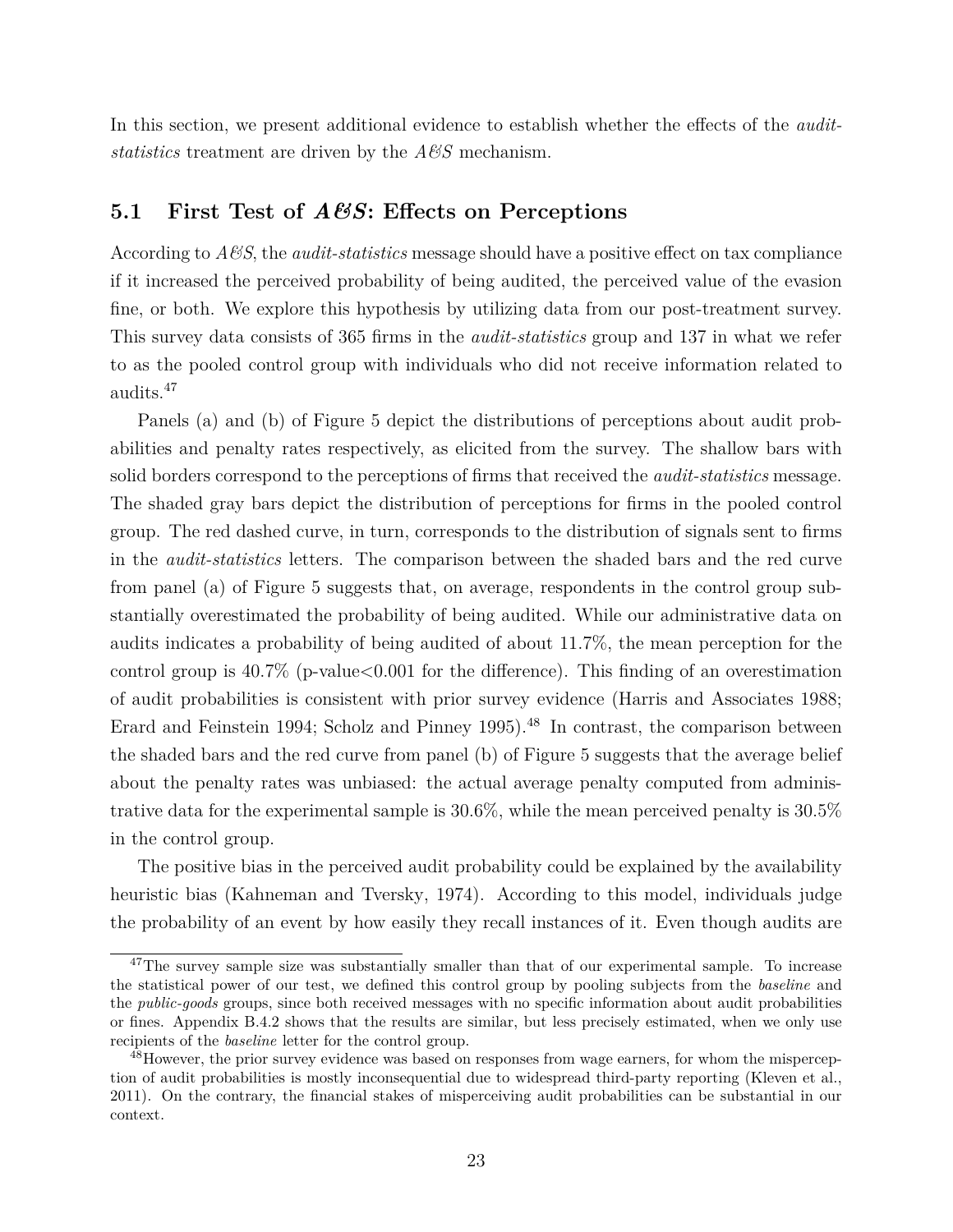In this section, we present additional evidence to establish whether the effects of the *audit-statistics* treatment are driven by the *A&S* mechanism.

## 5.1 First Test of *A&S*: Effects on Perceptions

According to *A&S*, the *audit-statistics* message should have a positive effect on tax compliance if it increased the perceived probability of being audited, the perceived value of the evasion fine, or both. We explore this hypothesis by utilizing data from our post-treatment survey. This survey data consists of 365 firms in the *audit-statistics* group and 137 in what we refer to as the pooled control group with individuals who did not receive information related to audits.[47]

Panels (a) and (b) of Figure 5 depict the distributions of perceptions about audit probabilities and penalty rates respectively, as elicited from the survey. The shallow bars with solid borders correspond to the perceptions of firms that received the *audit-statistics* message. The shaded gray bars depict the distribution of perceptions for firms in the pooled control group. The red dashed curve, in turn, corresponds to the distribution of signals sent to firms in the *audit-statistics* letters. The comparison between the shaded bars and the red curve from panel (a) of Figure 5 suggests that, on average, respondents in the control group substantially overestimated the probability of being audited. While our administrative data on audits indicates a probability of being audited of about 11.7%, the mean perception for the control group is 40.7% (p-value<0.001 for the difference). This finding of an overestimation of audit probabilities is consistent with prior survey evidence (Harris and Associates 1988; Erard and Feinstein 1994; Scholz and Pinney 1995).[48] In contrast, the comparison between the shaded bars and the red curve from panel (b) of Figure 5 suggests that the average belief about the penalty rates was unbiased: the actual average penalty computed from administrative data for the experimental sample is 30.6%, while the mean perceived penalty is 30.5% in the control group.

The positive bias in the perceived audit probability could be explained by the availability heuristic bias (Kahneman and Tversky, 1974). According to this model, individuals judge the probability of an event by how easily they recall instances of it. Even though audits are

[47] The survey sample size was substantially smaller than that of our experimental sample. To increase the statistical power of our test, we defined this control group by pooling subjects from the *baseline* and the *public-goods* groups, since both received messages with no specific information about audit probabilities or fines. Appendix B.4.2 shows that the results are similar, but less precisely estimated, when we only use recipients of the *baseline* letter for the control group.

[48] However, the prior survey evidence was based on responses from wage earners, for whom the misperception of audit probabilities is mostly inconsequential due to widespread third-party reporting (Kleven et al., 2011). On the contrary, the financial stakes of misperceiving audit probabilities can be substantial in our context.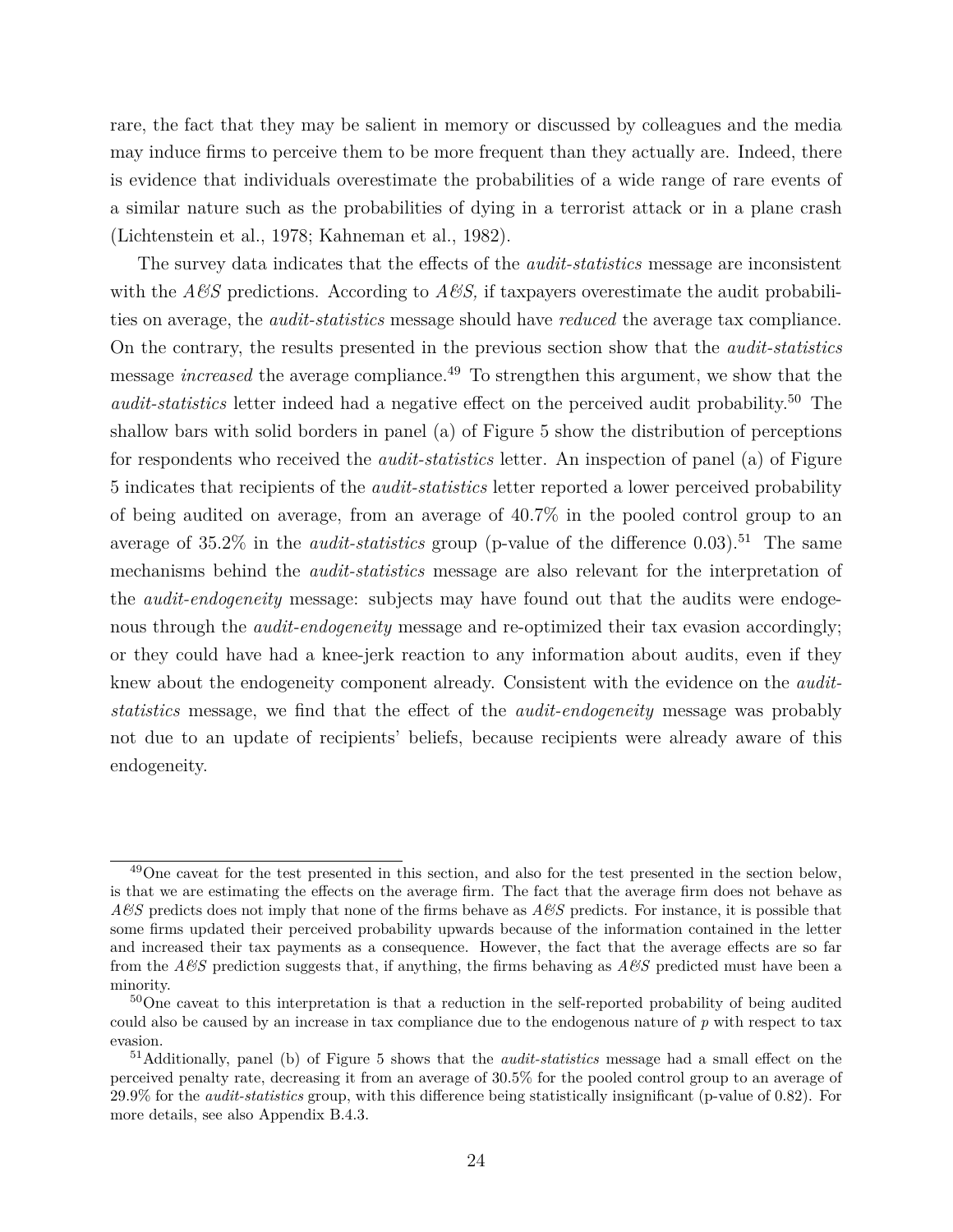rare, the fact that they may be salient in memory or discussed by colleagues and the media may induce firms to perceive them to be more frequent than they actually are. Indeed, there is evidence that individuals overestimate the probabilities of a wide range of rare events of a similar nature such as the probabilities of dying in a terrorist attack or in a plane crash (Lichtenstein et al., 1978; Kahneman et al., 1982).

The survey data indicates that the effects of the *audit-statistics* message are inconsistent with the *A&S* predictions. According to *A&S,* if taxpayers overestimate the audit probabilities on average, the *audit-statistics* message should have *reduced* the average tax compliance. On the contrary, the results presented in the previous section show that the *audit-statistics* message *increased* the average compliance.[49] To strengthen this argument, we show that the *audit-statistics* letter indeed had a negative effect on the perceived audit probability.[50] The shallow bars with solid borders in panel (a) of Figure 5 show the distribution of perceptions for respondents who received the *audit-statistics* letter. An inspection of panel (a) of Figure 5 indicates that recipients of the *audit-statistics* letter reported a lower perceived probability of being audited on average, from an average of 40.7% in the pooled control group to an average of 35.2% in the *audit-statistics* group (p-value of the difference 0.03).[51] The same mechanisms behind the *audit-statistics* message are also relevant for the interpretation of the *audit-endogeneity* message: subjects may have found out that the audits were endogenous through the *audit-endogeneity* message and re-optimized their tax evasion accordingly; or they could have had a knee-jerk reaction to any information about audits, even if they knew about the endogeneity component already. Consistent with the evidence on the *audit-statistics* message, we find that the effect of the *audit-endogeneity* message was probably not due to an update of recipients' beliefs, because recipients were already aware of this endogeneity.

---

[49] One caveat for the test presented in this section, and also for the test presented in the section below, is that we are estimating the effects on the average firm. The fact that the average firm does not behave as *A&S* predicts does not imply that none of the firms behave as *A&S* predicts. For instance, it is possible that some firms updated their perceived probability upwards because of the information contained in the letter and increased their tax payments as a consequence. However, the fact that the average effects are so far from the *A&S* prediction suggests that, if anything, the firms behaving as *A&S* predicted must have been a minority.

[50] One caveat to this interpretation is that a reduction in the self-reported probability of being audited could also be caused by an increase in tax compliance due to the endogenous nature of $p$ with respect to tax evasion.

[51] Additionally, panel (b) of Figure 5 shows that the *audit-statistics* message had a small effect on the perceived penalty rate, decreasing it from an average of 30.5% for the pooled control group to an average of 29.9% for the *audit-statistics* group, with this difference being statistically insignificant (p-value of 0.82). For more details, see also Appendix B.4.3.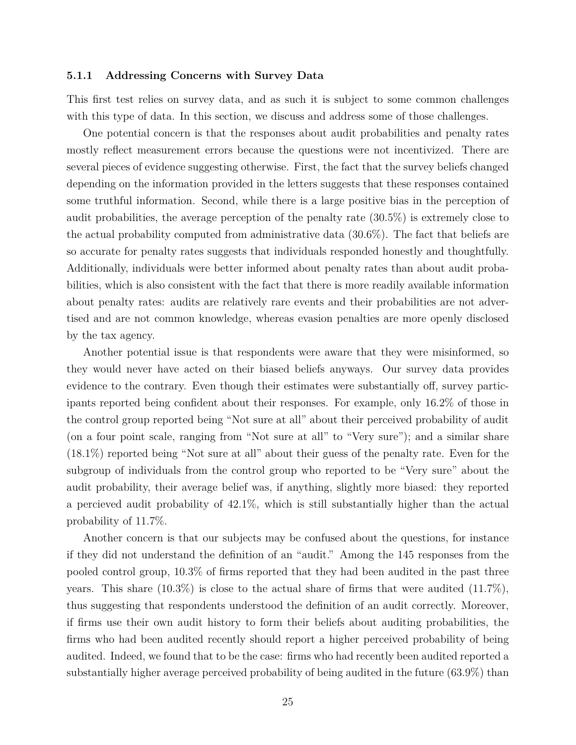### 5.1.1 Addressing Concerns with Survey Data

This first test relies on survey data, and as such it is subject to some common challenges with this type of data. In this section, we discuss and address some of those challenges.

One potential concern is that the responses about audit probabilities and penalty rates mostly reflect measurement errors because the questions were not incentivized. There are several pieces of evidence suggesting otherwise. First, the fact that the survey beliefs changed depending on the information provided in the letters suggests that these responses contained some truthful information. Second, while there is a large positive bias in the perception of audit probabilities, the average perception of the penalty rate (30.5%) is extremely close to the actual probability computed from administrative data (30.6%). The fact that beliefs are so accurate for penalty rates suggests that individuals responded honestly and thoughtfully. Additionally, individuals were better informed about penalty rates than about audit probabilities, which is also consistent with the fact that there is more readily available information about penalty rates: audits are relatively rare events and their probabilities are not advertised and are not common knowledge, whereas evasion penalties are more openly disclosed by the tax agency.

Another potential issue is that respondents were aware that they were misinformed, so they would never have acted on their biased beliefs anyways. Our survey data provides evidence to the contrary. Even though their estimates were substantially off, survey participants reported being confident about their responses. For example, only 16.2% of those in the control group reported being "Not sure at all" about their perceived probability of audit (on a four point scale, ranging from "Not sure at all" to "Very sure"); and a similar share (18.1%) reported being "Not sure at all" about their guess of the penalty rate. Even for the subgroup of individuals from the control group who reported to be "Very sure" about the audit probability, their average belief was, if anything, slightly more biased: they reported a percieved audit probability of 42.1%, which is still substantially higher than the actual probability of 11.7%.

Another concern is that our subjects may be confused about the questions, for instance if they did not understand the definition of an "audit." Among the 145 responses from the pooled control group, 10.3% of firms reported that they had been audited in the past three years. This share (10.3%) is close to the actual share of firms that were audited (11.7%), thus suggesting that respondents understood the definition of an audit correctly. Moreover, if firms use their own audit history to form their beliefs about auditing probabilities, the firms who had been audited recently should report a higher perceived probability of being audited. Indeed, we found that to be the case: firms who had recently been audited reported a substantially higher average perceived probability of being audited in the future (63.9%) than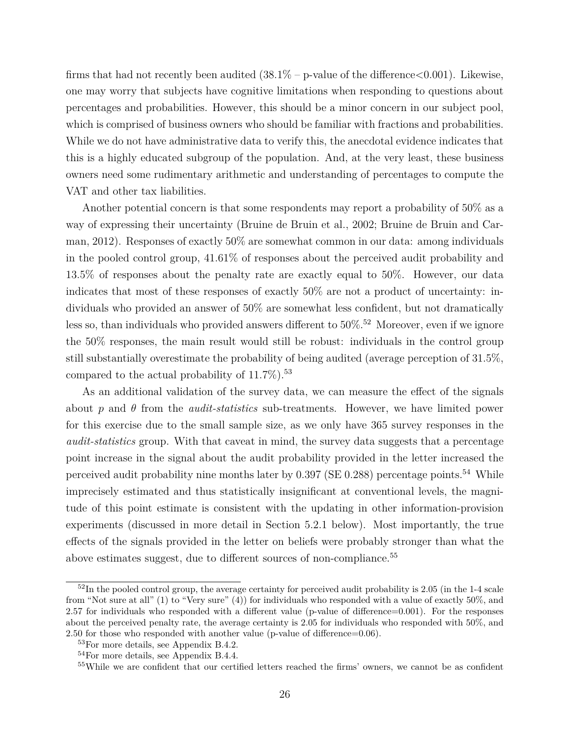firms that had not recently been audited (38.1% – p-value of the difference<0.001). Likewise, one may worry that subjects have cognitive limitations when responding to questions about percentages and probabilities. However, this should be a minor concern in our subject pool, which is comprised of business owners who should be familiar with fractions and probabilities. While we do not have administrative data to verify this, the anecdotal evidence indicates that this is a highly educated subgroup of the population. And, at the very least, these business owners need some rudimentary arithmetic and understanding of percentages to compute the VAT and other tax liabilities.

Another potential concern is that some respondents may report a probability of 50% as a way of expressing their uncertainty (Bruine de Bruin et al., 2002; Bruine de Bruin and Carman, 2012). Responses of exactly 50% are somewhat common in our data: among individuals in the pooled control group, 41.61% of responses about the perceived audit probability and 13.5% of responses about the penalty rate are exactly equal to 50%. However, our data indicates that most of these responses of exactly 50% are not a product of uncertainty: individuals who provided an answer of 50% are somewhat less confident, but not dramatically less so, than individuals who provided answers different to 50%.[52] Moreover, even if we ignore the 50% responses, the main result would still be robust: individuals in the control group still substantially overestimate the probability of being audited (average perception of 31.5%, compared to the actual probability of 11.7%).[53]

As an additional validation of the survey data, we can measure the effect of the signals about $p$ and $\theta$ from the *audit-statistics* sub-treatments. However, we have limited power for this exercise due to the small sample size, as we only have 365 survey responses in the *audit-statistics* group. With that caveat in mind, the survey data suggests that a percentage point increase in the signal about the audit probability provided in the letter increased the perceived audit probability nine months later by 0.397 (SE 0.288) percentage points.[54] While imprecisely estimated and thus statistically insignificant at conventional levels, the magnitude of this point estimate is consistent with the updating in other information-provision experiments (discussed in more detail in Section 5.2.1 below). Most importantly, the true effects of the signals provided in the letter on beliefs were probably stronger than what the above estimates suggest, due to different sources of non-compliance.[55]

[52] In the pooled control group, the average certainty for perceived audit probability is 2.05 (in the 1-4 scale from "Not sure at all" (1) to "Very sure" (4)) for individuals who responded with a value of exactly 50%, and 2.57 for individuals who responded with a different value (p-value of difference=0.001). For the responses about the perceived penalty rate, the average certainty is 2.05 for individuals who responded with 50%, and 2.50 for those who responded with another value (p-value of difference=0.06).

[53] For more details, see Appendix B.4.2.

[54] For more details, see Appendix B.4.4.

[55] While we are confident that our certified letters reached the firms' owners, we cannot be as confident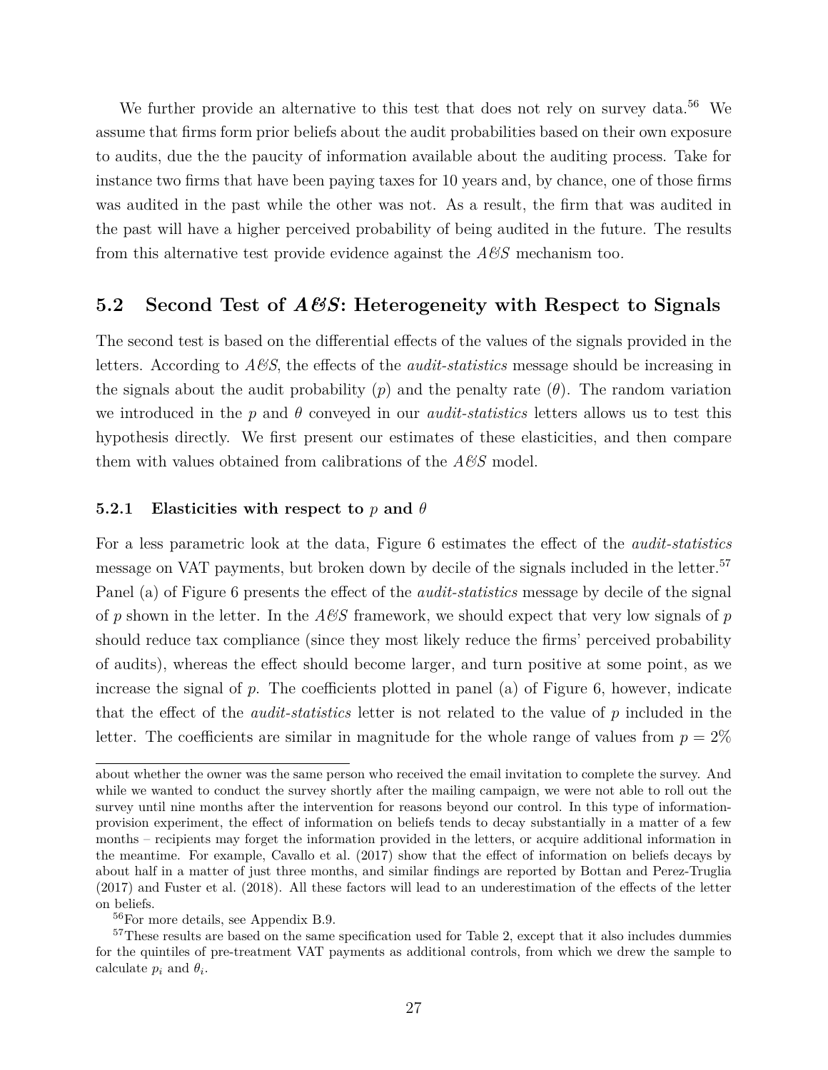We further provide an alternative to this test that does not rely on survey data.[56] We assume that firms form prior beliefs about the audit probabilities based on their own exposure to audits, due the the paucity of information available about the auditing process. Take for instance two firms that have been paying taxes for 10 years and, by chance, one of those firms was audited in the past while the other was not. As a result, the firm that was audited in the past will have a higher perceived probability of being audited in the future. The results from this alternative test provide evidence against the *A&S* mechanism too.

## 5.2 Second Test of *A&S*: Heterogeneity with Respect to Signals

The second test is based on the differential effects of the values of the signals provided in the letters. According to *A&S*, the effects of the *audit-statistics* message should be increasing in the signals about the audit probability ($p$) and the penalty rate ($\theta$). The random variation we introduced in the $p$ and $\theta$ conveyed in our *audit-statistics* letters allows us to test this hypothesis directly. We first present our estimates of these elasticities, and then compare them with values obtained from calibrations of the *A&S* model.

### 5.2.1 Elasticities with respect to $p$ and $\theta$

For a less parametric look at the data, Figure 6 estimates the effect of the *audit-statistics* message on VAT payments, but broken down by decile of the signals included in the letter.[57] Panel (a) of Figure 6 presents the effect of the *audit-statistics* message by decile of the signal of $p$ shown in the letter. In the *A&S* framework, we should expect that very low signals of $p$ should reduce tax compliance (since they most likely reduce the firms' perceived probability of audits), whereas the effect should become larger, and turn positive at some point, as we increase the signal of $p$. The coefficients plotted in panel (a) of Figure 6, however, indicate that the effect of the *audit-statistics* letter is not related to the value of $p$ included in the letter. The coefficients are similar in magnitude for the whole range of values from $p = 2\%$

---

about whether the owner was the same person who received the email invitation to complete the survey. And while we wanted to conduct the survey shortly after the mailing campaign, we were not able to roll out the survey until nine months after the intervention for reasons beyond our control. In this type of information-provision experiment, the effect of information on beliefs tends to decay substantially in a matter of a few months – recipients may forget the information provided in the letters, or acquire additional information in the meantime. For example, Cavallo et al. (2017) show that the effect of information on beliefs decays by about half in a matter of just three months, and similar findings are reported by Bottan and Perez-Truglia (2017) and Fuster et al. (2018). All these factors will lead to an underestimation of the effects of the letter on beliefs.

[56] For more details, see Appendix B.9.

[57] These results are based on the same specification used for Table 2, except that it also includes dummies for the quintiles of pre-treatment VAT payments as additional controls, from which we drew the sample to calculate $p_i$ and $\theta_i$.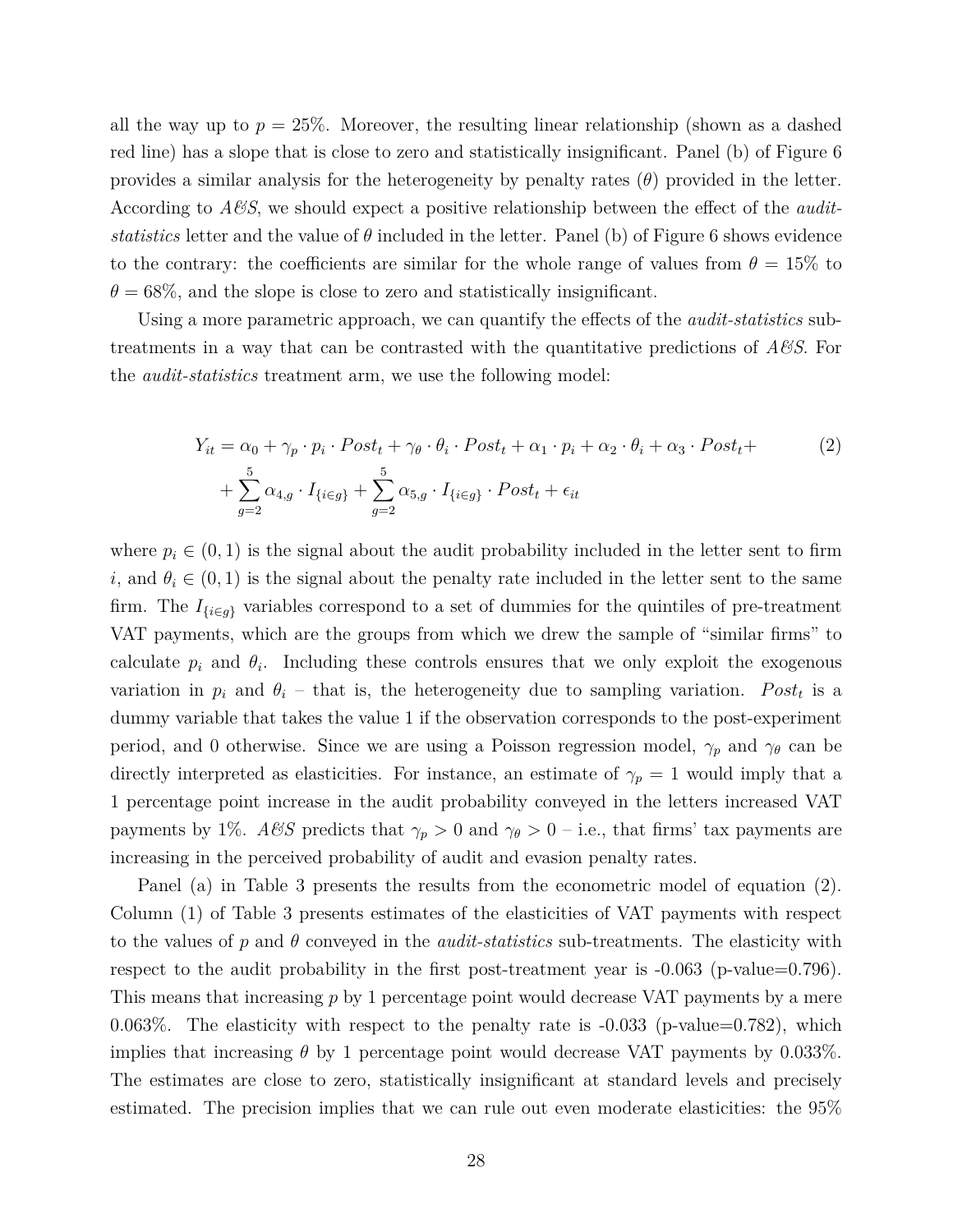all the way up to $p = 25\%$. Moreover, the resulting linear relationship (shown as a dashed red line) has a slope that is close to zero and statistically insignificant. Panel (b) of Figure 6 provides a similar analysis for the heterogeneity by penalty rates ($\theta$) provided in the letter. According to *A&S*, we should expect a positive relationship between the effect of the *audit-statistics* letter and the value of $\theta$ included in the letter. Panel (b) of Figure 6 shows evidence to the contrary: the coefficients are similar for the whole range of values from $\theta = 15\%$ to $\theta = 68\%$, and the slope is close to zero and statistically insignificant.

Using a more parametric approach, we can quantify the effects of the *audit-statistics* sub-treatments in a way that can be contrasted with the quantitative predictions of *A&S*. For the *audit-statistics* treatment arm, we use the following model:

$$
\begin{aligned}
Y_{it} = \alpha_0 + \gamma_p \cdot p_i \cdot Post_t + \gamma_\theta \cdot \theta_i \cdot Post_t + \alpha_1 \cdot p_i + \alpha_2 \cdot \theta_i + \alpha_3 \cdot Post_t + \\
+ \sum_{g=2}^{5} \alpha_{4,g} \cdot I_{\{i \in g\}} + \sum_{g=2}^{5} \alpha_{5,g} \cdot I_{\{i \in g\}} \cdot Post_t + \epsilon_{it}
\end{aligned}
\tag{2}
$$

where $p_i \in (0, 1)$ is the signal about the audit probability included in the letter sent to firm $i$, and $\theta_i \in (0, 1)$ is the signal about the penalty rate included in the letter sent to the same firm. The $I_{\{i \in g\}}$ variables correspond to a set of dummies for the quintiles of pre-treatment VAT payments, which are the groups from which we drew the sample of "similar firms" to calculate $p_i$ and $\theta_i$. Including these controls ensures that we only exploit the exogenous variation in $p_i$ and $\theta_i$ – that is, the heterogeneity due to sampling variation. $Post_t$ is a dummy variable that takes the value 1 if the observation corresponds to the post-experiment period, and 0 otherwise. Since we are using a Poisson regression model, $\gamma_p$ and $\gamma_\theta$ can be directly interpreted as elasticities. For instance, an estimate of $\gamma_p = 1$ would imply that a 1 percentage point increase in the audit probability conveyed in the letters increased VAT payments by 1%. *A&S* predicts that $\gamma_p > 0$ and $\gamma_\theta > 0$ – i.e., that firms' tax payments are increasing in the perceived probability of audit and evasion penalty rates.

Panel (a) in Table 3 presents the results from the econometric model of equation (2). Column (1) of Table 3 presents estimates of the elasticities of VAT payments with respect to the values of $p$ and $\theta$ conveyed in the *audit-statistics* sub-treatments. The elasticity with respect to the audit probability in the first post-treatment year is -0.063 (p-value=0.796). This means that increasing $p$ by 1 percentage point would decrease VAT payments by a mere 0.063%. The elasticity with respect to the penalty rate is -0.033 (p-value=0.782), which implies that increasing $\theta$ by 1 percentage point would decrease VAT payments by 0.033%. The estimates are close to zero, statistically insignificant at standard levels and precisely estimated. The precision implies that we can rule out even moderate elasticities: the 95%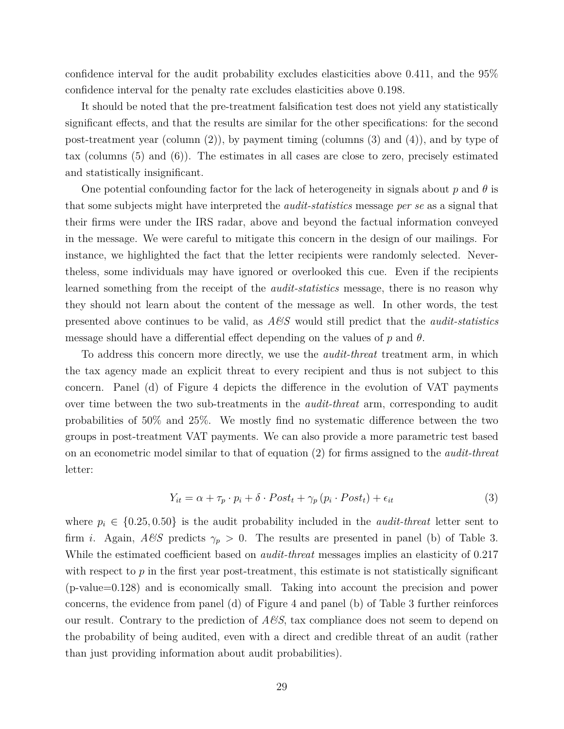confidence interval for the audit probability excludes elasticities above 0.411, and the 95% confidence interval for the penalty rate excludes elasticities above 0.198.

It should be noted that the pre-treatment falsification test does not yield any statistically significant effects, and that the results are similar for the other specifications: for the second post-treatment year (column (2)), by payment timing (columns (3) and (4)), and by type of tax (columns (5) and (6)). The estimates in all cases are close to zero, precisely estimated and statistically insignificant.

One potential confounding factor for the lack of heterogeneity in signals about $p$ and $\theta$ is that some subjects might have interpreted the *audit-statistics* message *per se* as a signal that their firms were under the IRS radar, above and beyond the factual information conveyed in the message. We were careful to mitigate this concern in the design of our mailings. For instance, we highlighted the fact that the letter recipients were randomly selected. Nevertheless, some individuals may have ignored or overlooked this cue. Even if the recipients learned something from the receipt of the *audit-statistics* message, there is no reason why they should not learn about the content of the message as well. In other words, the test presented above continues to be valid, as *A&S* would still predict that the *audit-statistics* message should have a differential effect depending on the values of $p$ and $\theta$.

To address this concern more directly, we use the *audit-threat* treatment arm, in which the tax agency made an explicit threat to every recipient and thus is not subject to this concern. Panel (d) of Figure 4 depicts the difference in the evolution of VAT payments over time between the two sub-treatments in the *audit-threat* arm, corresponding to audit probabilities of 50% and 25%. We mostly find no systematic difference between the two groups in post-treatment VAT payments. We can also provide a more parametric test based on an econometric model similar to that of equation (2) for firms assigned to the *audit-threat* letter:

$$Y_{it} = \alpha + \tau_p \cdot p_i + \delta \cdot Post_t + \gamma_p \left( p_i \cdot Post_t \right) + \epsilon_{it} \tag{3}$$

where $p_i \in \{0.25, 0.50\}$ is the audit probability included in the *audit-threat* letter sent to firm $i$. Again, *A&S* predicts $\gamma_p > 0$. The results are presented in panel (b) of Table 3. While the estimated coefficient based on *audit-threat* messages implies an elasticity of 0.217 with respect to $p$ in the first year post-treatment, this estimate is not statistically significant (p-value=0.128) and is economically small. Taking into account the precision and power concerns, the evidence from panel (d) of Figure 4 and panel (b) of Table 3 further reinforces our result. Contrary to the prediction of *A&S*, tax compliance does not seem to depend on the probability of being audited, even with a direct and credible threat of an audit (rather than just providing information about audit probabilities).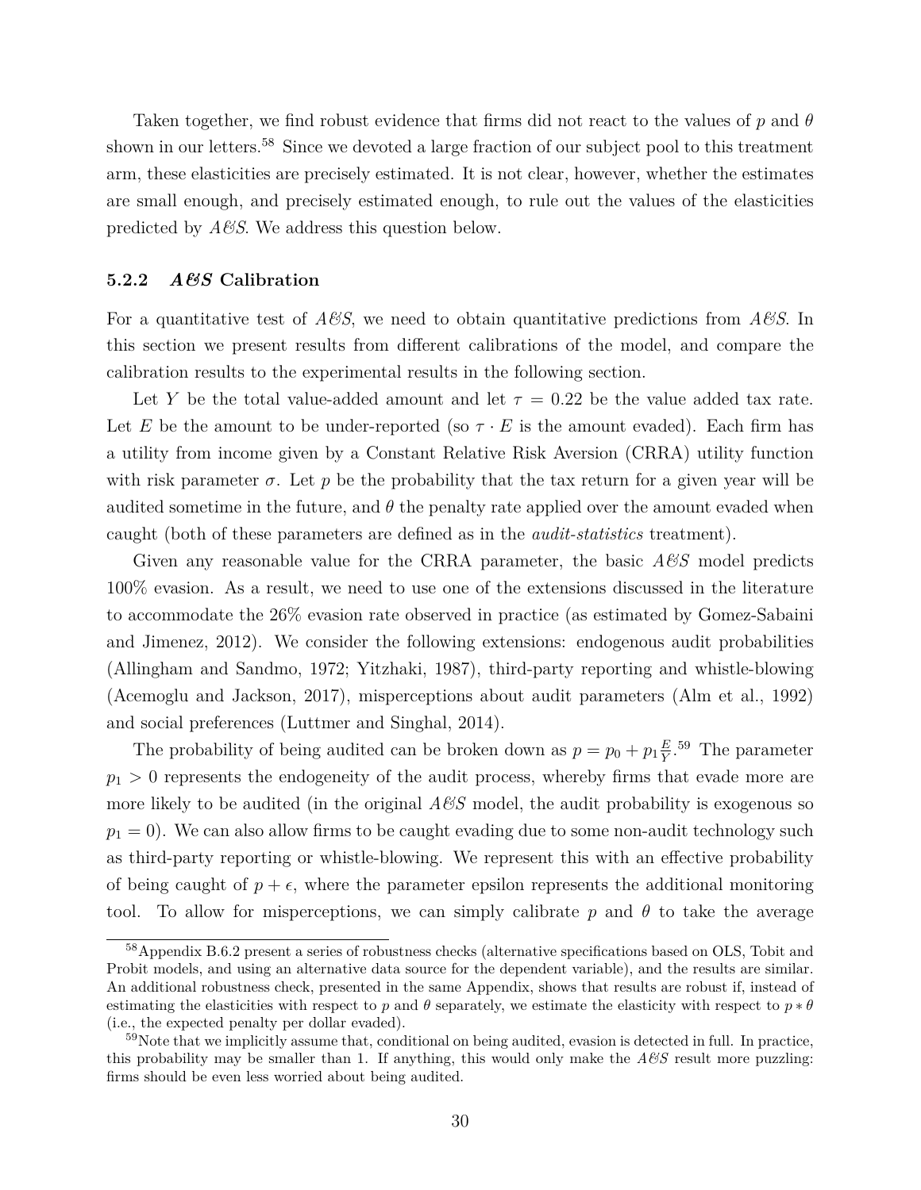Taken together, we find robust evidence that firms did not react to the values of $p$ and $\theta$ shown in our letters.[58] Since we devoted a large fraction of our subject pool to this treatment arm, these elasticities are precisely estimated. It is not clear, however, whether the estimates are small enough, and precisely estimated enough, to rule out the values of the elasticities predicted by *A&S*. We address this question below.

### 5.2.2 *A&S* Calibration

For a quantitative test of *A&S*, we need to obtain quantitative predictions from *A&S*. In this section we present results from different calibrations of the model, and compare the calibration results to the experimental results in the following section.

Let $Y$ be the total value-added amount and let $\tau = 0.22$ be the value added tax rate. Let $E$ be the amount to be under-reported (so $\tau \cdot E$ is the amount evaded). Each firm has a utility from income given by a Constant Relative Risk Aversion (CRRA) utility function with risk parameter $\sigma$. Let $p$ be the probability that the tax return for a given year will be audited sometime in the future, and $\theta$ the penalty rate applied over the amount evaded when caught (both of these parameters are defined as in the *audit-statistics* treatment).

Given any reasonable value for the CRRA parameter, the basic *A&S* model predicts 100% evasion. As a result, we need to use one of the extensions discussed in the literature to accommodate the 26% evasion rate observed in practice (as estimated by Gomez-Sabaini and Jimenez, 2012). We consider the following extensions: endogenous audit probabilities (Allingham and Sandmo, 1972; Yitzhaki, 1987), third-party reporting and whistle-blowing (Acemoglu and Jackson, 2017), misperceptions about audit parameters (Alm et al., 1992) and social preferences (Luttmer and Singhal, 2014).

The probability of being audited can be broken down as $p = p_0 + p_1 \frac{E}{Y}$.[59] The parameter $p_1 > 0$ represents the endogeneity of the audit process, whereby firms that evade more are more likely to be audited (in the original *A&S* model, the audit probability is exogenous so $p_1 = 0$). We can also allow firms to be caught evading due to some non-audit technology such as third-party reporting or whistle-blowing. We represent this with an effective probability of being caught of $p + \epsilon$, where the parameter epsilon represents the additional monitoring tool. To allow for misperceptions, we can simply calibrate $p$ and $\theta$ to take the average

[58] Appendix B.6.2 present a series of robustness checks (alternative specifications based on OLS, Tobit and Probit models, and using an alternative data source for the dependent variable), and the results are similar. An additional robustness check, presented in the same Appendix, shows that results are robust if, instead of estimating the elasticities with respect to $p$ and $\theta$ separately, we estimate the elasticity with respect to $p * \theta$ (i.e., the expected penalty per dollar evaded).

[59] Note that we implicitly assume that, conditional on being audited, evasion is detected in full. In practice, this probability may be smaller than 1. If anything, this would only make the *A&S* result more puzzling: firms should be even less worried about being audited.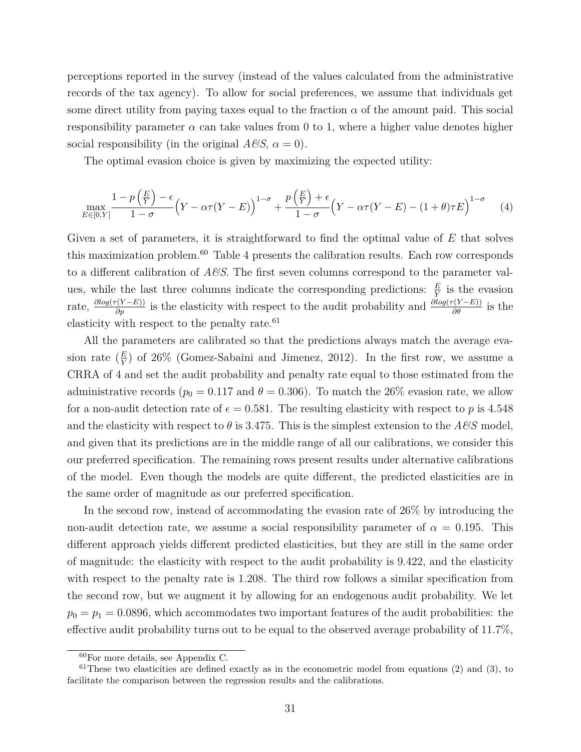perceptions reported in the survey (instead of the values calculated from the administrative records of the tax agency). To allow for social preferences, we assume that individuals get some direct utility from paying taxes equal to the fraction $\alpha$ of the amount paid. This social responsibility parameter $\alpha$ can take values from 0 to 1, where a higher value denotes higher social responsibility (in the original *A&S*, $\alpha = 0$).

The optimal evasion choice is given by maximizing the expected utility:

$$\max_{E \in [0,Y]} \frac{1 - p\left(\frac{E}{Y}\right) - \epsilon}{1 - \sigma}\Big(Y - \alpha\tau(Y - E)\Big)^{1-\sigma} + \frac{p\left(\frac{E}{Y}\right) + \epsilon}{1 - \sigma}\Big(Y - \alpha\tau(Y - E) - (1 + \theta)\tau E\Big)^{1-\sigma} \tag{4}$$

Given a set of parameters, it is straightforward to find the optimal value of $E$ that solves this maximization problem.[60] Table 4 presents the calibration results. Each row corresponds to a different calibration of *A&S*. The first seven columns correspond to the parameter values, while the last three columns indicate the corresponding predictions: $\frac{E}{Y}$ is the evasion rate, $\frac{\partial log(\tau(Y-E))}{\partial p}$ is the elasticity with respect to the audit probability and $\frac{\partial log(\tau(Y-E))}{\partial \theta}$ is the elasticity with respect to the penalty rate.[61]

All the parameters are calibrated so that the predictions always match the average evasion rate ($\frac{E}{Y}$) of 26% (Gomez-Sabaini and Jimenez, 2012). In the first row, we assume a CRRA of 4 and set the audit probability and penalty rate equal to those estimated from the administrative records ($p_0 = 0.117$ and $\theta = 0.306$). To match the 26% evasion rate, we allow for a non-audit detection rate of $\epsilon = 0.581$. The resulting elasticity with respect to $p$ is 4.548 and the elasticity with respect to $\theta$ is 3.475. This is the simplest extension to the *A&S* model, and given that its predictions are in the middle range of all our calibrations, we consider this our preferred specification. The remaining rows present results under alternative calibrations of the model. Even though the models are quite different, the predicted elasticities are in the same order of magnitude as our preferred specification.

In the second row, instead of accommodating the evasion rate of 26% by introducing the non-audit detection rate, we assume a social responsibility parameter of $\alpha = 0.195$. This different approach yields different predicted elasticities, but they are still in the same order of magnitude: the elasticity with respect to the audit probability is 9.422, and the elasticity with respect to the penalty rate is 1.208. The third row follows a similar specification from the second row, but we augment it by allowing for an endogenous audit probability. We let $p_0 = p_1 = 0.0896$, which accommodates two important features of the audit probabilities: the effective audit probability turns out to be equal to the observed average probability of 11.7%,

[60] For more details, see Appendix C.

[61] These two elasticities are defined exactly as in the econometric model from equations (2) and (3), to facilitate the comparison between the regression results and the calibrations.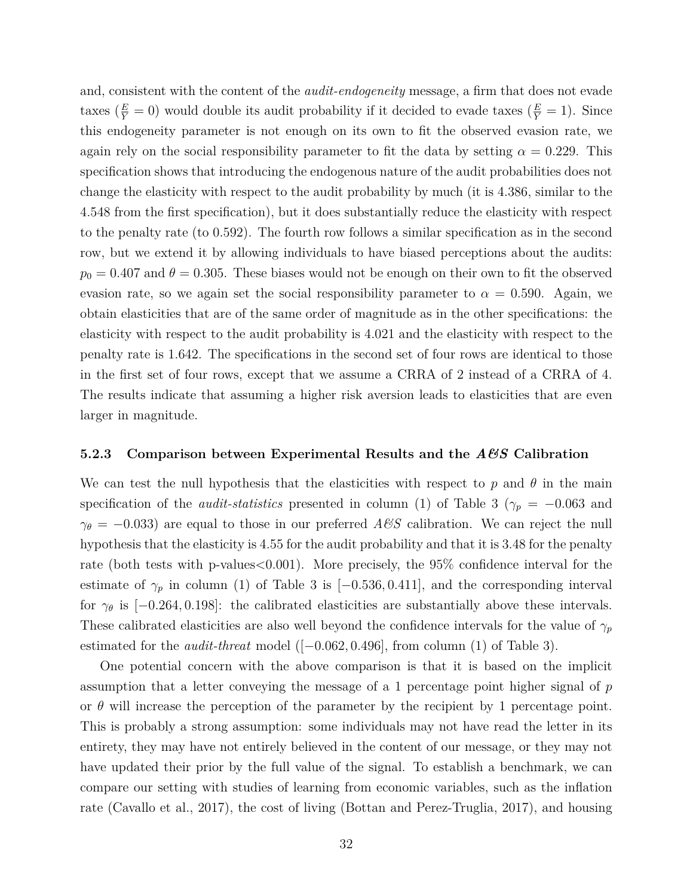and, consistent with the content of the *audit-endogeneity* message, a firm that does not evade taxes ($\frac{E}{Y} = 0$) would double its audit probability if it decided to evade taxes ($\frac{E}{Y} = 1$). Since this endogeneity parameter is not enough on its own to fit the observed evasion rate, we again rely on the social responsibility parameter to fit the data by setting $\alpha = 0.229$. This specification shows that introducing the endogenous nature of the audit probabilities does not change the elasticity with respect to the audit probability by much (it is 4.386, similar to the 4.548 from the first specification), but it does substantially reduce the elasticity with respect to the penalty rate (to 0.592). The fourth row follows a similar specification as in the second row, but we extend it by allowing individuals to have biased perceptions about the audits: $p_0 = 0.407$ and $\theta = 0.305$. These biases would not be enough on their own to fit the observed evasion rate, so we again set the social responsibility parameter to $\alpha = 0.590$. Again, we obtain elasticities that are of the same order of magnitude as in the other specifications: the elasticity with respect to the audit probability is 4.021 and the elasticity with respect to the penalty rate is 1.642. The specifications in the second set of four rows are identical to those in the first set of four rows, except that we assume a CRRA of 2 instead of a CRRA of 4. The results indicate that assuming a higher risk aversion leads to elasticities that are even larger in magnitude.

### 5.2.3 Comparison between Experimental Results and the *A&S* Calibration

We can test the null hypothesis that the elasticities with respect to $p$ and $\theta$ in the main specification of the *audit-statistics* presented in column (1) of Table 3 ($\gamma_p = -0.063$ and $\gamma_\theta = -0.033$) are equal to those in our preferred *A&S* calibration. We can reject the null hypothesis that the elasticity is 4.55 for the audit probability and that it is 3.48 for the penalty rate (both tests with p-values<0.001). More precisely, the 95% confidence interval for the estimate of $\gamma_p$ in column (1) of Table 3 is $[-0.536, 0.411]$, and the corresponding interval for $\gamma_\theta$ is $[-0.264, 0.198]$: the calibrated elasticities are substantially above these intervals. These calibrated elasticities are also well beyond the confidence intervals for the value of $\gamma_p$ estimated for the *audit-threat* model ($[-0.062, 0.496]$, from column (1) of Table 3).

One potential concern with the above comparison is that it is based on the implicit assumption that a letter conveying the message of a 1 percentage point higher signal of $p$ or $\theta$ will increase the perception of the parameter by the recipient by 1 percentage point. This is probably a strong assumption: some individuals may not have read the letter in its entirety, they may have not entirely believed in the content of our message, or they may not have updated their prior by the full value of the signal. To establish a benchmark, we can compare our setting with studies of learning from economic variables, such as the inflation rate (Cavallo et al., 2017), the cost of living (Bottan and Perez-Truglia, 2017), and housing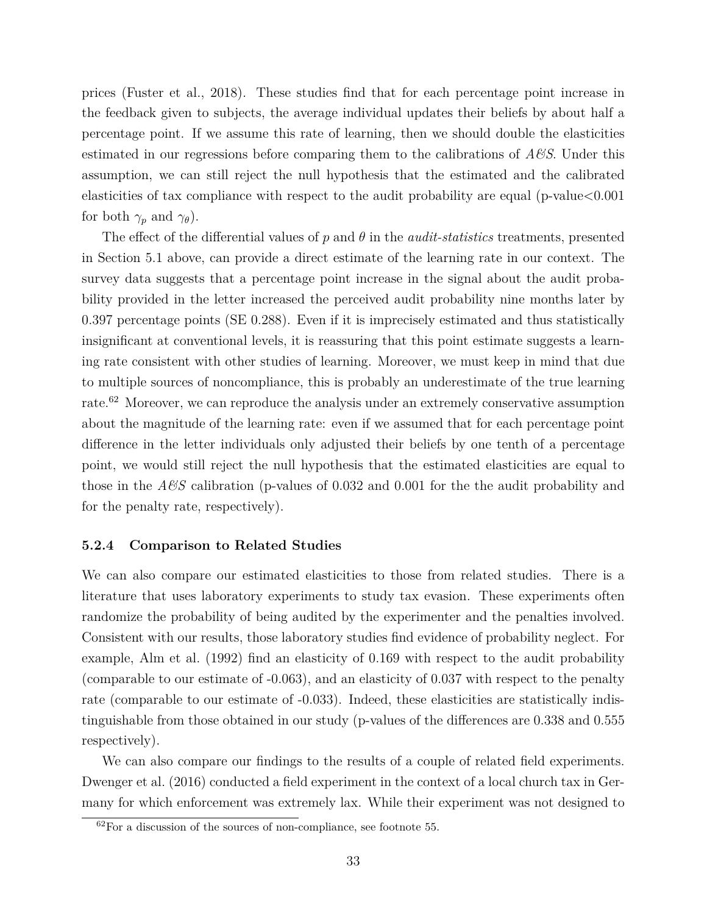prices (Fuster et al., 2018). These studies find that for each percentage point increase in the feedback given to subjects, the average individual updates their beliefs by about half a percentage point. If we assume this rate of learning, then we should double the elasticities estimated in our regressions before comparing them to the calibrations of *A&S*. Under this assumption, we can still reject the null hypothesis that the estimated and the calibrated elasticities of tax compliance with respect to the audit probability are equal (p-value<0.001 for both $\gamma_p$ and $\gamma_\theta$).

The effect of the differential values of $p$ and $\theta$ in the *audit-statistics* treatments, presented in Section 5.1 above, can provide a direct estimate of the learning rate in our context. The survey data suggests that a percentage point increase in the signal about the audit probability provided in the letter increased the perceived audit probability nine months later by 0.397 percentage points (SE 0.288). Even if it is imprecisely estimated and thus statistically insignificant at conventional levels, it is reassuring that this point estimate suggests a learning rate consistent with other studies of learning. Moreover, we must keep in mind that due to multiple sources of noncompliance, this is probably an underestimate of the true learning rate.[62] Moreover, we can reproduce the analysis under an extremely conservative assumption about the magnitude of the learning rate: even if we assumed that for each percentage point difference in the letter individuals only adjusted their beliefs by one tenth of a percentage point, we would still reject the null hypothesis that the estimated elasticities are equal to those in the *A&S* calibration (p-values of 0.032 and 0.001 for the the audit probability and for the penalty rate, respectively).

### 5.2.4 Comparison to Related Studies

We can also compare our estimated elasticities to those from related studies. There is a literature that uses laboratory experiments to study tax evasion. These experiments often randomize the probability of being audited by the experimenter and the penalties involved. Consistent with our results, those laboratory studies find evidence of probability neglect. For example, Alm et al. (1992) find an elasticity of 0.169 with respect to the audit probability (comparable to our estimate of -0.063), and an elasticity of 0.037 with respect to the penalty rate (comparable to our estimate of -0.033). Indeed, these elasticities are statistically indistinguishable from those obtained in our study (p-values of the differences are 0.338 and 0.555 respectively).

We can also compare our findings to the results of a couple of related field experiments. Dwenger et al. (2016) conducted a field experiment in the context of a local church tax in Germany for which enforcement was extremely lax. While their experiment was not designed to

[62] For a discussion of the sources of non-compliance, see footnote 55.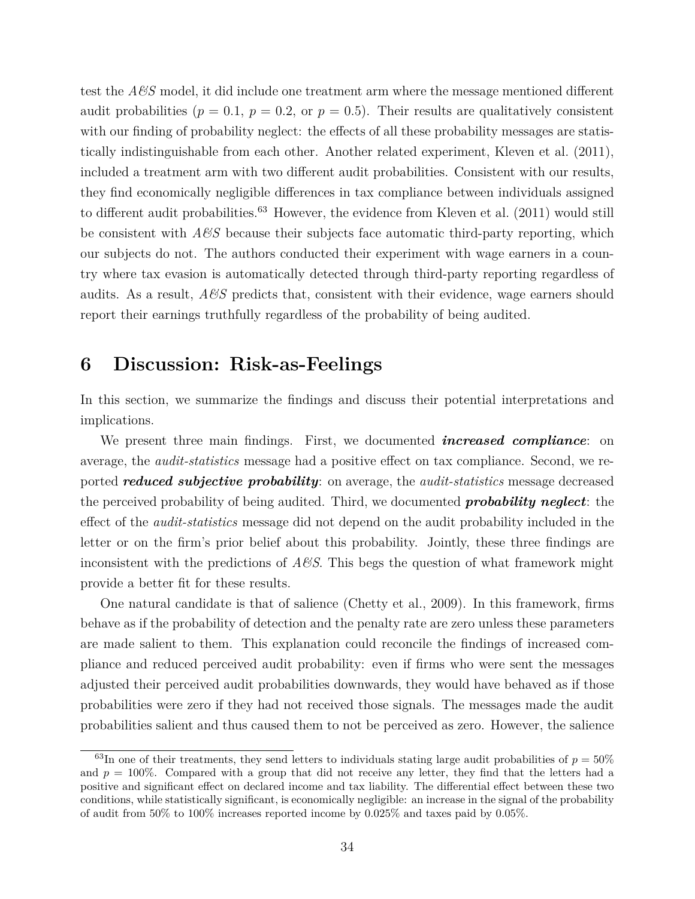test the *A&S* model, it did include one treatment arm where the message mentioned different audit probabilities ($p = 0.1$, $p = 0.2$, or $p = 0.5$). Their results are qualitatively consistent with our finding of probability neglect: the effects of all these probability messages are statistically indistinguishable from each other. Another related experiment, Kleven et al. (2011), included a treatment arm with two different audit probabilities. Consistent with our results, they find economically negligible differences in tax compliance between individuals assigned to different audit probabilities.[63] However, the evidence from Kleven et al. (2011) would still be consistent with *A&S* because their subjects face automatic third-party reporting, which our subjects do not. The authors conducted their experiment with wage earners in a country where tax evasion is automatically detected through third-party reporting regardless of audits. As a result, *A&S* predicts that, consistent with their evidence, wage earners should report their earnings truthfully regardless of the probability of being audited.

# 6 Discussion: Risk-as-Feelings

In this section, we summarize the findings and discuss their potential interpretations and implications.

We present three main findings. First, we documented ***increased compliance***: on average, the *audit-statistics* message had a positive effect on tax compliance. Second, we reported ***reduced subjective probability***: on average, the *audit-statistics* message decreased the perceived probability of being audited. Third, we documented ***probability neglect***: the effect of the *audit-statistics* message did not depend on the audit probability included in the letter or on the firm's prior belief about this probability. Jointly, these three findings are inconsistent with the predictions of *A&S*. This begs the question of what framework might provide a better fit for these results.

One natural candidate is that of salience (Chetty et al., 2009). In this framework, firms behave as if the probability of detection and the penalty rate are zero unless these parameters are made salient to them. This explanation could reconcile the findings of increased compliance and reduced perceived audit probability: even if firms who were sent the messages adjusted their perceived audit probabilities downwards, they would have behaved as if those probabilities were zero if they had not received those signals. The messages made the audit probabilities salient and thus caused them to not be perceived as zero. However, the salience

[63] In one of their treatments, they send letters to individuals stating large audit probabilities of $p = 50\%$ and $p = 100\%$. Compared with a group that did not receive any letter, they find that the letters had a positive and significant effect on declared income and tax liability. The differential effect between these two conditions, while statistically significant, is economically negligible: an increase in the signal of the probability of audit from 50% to 100% increases reported income by 0.025% and taxes paid by 0.05%.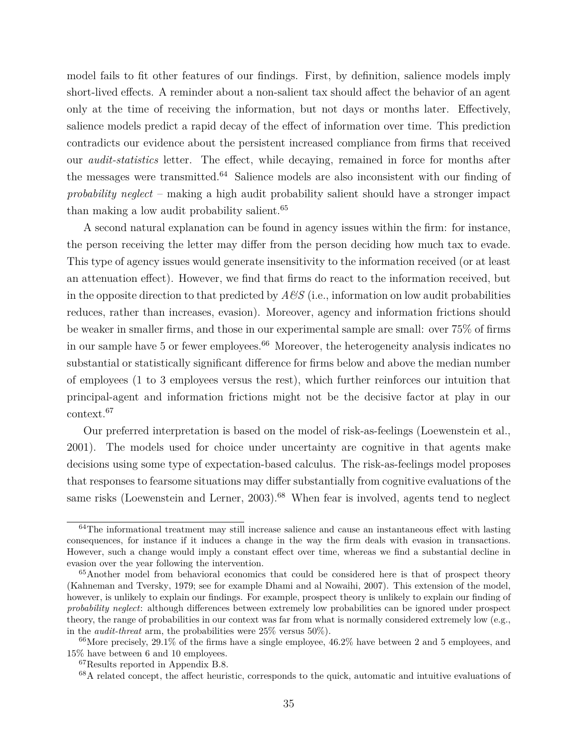model fails to fit other features of our findings. First, by definition, salience models imply short-lived effects. A reminder about a non-salient tax should affect the behavior of an agent only at the time of receiving the information, but not days or months later. Effectively, salience models predict a rapid decay of the effect of information over time. This prediction contradicts our evidence about the persistent increased compliance from firms that received our *audit-statistics* letter. The effect, while decaying, remained in force for months after the messages were transmitted.[64] Salience models are also inconsistent with our finding of *probability neglect* – making a high audit probability salient should have a stronger impact than making a low audit probability salient.[65]

A second natural explanation can be found in agency issues within the firm: for instance, the person receiving the letter may differ from the person deciding how much tax to evade. This type of agency issues would generate insensitivity to the information received (or at least an attenuation effect). However, we find that firms do react to the information received, but in the opposite direction to that predicted by *A&S* (i.e., information on low audit probabilities reduces, rather than increases, evasion). Moreover, agency and information frictions should be weaker in smaller firms, and those in our experimental sample are small: over 75% of firms in our sample have 5 or fewer employees.[66] Moreover, the heterogeneity analysis indicates no substantial or statistically significant difference for firms below and above the median number of employees (1 to 3 employees versus the rest), which further reinforces our intuition that principal-agent and information frictions might not be the decisive factor at play in our context.[67]

Our preferred interpretation is based on the model of risk-as-feelings (Loewenstein et al., 2001). The models used for choice under uncertainty are cognitive in that agents make decisions using some type of expectation-based calculus. The risk-as-feelings model proposes that responses to fearsome situations may differ substantially from cognitive evaluations of the same risks (Loewenstein and Lerner, 2003).[68] When fear is involved, agents tend to neglect

---

[64] The informational treatment may still increase salience and cause an instantaneous effect with lasting consequences, for instance if it induces a change in the way the firm deals with evasion in transactions. However, such a change would imply a constant effect over time, whereas we find a substantial decline in evasion over the year following the intervention.

[65] Another model from behavioral economics that could be considered here is that of prospect theory (Kahneman and Tversky, 1979; see for example Dhami and al Nowaihi, 2007). This extension of the model, however, is unlikely to explain our findings. For example, prospect theory is unlikely to explain our finding of *probability neglect*: although differences between extremely low probabilities can be ignored under prospect theory, the range of probabilities in our context was far from what is normally considered extremely low (e.g., in the *audit-threat* arm, the probabilities were 25% versus 50%).

[66] More precisely, 29.1% of the firms have a single employee, 46.2% have between 2 and 5 employees, and 15% have between 6 and 10 employees.

[67] Results reported in Appendix B.8.

[68] A related concept, the affect heuristic, corresponds to the quick, automatic and intuitive evaluations of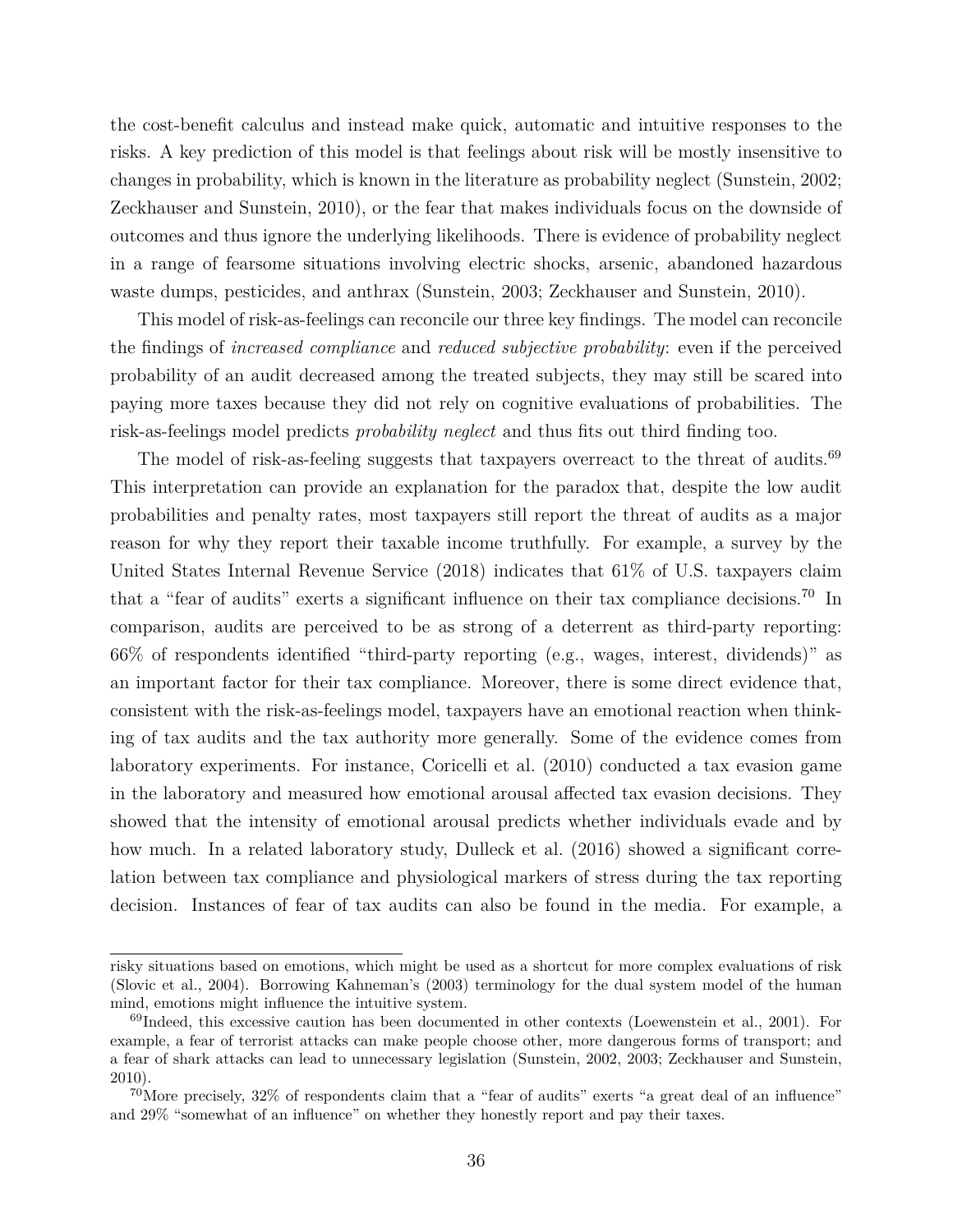the cost-benefit calculus and instead make quick, automatic and intuitive responses to the risks. A key prediction of this model is that feelings about risk will be mostly insensitive to changes in probability, which is known in the literature as probability neglect (Sunstein, 2002; Zeckhauser and Sunstein, 2010), or the fear that makes individuals focus on the downside of outcomes and thus ignore the underlying likelihoods. There is evidence of probability neglect in a range of fearsome situations involving electric shocks, arsenic, abandoned hazardous waste dumps, pesticides, and anthrax (Sunstein, 2003; Zeckhauser and Sunstein, 2010).

This model of risk-as-feelings can reconcile our three key findings. The model can reconcile the findings of *increased compliance* and *reduced subjective probability*: even if the perceived probability of an audit decreased among the treated subjects, they may still be scared into paying more taxes because they did not rely on cognitive evaluations of probabilities. The risk-as-feelings model predicts *probability neglect* and thus fits out third finding too.

The model of risk-as-feeling suggests that taxpayers overreact to the threat of audits.[69] This interpretation can provide an explanation for the paradox that, despite the low audit probabilities and penalty rates, most taxpayers still report the threat of audits as a major reason for why they report their taxable income truthfully. For example, a survey by the United States Internal Revenue Service (2018) indicates that 61% of U.S. taxpayers claim that a "fear of audits" exerts a significant influence on their tax compliance decisions.[70] In comparison, audits are perceived to be as strong of a deterrent as third-party reporting: 66% of respondents identified "third-party reporting (e.g., wages, interest, dividends)" as an important factor for their tax compliance. Moreover, there is some direct evidence that, consistent with the risk-as-feelings model, taxpayers have an emotional reaction when thinking of tax audits and the tax authority more generally. Some of the evidence comes from laboratory experiments. For instance, Coricelli et al. (2010) conducted a tax evasion game in the laboratory and measured how emotional arousal affected tax evasion decisions. They showed that the intensity of emotional arousal predicts whether individuals evade and by how much. In a related laboratory study, Dulleck et al. (2016) showed a significant correlation between tax compliance and physiological markers of stress during the tax reporting decision. Instances of fear of tax audits can also be found in the media. For example, a

---

risky situations based on emotions, which might be used as a shortcut for more complex evaluations of risk (Slovic et al., 2004). Borrowing Kahneman's (2003) terminology for the dual system model of the human mind, emotions might influence the intuitive system.

[69] Indeed, this excessive caution has been documented in other contexts (Loewenstein et al., 2001). For example, a fear of terrorist attacks can make people choose other, more dangerous forms of transport; and a fear of shark attacks can lead to unnecessary legislation (Sunstein, 2002, 2003; Zeckhauser and Sunstein, 2010).

[70] More precisely, 32% of respondents claim that a "fear of audits" exerts "a great deal of an influence" and 29% "somewhat of an influence" on whether they honestly report and pay their taxes.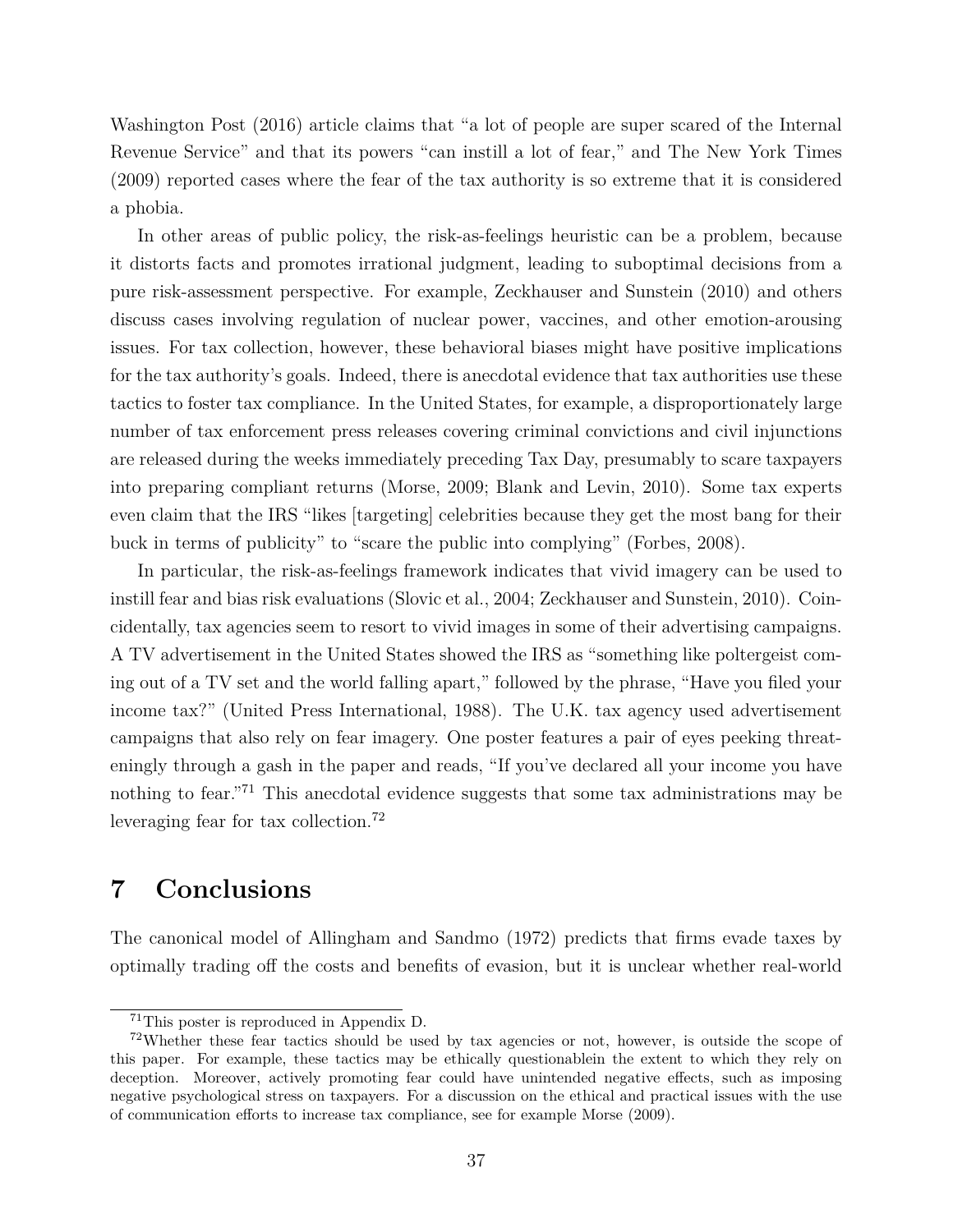Washington Post (2016) article claims that "a lot of people are super scared of the Internal Revenue Service" and that its powers "can instill a lot of fear," and The New York Times (2009) reported cases where the fear of the tax authority is so extreme that it is considered a phobia.

In other areas of public policy, the risk-as-feelings heuristic can be a problem, because it distorts facts and promotes irrational judgment, leading to suboptimal decisions from a pure risk-assessment perspective. For example, Zeckhauser and Sunstein (2010) and others discuss cases involving regulation of nuclear power, vaccines, and other emotion-arousing issues. For tax collection, however, these behavioral biases might have positive implications for the tax authority's goals. Indeed, there is anecdotal evidence that tax authorities use these tactics to foster tax compliance. In the United States, for example, a disproportionately large number of tax enforcement press releases covering criminal convictions and civil injunctions are released during the weeks immediately preceding Tax Day, presumably to scare taxpayers into preparing compliant returns (Morse, 2009; Blank and Levin, 2010). Some tax experts even claim that the IRS "likes [targeting] celebrities because they get the most bang for their buck in terms of publicity" to "scare the public into complying" (Forbes, 2008).

In particular, the risk-as-feelings framework indicates that vivid imagery can be used to instill fear and bias risk evaluations (Slovic et al., 2004; Zeckhauser and Sunstein, 2010). Coincidentally, tax agencies seem to resort to vivid images in some of their advertising campaigns. A TV advertisement in the United States showed the IRS as "something like poltergeist coming out of a TV set and the world falling apart," followed by the phrase, "Have you filed your income tax?" (United Press International, 1988). The U.K. tax agency used advertisement campaigns that also rely on fear imagery. One poster features a pair of eyes peeking threateningly through a gash in the paper and reads, "If you've declared all your income you have nothing to fear."[71] This anecdotal evidence suggests that some tax administrations may be leveraging fear for tax collection.[72]

# 7 Conclusions

The canonical model of Allingham and Sandmo (1972) predicts that firms evade taxes by optimally trading off the costs and benefits of evasion, but it is unclear whether real-world

[71] This poster is reproduced in Appendix D.

[72] Whether these fear tactics should be used by tax agencies or not, however, is outside the scope of this paper. For example, these tactics may be ethically questionablein the extent to which they rely on deception. Moreover, actively promoting fear could have unintended negative effects, such as imposing negative psychological stress on taxpayers. For a discussion on the ethical and practical issues with the use of communication efforts to increase tax compliance, see for example Morse (2009).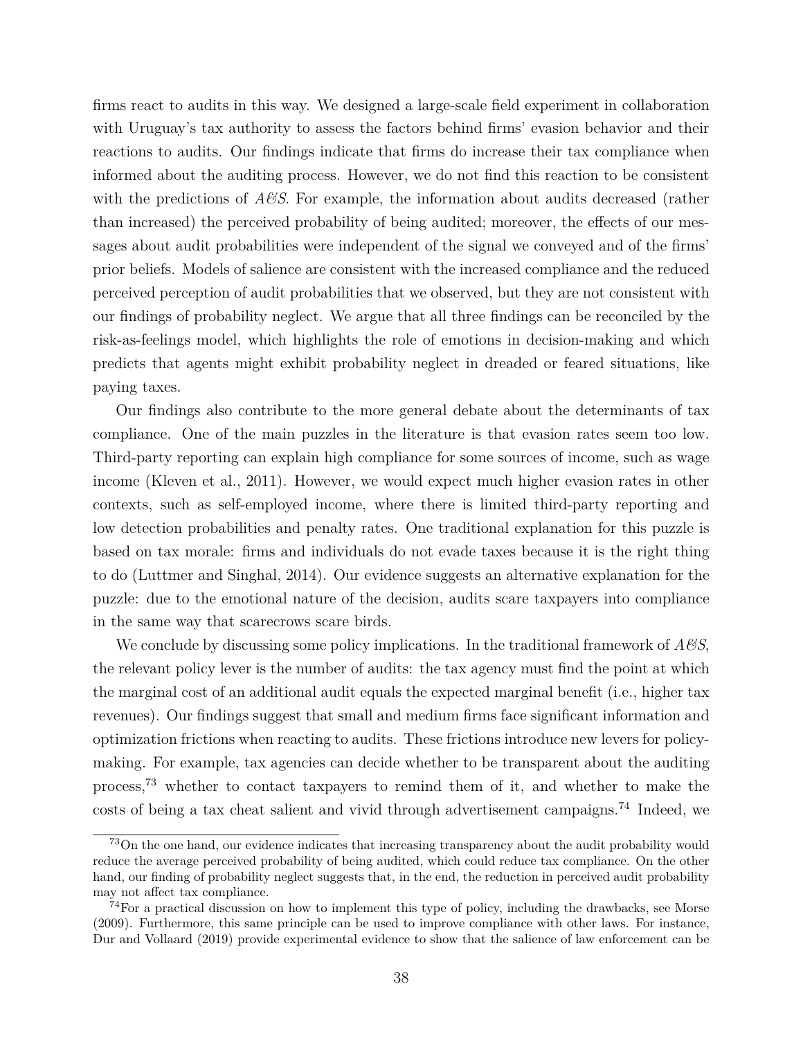firms react to audits in this way. We designed a large-scale field experiment in collaboration with Uruguay's tax authority to assess the factors behind firms' evasion behavior and their reactions to audits. Our findings indicate that firms do increase their tax compliance when informed about the auditing process. However, we do not find this reaction to be consistent with the predictions of *A&S*. For example, the information about audits decreased (rather than increased) the perceived probability of being audited; moreover, the effects of our messages about audit probabilities were independent of the signal we conveyed and of the firms' prior beliefs. Models of salience are consistent with the increased compliance and the reduced perceived perception of audit probabilities that we observed, but they are not consistent with our findings of probability neglect. We argue that all three findings can be reconciled by the risk-as-feelings model, which highlights the role of emotions in decision-making and which predicts that agents might exhibit probability neglect in dreaded or feared situations, like paying taxes.

Our findings also contribute to the more general debate about the determinants of tax compliance. One of the main puzzles in the literature is that evasion rates seem too low. Third-party reporting can explain high compliance for some sources of income, such as wage income (Kleven et al., 2011). However, we would expect much higher evasion rates in other contexts, such as self-employed income, where there is limited third-party reporting and low detection probabilities and penalty rates. One traditional explanation for this puzzle is based on tax morale: firms and individuals do not evade taxes because it is the right thing to do (Luttmer and Singhal, 2014). Our evidence suggests an alternative explanation for the puzzle: due to the emotional nature of the decision, audits scare taxpayers into compliance in the same way that scarecrows scare birds.

We conclude by discussing some policy implications. In the traditional framework of *A&S*, the relevant policy lever is the number of audits: the tax agency must find the point at which the marginal cost of an additional audit equals the expected marginal benefit (i.e., higher tax revenues). Our findings suggest that small and medium firms face significant information and optimization frictions when reacting to audits. These frictions introduce new levers for policy-making. For example, tax agencies can decide whether to be transparent about the auditing process,[73] whether to contact taxpayers to remind them of it, and whether to make the costs of being a tax cheat salient and vivid through advertisement campaigns.[74] Indeed, we

[73]On the one hand, our evidence indicates that increasing transparency about the audit probability would reduce the average perceived probability of being audited, which could reduce tax compliance. On the other hand, our finding of probability neglect suggests that, in the end, the reduction in perceived audit probability may not affect tax compliance.

[74]For a practical discussion on how to implement this type of policy, including the drawbacks, see Morse (2009). Furthermore, this same principle can be used to improve compliance with other laws. For instance, Dur and Vollaard (2019) provide experimental evidence to show that the salience of law enforcement can be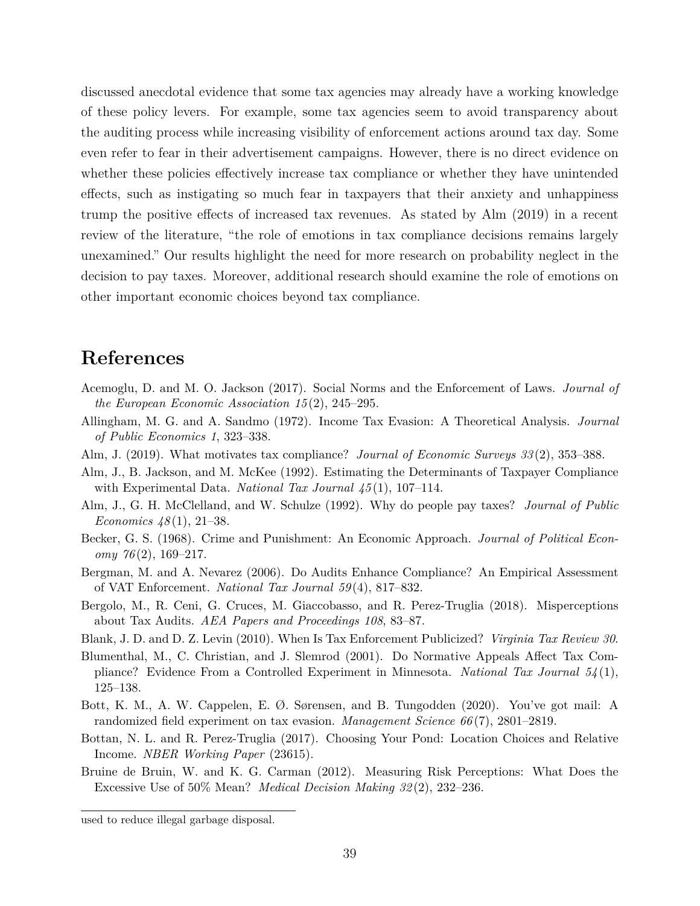discussed anecdotal evidence that some tax agencies may already have a working knowledge of these policy levers. For example, some tax agencies seem to avoid transparency about the auditing process while increasing visibility of enforcement actions around tax day. Some even refer to fear in their advertisement campaigns. However, there is no direct evidence on whether these policies effectively increase tax compliance or whether they have unintended effects, such as instigating so much fear in taxpayers that their anxiety and unhappiness trump the positive effects of increased tax revenues. As stated by Alm (2019) in a recent review of the literature, "the role of emotions in tax compliance decisions remains largely unexamined." Our results highlight the need for more research on probability neglect in the decision to pay taxes. Moreover, additional research should examine the role of emotions on other important economic choices beyond tax compliance.

# References

Acemoglu, D. and M. O. Jackson (2017). Social Norms and the Enforcement of Laws. *Journal of the European Economic Association 15*(2), 245–295.

Allingham, M. G. and A. Sandmo (1972). Income Tax Evasion: A Theoretical Analysis. *Journal of Public Economics 1*, 323–338.

Alm, J. (2019). What motivates tax compliance? *Journal of Economic Surveys 33*(2), 353–388.

Alm, J., B. Jackson, and M. McKee (1992). Estimating the Determinants of Taxpayer Compliance with Experimental Data. *National Tax Journal 45*(1), 107–114.

Alm, J., G. H. McClelland, and W. Schulze (1992). Why do people pay taxes? *Journal of Public Economics 48*(1), 21–38.

Becker, G. S. (1968). Crime and Punishment: An Economic Approach. *Journal of Political Economy 76*(2), 169–217.

Bergman, M. and A. Nevarez (2006). Do Audits Enhance Compliance? An Empirical Assessment of VAT Enforcement. *National Tax Journal 59*(4), 817–832.

Bergolo, M., R. Ceni, G. Cruces, M. Giaccobasso, and R. Perez-Truglia (2018). Misperceptions about Tax Audits. *AEA Papers and Proceedings 108*, 83–87.

Blank, J. D. and D. Z. Levin (2010). When Is Tax Enforcement Publicized? *Virginia Tax Review 30*.

Blumenthal, M., C. Christian, and J. Slemrod (2001). Do Normative Appeals Affect Tax Compliance? Evidence From a Controlled Experiment in Minnesota. *National Tax Journal 54*(1), 125–138.

Bott, K. M., A. W. Cappelen, E. Ø. Sørensen, and B. Tungodden (2020). You've got mail: A randomized field experiment on tax evasion. *Management Science 66*(7), 2801–2819.

Bottan, N. L. and R. Perez-Truglia (2017). Choosing Your Pond: Location Choices and Relative Income. *NBER Working Paper* (23615).

Bruine de Bruin, W. and K. G. Carman (2012). Measuring Risk Perceptions: What Does the Excessive Use of 50% Mean? *Medical Decision Making 32*(2), 232–236.

used to reduce illegal garbage disposal.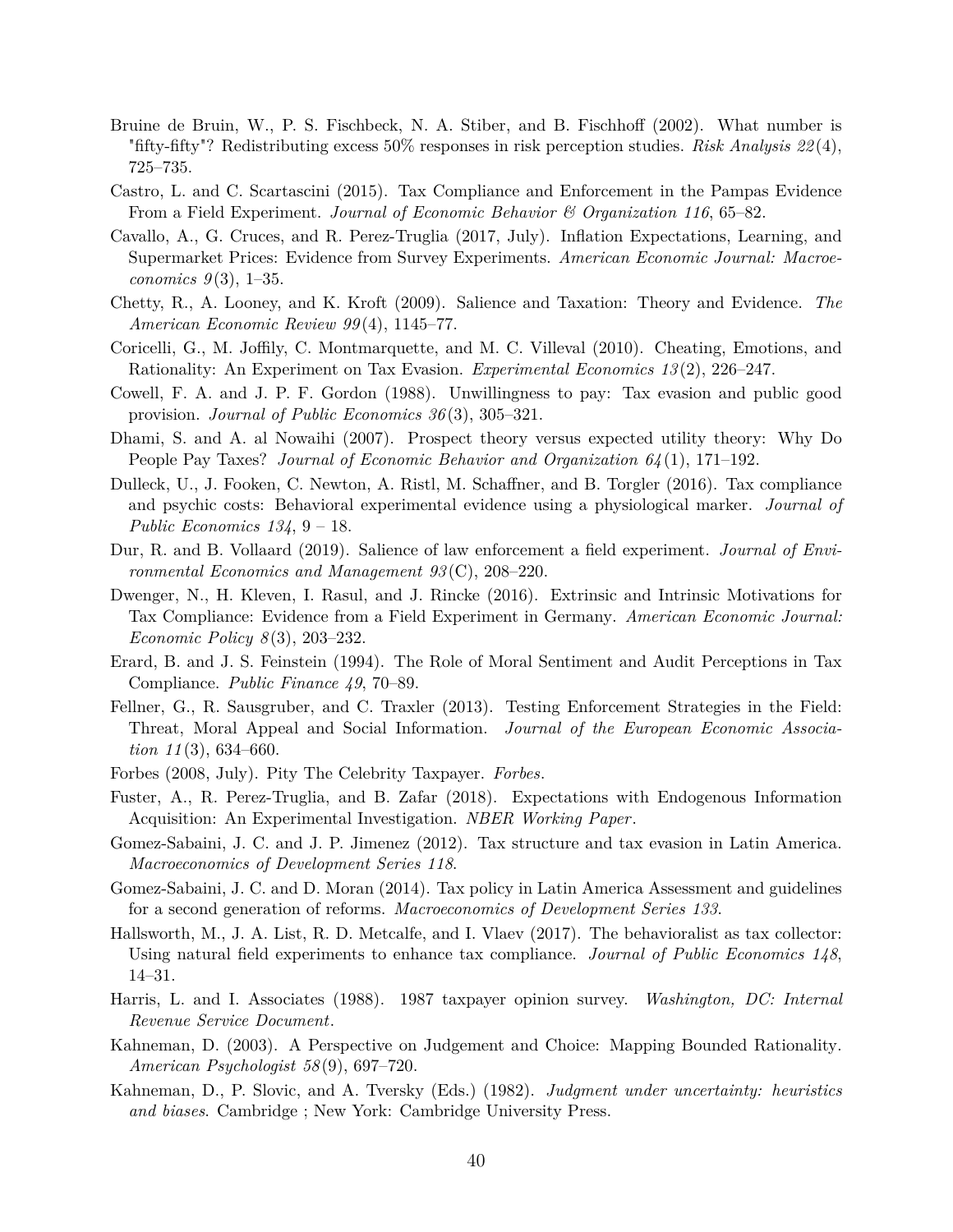Bruine de Bruin, W., P. S. Fischbeck, N. A. Stiber, and B. Fischhoff (2002). What number is "fifty-fifty"? Redistributing excess 50% responses in risk perception studies. *Risk Analysis 22*(4), 725–735.

Castro, L. and C. Scartascini (2015). Tax Compliance and Enforcement in the Pampas Evidence From a Field Experiment. *Journal of Economic Behavior & Organization 116*, 65–82.

Cavallo, A., G. Cruces, and R. Perez-Truglia (2017, July). Inflation Expectations, Learning, and Supermarket Prices: Evidence from Survey Experiments. *American Economic Journal: Macroeconomics 9*(3), 1–35.

Chetty, R., A. Looney, and K. Kroft (2009). Salience and Taxation: Theory and Evidence. *The American Economic Review 99*(4), 1145–77.

Coricelli, G., M. Joffily, C. Montmarquette, and M. C. Villeval (2010). Cheating, Emotions, and Rationality: An Experiment on Tax Evasion. *Experimental Economics 13*(2), 226–247.

Cowell, F. A. and J. P. F. Gordon (1988). Unwillingness to pay: Tax evasion and public good provision. *Journal of Public Economics 36*(3), 305–321.

Dhami, S. and A. al Nowaihi (2007). Prospect theory versus expected utility theory: Why Do People Pay Taxes? *Journal of Economic Behavior and Organization 64*(1), 171–192.

Dulleck, U., J. Fooken, C. Newton, A. Ristl, M. Schaffner, and B. Torgler (2016). Tax compliance and psychic costs: Behavioral experimental evidence using a physiological marker. *Journal of Public Economics 134*, 9 – 18.

Dur, R. and B. Vollaard (2019). Salience of law enforcement a field experiment. *Journal of Environmental Economics and Management 93*(C), 208–220.

Dwenger, N., H. Kleven, I. Rasul, and J. Rincke (2016). Extrinsic and Intrinsic Motivations for Tax Compliance: Evidence from a Field Experiment in Germany. *American Economic Journal: Economic Policy 8*(3), 203–232.

Erard, B. and J. S. Feinstein (1994). The Role of Moral Sentiment and Audit Perceptions in Tax Compliance. *Public Finance 49*, 70–89.

Fellner, G., R. Sausgruber, and C. Traxler (2013). Testing Enforcement Strategies in the Field: Threat, Moral Appeal and Social Information. *Journal of the European Economic Association 11*(3), 634–660.

Forbes (2008, July). Pity The Celebrity Taxpayer. *Forbes*.

Fuster, A., R. Perez-Truglia, and B. Zafar (2018). Expectations with Endogenous Information Acquisition: An Experimental Investigation. *NBER Working Paper*.

Gomez-Sabaini, J. C. and J. P. Jimenez (2012). Tax structure and tax evasion in Latin America. *Macroeconomics of Development Series 118*.

Gomez-Sabaini, J. C. and D. Moran (2014). Tax policy in Latin America Assessment and guidelines for a second generation of reforms. *Macroeconomics of Development Series 133*.

Hallsworth, M., J. A. List, R. D. Metcalfe, and I. Vlaev (2017). The behavioralist as tax collector: Using natural field experiments to enhance tax compliance. *Journal of Public Economics 148*, 14–31.

Harris, L. and I. Associates (1988). 1987 taxpayer opinion survey. *Washington, DC: Internal Revenue Service Document*.

Kahneman, D. (2003). A Perspective on Judgement and Choice: Mapping Bounded Rationality. *American Psychologist 58*(9), 697–720.

Kahneman, D., P. Slovic, and A. Tversky (Eds.) (1982). *Judgment under uncertainty: heuristics and biases*. Cambridge ; New York: Cambridge University Press.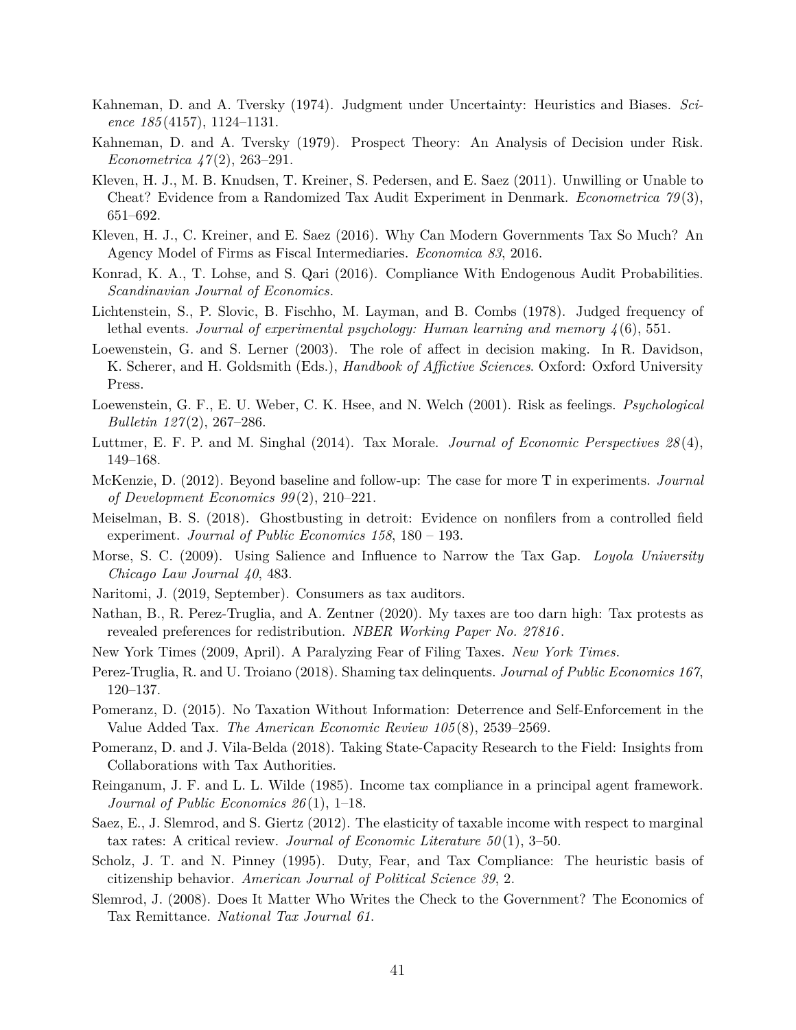Kahneman, D. and A. Tversky (1974). Judgment under Uncertainty: Heuristics and Biases. *Science 185*(4157), 1124–1131.

Kahneman, D. and A. Tversky (1979). Prospect Theory: An Analysis of Decision under Risk. *Econometrica 47*(2), 263–291.

Kleven, H. J., M. B. Knudsen, T. Kreiner, S. Pedersen, and E. Saez (2011). Unwilling or Unable to Cheat? Evidence from a Randomized Tax Audit Experiment in Denmark. *Econometrica 79*(3), 651–692.

Kleven, H. J., C. Kreiner, and E. Saez (2016). Why Can Modern Governments Tax So Much? An Agency Model of Firms as Fiscal Intermediaries. *Economica 83*, 2016.

Konrad, K. A., T. Lohse, and S. Qari (2016). Compliance With Endogenous Audit Probabilities. *Scandinavian Journal of Economics*.

Lichtenstein, S., P. Slovic, B. Fischho, M. Layman, and B. Combs (1978). Judged frequency of lethal events. *Journal of experimental psychology: Human learning and memory 4*(6), 551.

Loewenstein, G. and S. Lerner (2003). The role of affect in decision making. In R. Davidson, K. Scherer, and H. Goldsmith (Eds.), *Handbook of Affictive Sciences*. Oxford: Oxford University Press.

Loewenstein, G. F., E. U. Weber, C. K. Hsee, and N. Welch (2001). Risk as feelings. *Psychological Bulletin 127*(2), 267–286.

Luttmer, E. F. P. and M. Singhal (2014). Tax Morale. *Journal of Economic Perspectives 28*(4), 149–168.

McKenzie, D. (2012). Beyond baseline and follow-up: The case for more T in experiments. *Journal of Development Economics 99*(2), 210–221.

Meiselman, B. S. (2018). Ghostbusting in detroit: Evidence on nonfilers from a controlled field experiment. *Journal of Public Economics 158*, 180 – 193.

Morse, S. C. (2009). Using Salience and Influence to Narrow the Tax Gap. *Loyola University Chicago Law Journal 40*, 483.

Naritomi, J. (2019, September). Consumers as tax auditors.

Nathan, B., R. Perez-Truglia, and A. Zentner (2020). My taxes are too darn high: Tax protests as revealed preferences for redistribution. *NBER Working Paper No. 27816*.

New York Times (2009, April). A Paralyzing Fear of Filing Taxes. *New York Times*.

Perez-Truglia, R. and U. Troiano (2018). Shaming tax delinquents. *Journal of Public Economics 167*, 120–137.

Pomeranz, D. (2015). No Taxation Without Information: Deterrence and Self-Enforcement in the Value Added Tax. *The American Economic Review 105*(8), 2539–2569.

Pomeranz, D. and J. Vila-Belda (2018). Taking State-Capacity Research to the Field: Insights from Collaborations with Tax Authorities.

Reinganum, J. F. and L. L. Wilde (1985). Income tax compliance in a principal agent framework. *Journal of Public Economics 26*(1), 1–18.

Saez, E., J. Slemrod, and S. Giertz (2012). The elasticity of taxable income with respect to marginal tax rates: A critical review. *Journal of Economic Literature 50*(1), 3–50.

Scholz, J. T. and N. Pinney (1995). Duty, Fear, and Tax Compliance: The heuristic basis of citizenship behavior. *American Journal of Political Science 39*, 2.

Slemrod, J. (2008). Does It Matter Who Writes the Check to the Government? The Economics of Tax Remittance. *National Tax Journal 61*.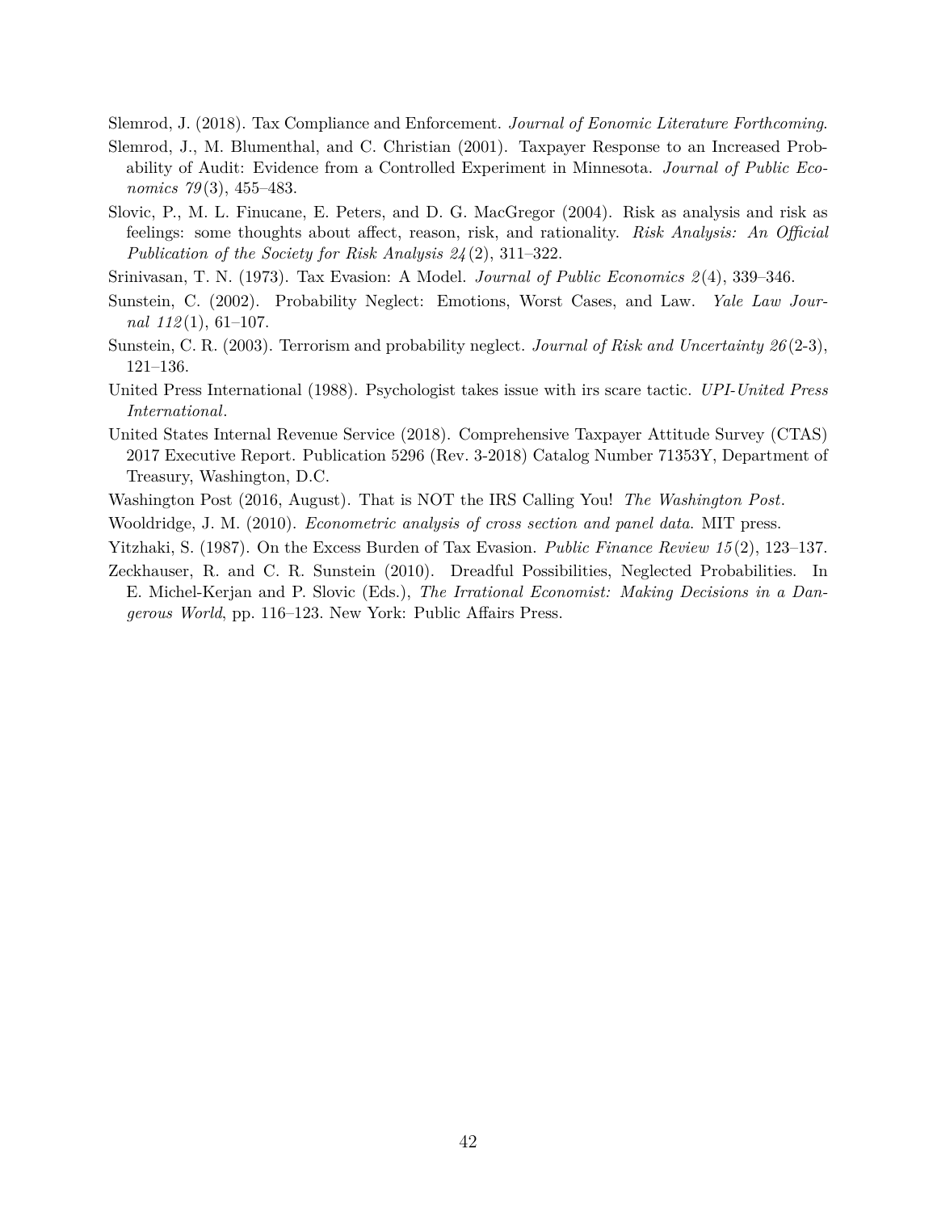Slemrod, J. (2018). Tax Compliance and Enforcement. *Journal of Eonomic Literature Forthcoming*.

Slemrod, J., M. Blumenthal, and C. Christian (2001). Taxpayer Response to an Increased Probability of Audit: Evidence from a Controlled Experiment in Minnesota. *Journal of Public Economics 79*(3), 455–483.

Slovic, P., M. L. Finucane, E. Peters, and D. G. MacGregor (2004). Risk as analysis and risk as feelings: some thoughts about affect, reason, risk, and rationality. *Risk Analysis: An Official Publication of the Society for Risk Analysis 24*(2), 311–322.

Srinivasan, T. N. (1973). Tax Evasion: A Model. *Journal of Public Economics 2*(4), 339–346.

Sunstein, C. (2002). Probability Neglect: Emotions, Worst Cases, and Law. *Yale Law Journal 112*(1), 61–107.

Sunstein, C. R. (2003). Terrorism and probability neglect. *Journal of Risk and Uncertainty 26*(2-3), 121–136.

United Press International (1988). Psychologist takes issue with irs scare tactic. *UPI-United Press International*.

United States Internal Revenue Service (2018). Comprehensive Taxpayer Attitude Survey (CTAS) 2017 Executive Report. Publication 5296 (Rev. 3-2018) Catalog Number 71353Y, Department of Treasury, Washington, D.C.

Washington Post (2016, August). That is NOT the IRS Calling You! *The Washington Post*.

Wooldridge, J. M. (2010). *Econometric analysis of cross section and panel data*. MIT press.

Yitzhaki, S. (1987). On the Excess Burden of Tax Evasion. *Public Finance Review 15*(2), 123–137.

Zeckhauser, R. and C. R. Sunstein (2010). Dreadful Possibilities, Neglected Probabilities. In E. Michel-Kerjan and P. Slovic (Eds.), *The Irrational Economist: Making Decisions in a Dangerous World*, pp. 116–123. New York: Public Affairs Press.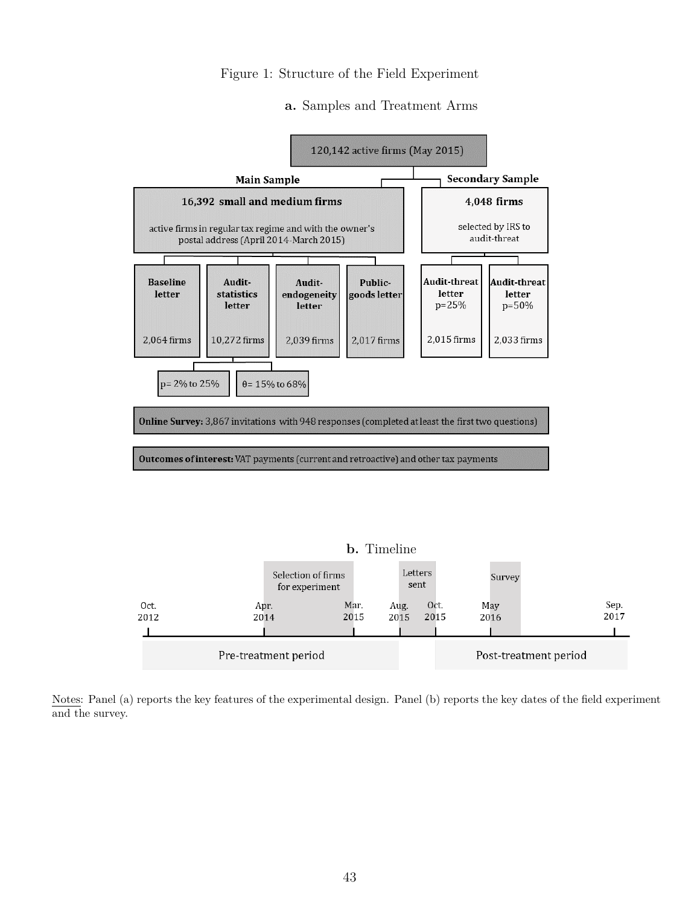Figure 1: Structure of the Field Experiment

**a.** Samples and Treatment Arms

120,142 active firms (May 2015)

Main Sample

16,392 small and medium firms

active firms in regular tax regime and with the owner's postal address (April 2014-March 2015)

Secondary Sample

4,048 firms

selected by IRS to audit-threat

Baseline letter

2,064 firms

Audit-statistics letter

10,272 firms

Audit-endogeneity letter

2,039 firms

Public-goods letter

2,017 firms

Audit-threat letter p=25%

2,015 firms

Audit-threat letter p=50%

2,033 firms

p= 2% to 25%

θ= 15% to 68%

**Online Survey:** 3,867 invitations with 948 responses (completed at least the first two questions)

**Outcomes of interest:** VAT payments (current and retroactive) and other tax payments

**b.** Timeline

Selection of firms for experiment

Letters sent

Survey

Oct. 2012

Apr. 2014

Mar. 2015

Aug. 2015

Oct. 2015

May 2016

Sep. 2017

Pre-treatment period

Post-treatment period

Notes: Panel (a) reports the key features of the experimental design. Panel (b) reports the key dates of the field experiment and the survey.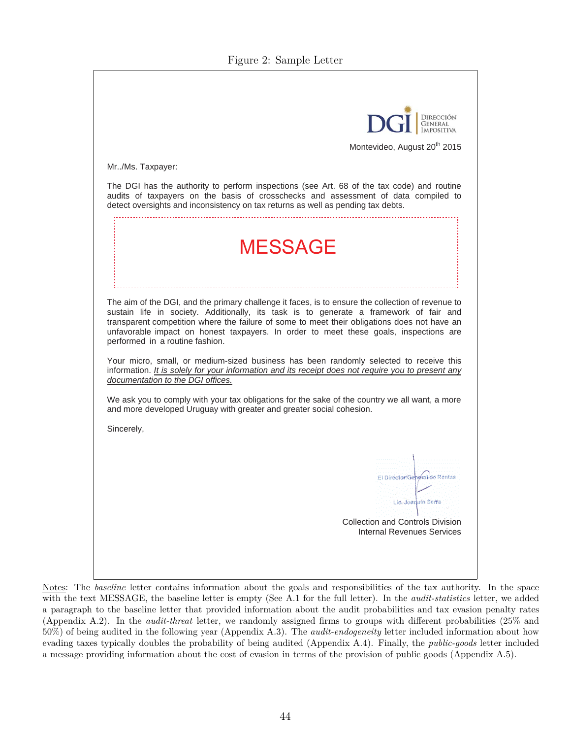Figure 2: Sample Letter

DGI | Dirección General Impositiva

Montevideo, August 20th 2015

Mr../Ms. Taxpayer:

The DGI has the authority to perform inspections (see Art. 68 of the tax code) and routine audits of taxpayers on the basis of crosschecks and assessment of data compiled to detect oversights and inconsistency on tax returns as well as pending tax debts.

MESSAGE

The aim of the DGI, and the primary challenge it faces, is to ensure the collection of revenue to sustain life in society. Additionally, its task is to generate a framework of fair and transparent competition where the failure of some to meet their obligations does not have an unfavorable impact on honest taxpayers. In order to meet these goals, inspections are performed in a routine fashion.

Your micro, small, or medium-sized business has been randomly selected to receive this information. *It is solely for your information and its receipt does not require you to present any documentation to the DGI offices.*

We ask you to comply with your tax obligations for the sake of the country we all want, a more and more developed Uruguay with greater and greater social cohesion.

Sincerely,

El Director General de Rentas

Lic. Joaquín Serra

Collection and Controls Division
Internal Revenues Services

Notes: The *baseline* letter contains information about the goals and responsibilities of the tax authority. In the space with the text MESSAGE, the baseline letter is empty (See A.1 for the full letter). In the *audit-statistics* letter, we added a paragraph to the baseline letter that provided information about the audit probabilities and tax evasion penalty rates (Appendix A.2). In the *audit-threat* letter, we randomly assigned firms to groups with different probabilities (25% and 50%) of being audited in the following year (Appendix A.3). The *audit-endogeneity* letter included information about how evading taxes typically doubles the probability of being audited (Appendix A.4). Finally, the *public-goods* letter included a message providing information about the cost of evasion in terms of the provision of public goods (Appendix A.5).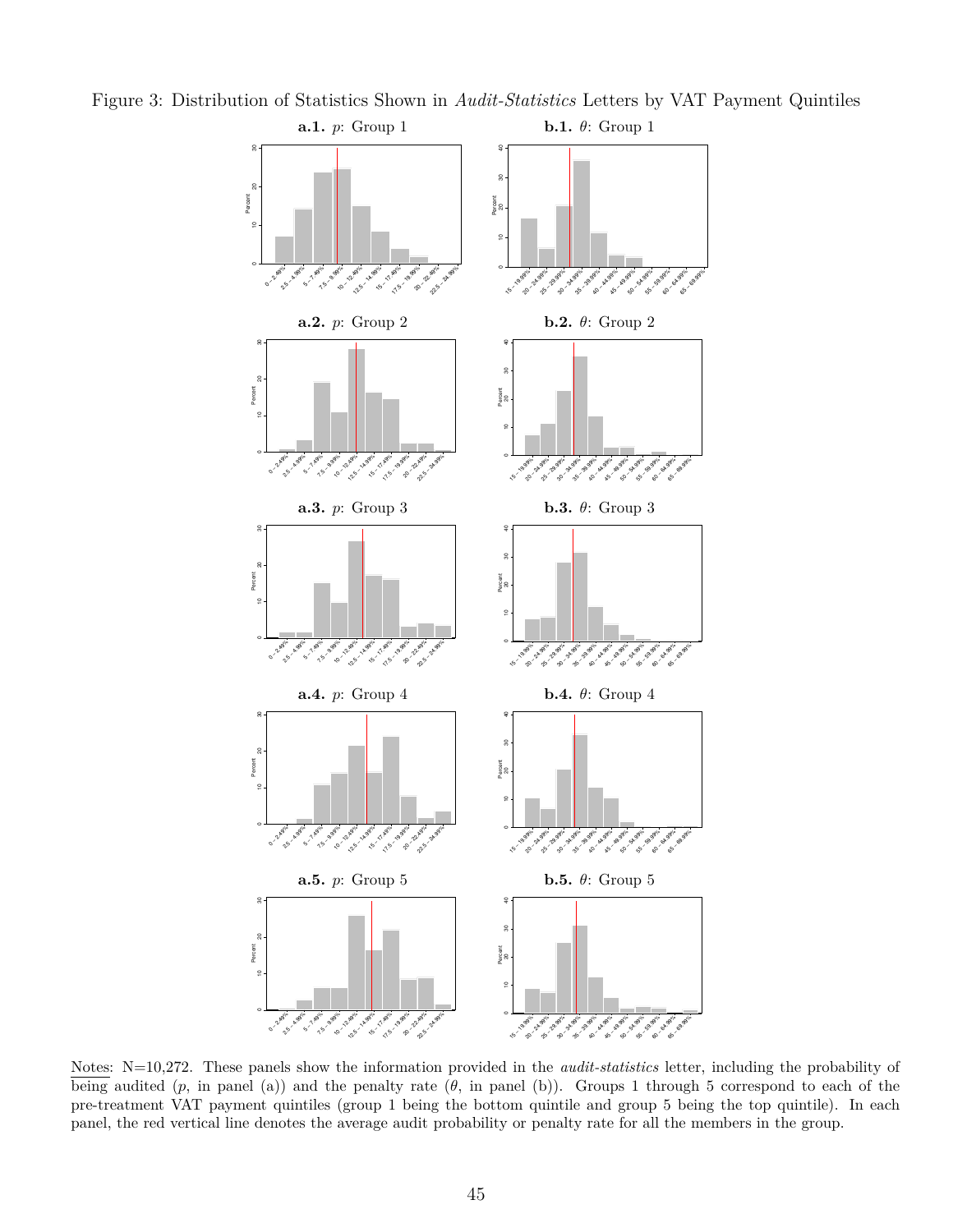Figure 3: Distribution of Statistics Shown in *Audit-Statistics* Letters by VAT Payment Quintiles

**a.1.** $p$: Group 1

**b.1.** $\theta$: Group 1

**a.2.** $p$: Group 2

**b.2.** $\theta$: Group 2

**a.3.** $p$: Group 3

**b.3.** $\theta$: Group 3

**a.4.** $p$: Group 4

**b.4.** $\theta$: Group 4

**a.5.** $p$: Group 5

**b.5.** $\theta$: Group 5

Notes: N=10,272. These panels show the information provided in the *audit-statistics* letter, including the probability of being audited ($p$, in panel (a)) and the penalty rate ($\theta$, in panel (b)). Groups 1 through 5 correspond to each of the pre-treatment VAT payment quintiles (group 1 being the bottom quintile and group 5 being the top quintile). In each panel, the red vertical line denotes the average audit probability or penalty rate for all the members in the group.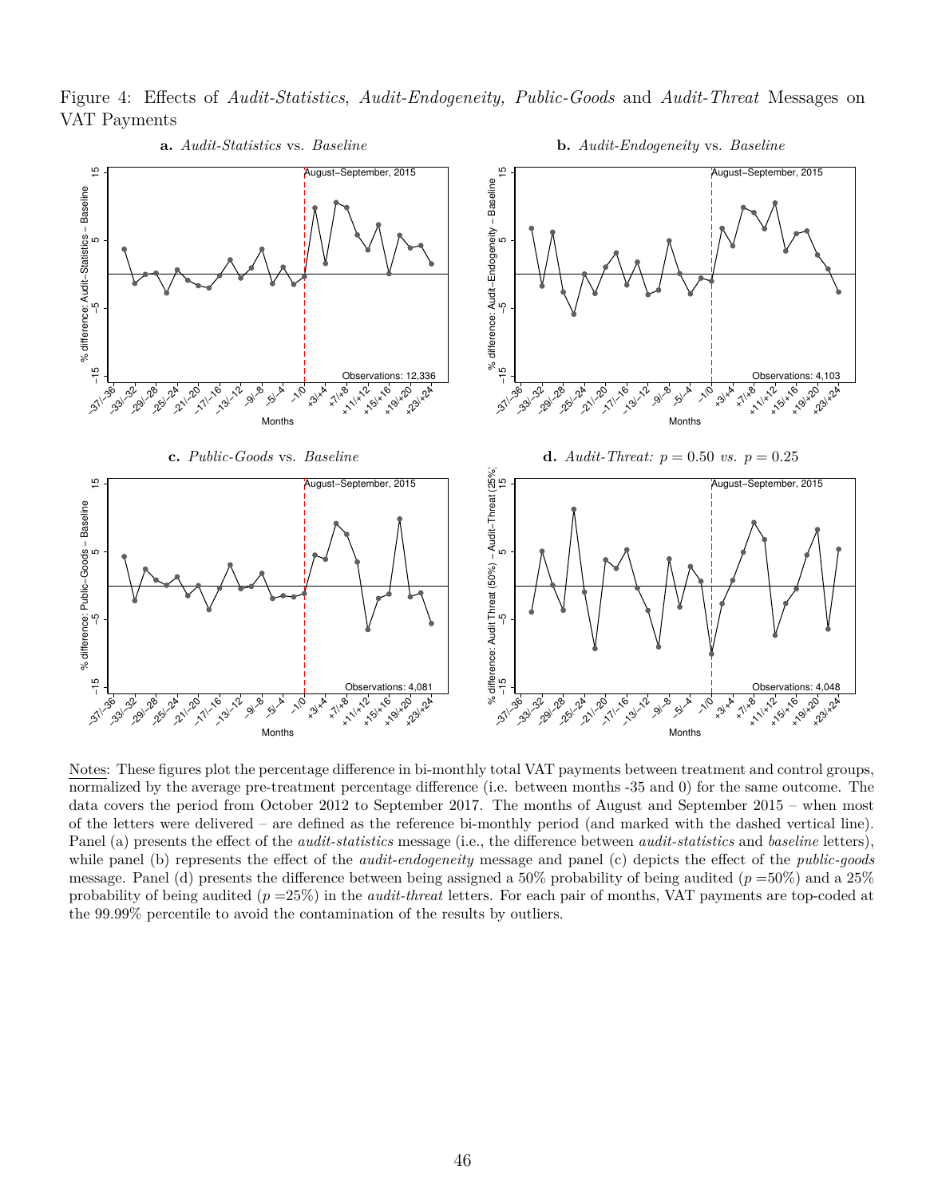Figure 4: Effects of *Audit-Statistics*, *Audit-Endogeneity, Public-Goods* and *Audit-Threat* Messages on VAT Payments

**a.** *Audit-Statistics* vs. *Baseline*

% difference: Audit–Statistics – Baseline

15
5
−5
−15

August–September, 2015

Observations: 12,336

−37/−36 −33/−32 −29/−28 −25/−24 −21/−20 −17/−16 −13/−12 −9/−8 −5/−4 −1/0 +3/+4 +7/+8 +11/+12 +15/+16 +19/+20 +23/+24

Months

**b.** *Audit-Endogeneity* vs. *Baseline*

% difference: Audit–Endogeneity – Baseline

15
5
−5
−15

August–September, 2015

Observations: 4,103

−37/−36 −33/−32 −29/−28 −25/−24 −21/−20 −17/−16 −13/−12 −9/−8 −5/−4 −1/0 +3/+4 +7/+8 +11/+12 +15/+16 +19/+20 +23/+24

Months

**c.** *Public-Goods* vs. *Baseline*

% difference: Public–Goods – Baseline

15
5
−5
−15

August–September, 2015

Observations: 4,081

−37/−36 −33/−32 −29/−28 −25/−24 −21/−20 −17/−16 −13/−12 −9/−8 −5/−4 −1/0 +3/+4 +7/+8 +11/+12 +15/+16 +19/+20 +23/+24

Months

**d.** *Audit-Threat:* $p = 0.50$ *vs.* $p = 0.25$

% difference: Audit Threat (50%) – Audit–Threat (25%)

15
5
−5
−15

August–September, 2015

Observations: 4,048

−37/−36 −33/−32 −29/−28 −25/−24 −21/−20 −17/−16 −13/−12 −9/−8 −5/−4 −1/0 +3/+4 +7/+8 +11/+12 +15/+16 +19/+20 +23/+24

Months

Notes: These figures plot the percentage difference in bi-monthly total VAT payments between treatment and control groups, normalized by the average pre-treatment percentage difference (i.e. between months -35 and 0) for the same outcome. The data covers the period from October 2012 to September 2017. The months of August and September 2015 – when most of the letters were delivered – are defined as the reference bi-monthly period (and marked with the dashed vertical line). Panel (a) presents the effect of the *audit-statistics* message (i.e., the difference between *audit-statistics* and *baseline* letters), while panel (b) represents the effect of the *audit-endogeneity* message and panel (c) depicts the effect of the *public-goods* message. Panel (d) presents the difference between being assigned a 50% probability of being audited ($p$ =50%) and a 25% probability of being audited ($p$ =25%) in the *audit-threat* letters. For each pair of months, VAT payments are top-coded at the 99.99% percentile to avoid the contamination of the results by outliers.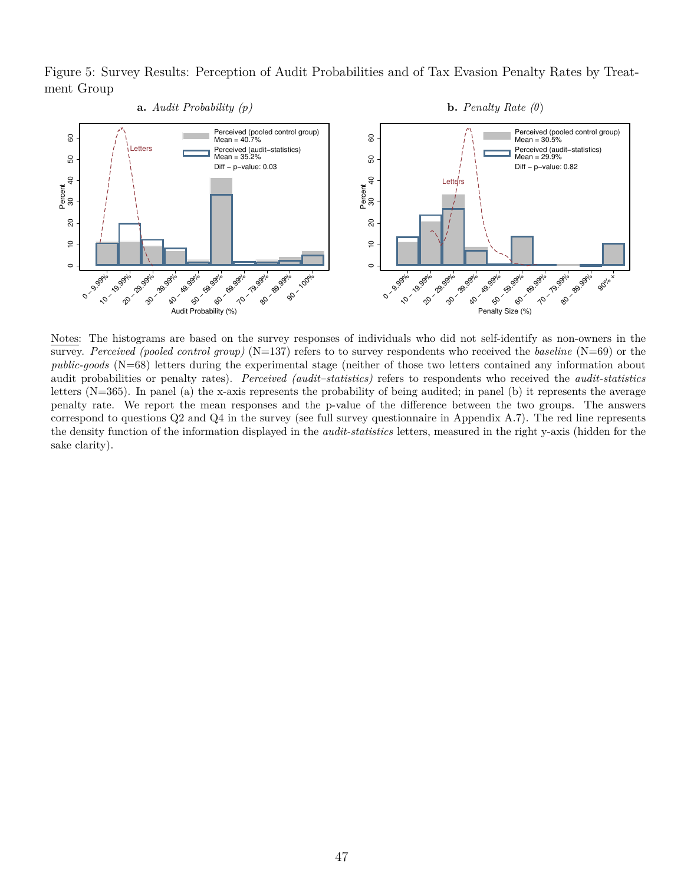Figure 5: Survey Results: Perception of Audit Probabilities and of Tax Evasion Penalty Rates by Treatment Group

**a.** *Audit Probability (p)*

Perceived (pooled control group)
Mean = 40.7%
Perceived (audit−statistics)
Mean = 35.2%
Diff − p−value: 0.03

Letters

Percent

0 10 20 30 40 50 60

0 − 9.99%, 10 − 19.99%, 20 − 29.99%, 30 − 39.99%, 40 − 49.99%, 50 − 59.99%, 60 − 69.99%, 70 − 79.99%, 80 − 89.99%, 90 − 100%

Audit Probability (%)

**b.** *Penalty Rate (θ)*

Perceived (pooled control group)
Mean = 30.5%
Perceived (audit−statistics)
Mean = 29.9%
Diff − p−value: 0.82

Letters

Percent

0 10 20 30 40 50 60

0 − 9.99%, 10 − 19.99%, 20 − 29.99%, 30 − 39.99%, 40 − 49.99%, 50 − 59.99%, 60 − 69.99%, 70 − 79.99%, 80 − 89.99%, 90% +

Penalty Size (%)

Notes: The histograms are based on the survey responses of individuals who did not self-identify as non-owners in the survey. *Perceived (pooled control group)* (N=137) refers to to survey respondents who received the *baseline* (N=69) or the *public-goods* (N=68) letters during the experimental stage (neither of those two letters contained any information about audit probabilities or penalty rates). *Perceived (audit–statistics)* refers to respondents who received the *audit-statistics* letters (N=365). In panel (a) the x-axis represents the probability of being audited; in panel (b) it represents the average penalty rate. We report the mean responses and the p-value of the difference between the two groups. The answers correspond to questions Q2 and Q4 in the survey (see full survey questionnaire in Appendix A.7). The red line represents the density function of the information displayed in the *audit-statistics* letters, measured in the right y-axis (hidden for the sake clarity).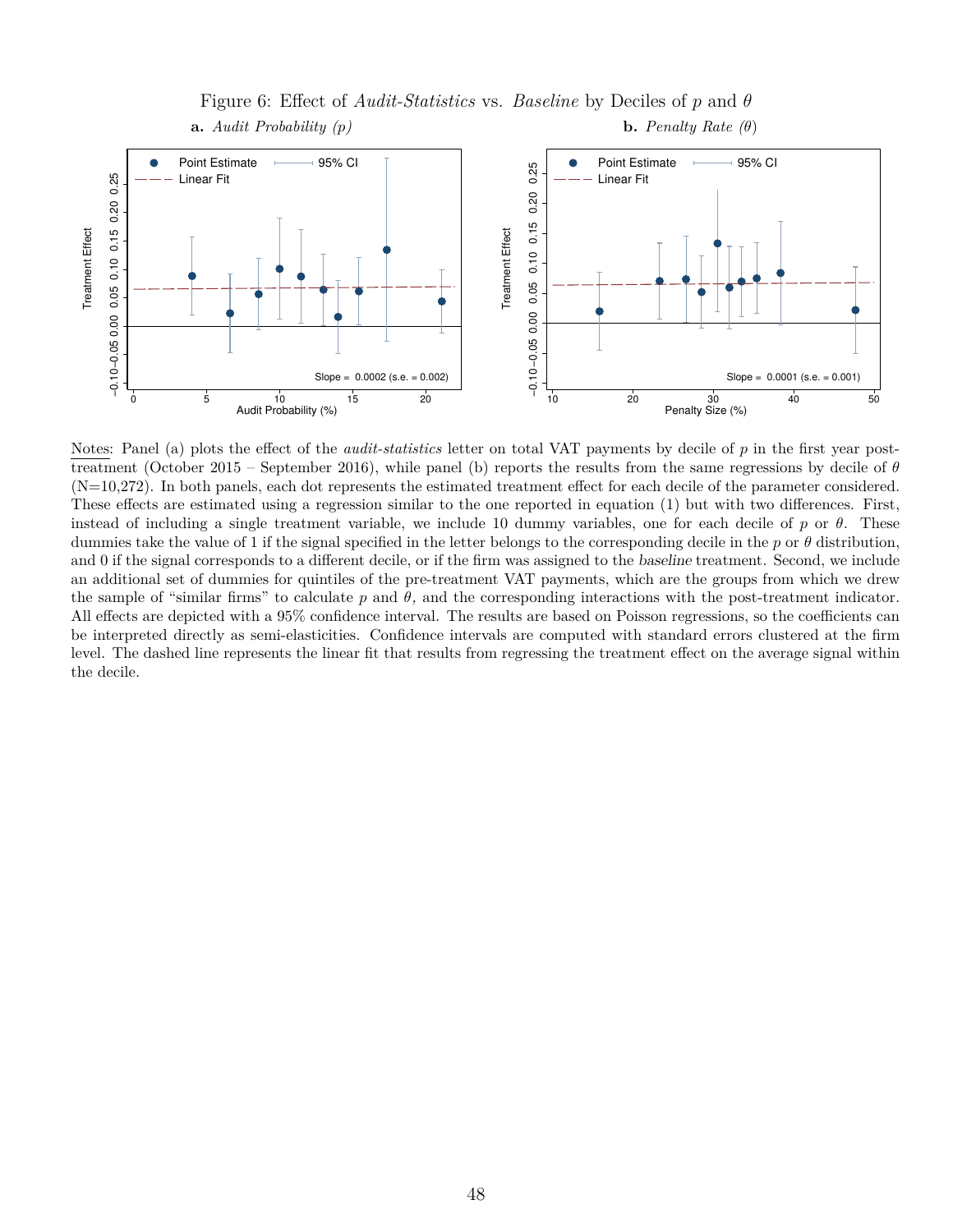Figure 6: Effect of *Audit-Statistics* vs. *Baseline* by Deciles of $p$ and $\theta$

**a.** *Audit Probability (p)*

Point Estimate
95% CI
Linear Fit

Treatment Effect

−0.10 −0.05 0.00 0.05 0.10 0.15 0.20 0.25

0 5 10 15 20

Audit Probability (%)

Slope = 0.0002 (s.e. = 0.002)

**b.** *Penalty Rate ($\theta$)*

Point Estimate
95% CI
Linear Fit

Treatment Effect

−0.10 −0.05 0.00 0.05 0.10 0.15 0.20 0.25

10 20 30 40 50

Penalty Size (%)

Slope = 0.0001 (s.e. = 0.001)

Notes: Panel (a) plots the effect of the *audit-statistics* letter on total VAT payments by decile of $p$ in the first year post-treatment (October 2015 – September 2016), while panel (b) reports the results from the same regressions by decile of $\theta$ (N=10,272). In both panels, each dot represents the estimated treatment effect for each decile of the parameter considered. These effects are estimated using a regression similar to the one reported in equation (1) but with two differences. First, instead of including a single treatment variable, we include 10 dummy variables, one for each decile of $p$ or $\theta$. These dummies take the value of 1 if the signal specified in the letter belongs to the corresponding decile in the $p$ or $\theta$ distribution, and 0 if the signal corresponds to a different decile, or if the firm was assigned to the *baseline* treatment. Second, we include an additional set of dummies for quintiles of the pre-treatment VAT payments, which are the groups from which we drew the sample of "similar firms" to calculate $p$ and $\theta$, and the corresponding interactions with the post-treatment indicator. All effects are depicted with a 95% confidence interval. The results are based on Poisson regressions, so the coefficients can be interpreted directly as semi-elasticities. Confidence intervals are computed with standard errors clustered at the firm level. The dashed line represents the linear fit that results from regressing the treatment effect on the average signal within the decile.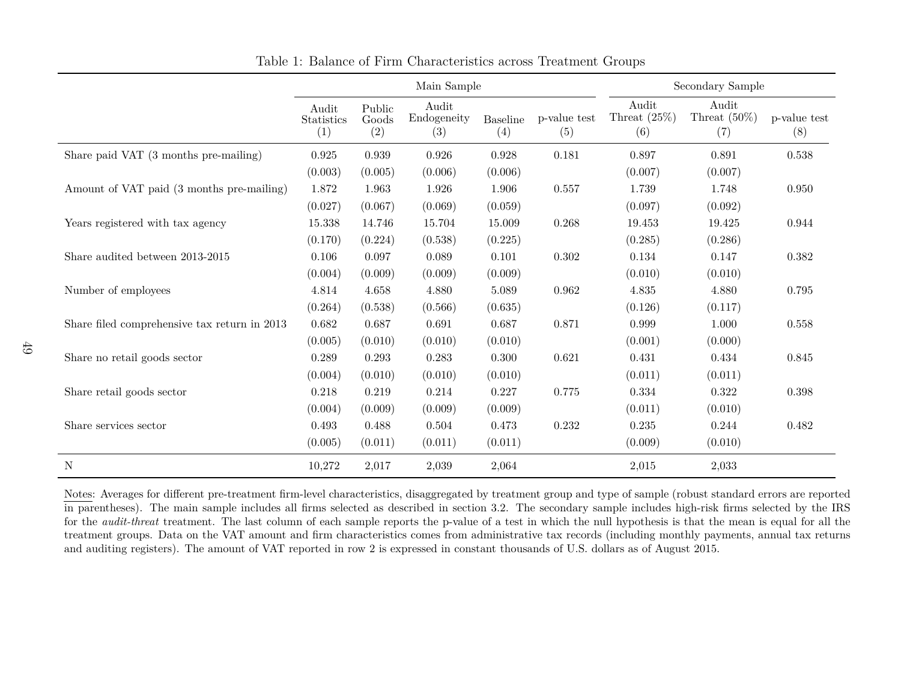Table 1: Balance of Firm Characteristics across Treatment Groups

| | Main Sample | | | | | Secondary Sample | | |
|---|---|---|---|---|---|---|---|---|
| | Audit Statistics (1) | Public Goods (2) | Audit Endogeneity (3) | Baseline (4) | p-value test (5) | Audit Threat (25%) (6) | Audit Threat (50%) (7) | p-value test (8) |
| Share paid VAT (3 months pre-mailing) | 0.925 | 0.939 | 0.926 | 0.928 | 0.181 | 0.897 | 0.891 | 0.538 |
| | (0.003) | (0.005) | (0.006) | (0.006) | | (0.007) | (0.007) | |
| Amount of VAT paid (3 months pre-mailing) | 1.872 | 1.963 | 1.926 | 1.906 | 0.557 | 1.739 | 1.748 | 0.950 |
| | (0.027) | (0.067) | (0.069) | (0.059) | | (0.097) | (0.092) | |
| Years registered with tax agency | 15.338 | 14.746 | 15.704 | 15.009 | 0.268 | 19.453 | 19.425 | 0.944 |
| | (0.170) | (0.224) | (0.538) | (0.225) | | (0.285) | (0.286) | |
| Share audited between 2013-2015 | 0.106 | 0.097 | 0.089 | 0.101 | 0.302 | 0.134 | 0.147 | 0.382 |
| | (0.004) | (0.009) | (0.009) | (0.009) | | (0.010) | (0.010) | |
| Number of employees | 4.814 | 4.658 | 4.880 | 5.089 | 0.962 | 4.835 | 4.880 | 0.795 |
| | (0.264) | (0.538) | (0.566) | (0.635) | | (0.126) | (0.117) | |
| Share filed comprehensive tax return in 2013 | 0.682 | 0.687 | 0.691 | 0.687 | 0.871 | 0.999 | 1.000 | 0.558 |
| | (0.005) | (0.010) | (0.010) | (0.010) | | (0.001) | (0.000) | |
| Share no retail goods sector | 0.289 | 0.293 | 0.283 | 0.300 | 0.621 | 0.431 | 0.434 | 0.845 |
| | (0.004) | (0.010) | (0.010) | (0.010) | | (0.011) | (0.011) | |
| Share retail goods sector | 0.218 | 0.219 | 0.214 | 0.227 | 0.775 | 0.334 | 0.322 | 0.398 |
| | (0.004) | (0.009) | (0.009) | (0.009) | | (0.011) | (0.010) | |
| Share services sector | 0.493 | 0.488 | 0.504 | 0.473 | 0.232 | 0.235 | 0.244 | 0.482 |
| | (0.005) | (0.011) | (0.011) | (0.011) | | (0.009) | (0.010) | |
| N | 10,272 | 2,017 | 2,039 | 2,064 | | 2,015 | 2,033 | |

Notes: Averages for different pre-treatment firm-level characteristics, disaggregated by treatment group and type of sample (robust standard errors are reported in parentheses). The main sample includes all firms selected as described in section 3.2. The secondary sample includes high-risk firms selected by the IRS for the *audit-threat* treatment. The last column of each sample reports the p-value of a test in which the null hypothesis is that the mean is equal for all the treatment groups. Data on the VAT amount and firm characteristics comes from administrative tax records (including monthly payments, annual tax returns and auditing registers). The amount of VAT reported in row 2 is expressed in constant thousands of U.S. dollars as of August 2015.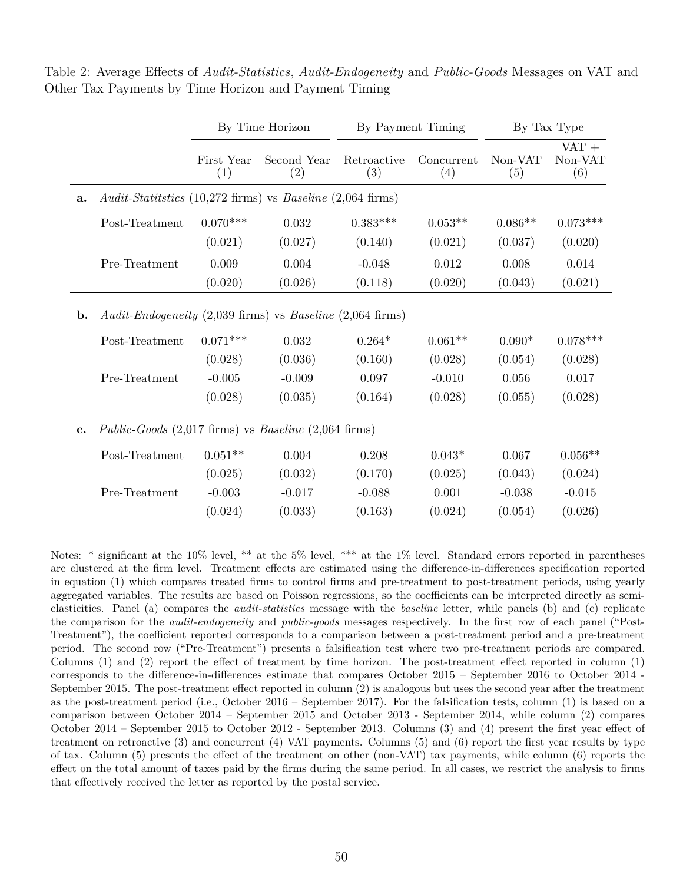Table 2: Average Effects of *Audit-Statistics*, *Audit-Endogeneity* and *Public-Goods* Messages on VAT and Other Tax Payments by Time Horizon and Payment Timing

| | | By Time Horizon | | By Payment Timing | | By Tax Type | |
|---|---|---|---|---|---|---|---|
| | | First Year (1) | Second Year (2) | Retroactive (3) | Concurrent (4) | Non-VAT (5) | VAT + Non-VAT (6) |
| **a.** | *Audit-Statitstics* (10,272 firms) vs *Baseline* (2,064 firms) | | | | | | |
| | Post-Treatment | 0.070*** | 0.032 | 0.383*** | 0.053** | 0.086** | 0.073*** |
| | | (0.021) | (0.027) | (0.140) | (0.021) | (0.037) | (0.020) |
| | Pre-Treatment | 0.009 | 0.004 | -0.048 | 0.012 | 0.008 | 0.014 |
| | | (0.020) | (0.026) | (0.118) | (0.020) | (0.043) | (0.021) |
| **b.** | *Audit-Endogeneity* (2,039 firms) vs *Baseline* (2,064 firms) | | | | | | |
| | Post-Treatment | 0.071*** | 0.032 | 0.264* | 0.061** | 0.090* | 0.078*** |
| | | (0.028) | (0.036) | (0.160) | (0.028) | (0.054) | (0.028) |
| | Pre-Treatment | -0.005 | -0.009 | 0.097 | -0.010 | 0.056 | 0.017 |
| | | (0.028) | (0.035) | (0.164) | (0.028) | (0.055) | (0.028) |
| **c.** | *Public-Goods* (2,017 firms) vs *Baseline* (2,064 firms) | | | | | | |
| | Post-Treatment | 0.051** | 0.004 | 0.208 | 0.043* | 0.067 | 0.056** |
| | | (0.025) | (0.032) | (0.170) | (0.025) | (0.043) | (0.024) |
| | Pre-Treatment | -0.003 | -0.017 | -0.088 | 0.001 | -0.038 | -0.015 |
| | | (0.024) | (0.033) | (0.163) | (0.024) | (0.054) | (0.026) |

Notes: * significant at the 10% level, ** at the 5% level, *** at the 1% level. Standard errors reported in parentheses are clustered at the firm level. Treatment effects are estimated using the difference-in-differences specification reported in equation (1) which compares treated firms to control firms and pre-treatment to post-treatment periods, using yearly aggregated variables. The results are based on Poisson regressions, so the coefficients can be interpreted directly as semi-elasticities. Panel (a) compares the *audit-statistics* message with the *baseline* letter, while panels (b) and (c) replicate the comparison for the *audit-endogeneity* and *public-goods* messages respectively. In the first row of each panel ("Post-Treatment"), the coefficient reported corresponds to a comparison between a post-treatment period and a pre-treatment period. The second row ("Pre-Treatment") presents a falsification test where two pre-treatment periods are compared. Columns (1) and (2) report the effect of treatment by time horizon. The post-treatment effect reported in column (1) corresponds to the difference-in-differences estimate that compares October 2015 – September 2016 to October 2014 - September 2015. The post-treatment effect reported in column (2) is analogous but uses the second year after the treatment as the post-treatment period (i.e., October 2016 – September 2017). For the falsification tests, column (1) is based on a comparison between October 2014 – September 2015 and October 2013 - September 2014, while column (2) compares October 2014 – September 2015 to October 2012 - September 2013. Columns (3) and (4) present the first year effect of treatment on retroactive (3) and concurrent (4) VAT payments. Columns (5) and (6) report the first year results by type of tax. Column (5) presents the effect of the treatment on other (non-VAT) tax payments, while column (6) reports the effect on the total amount of taxes paid by the firms during the same period. In all cases, we restrict the analysis to firms that effectively received the letter as reported by the postal service.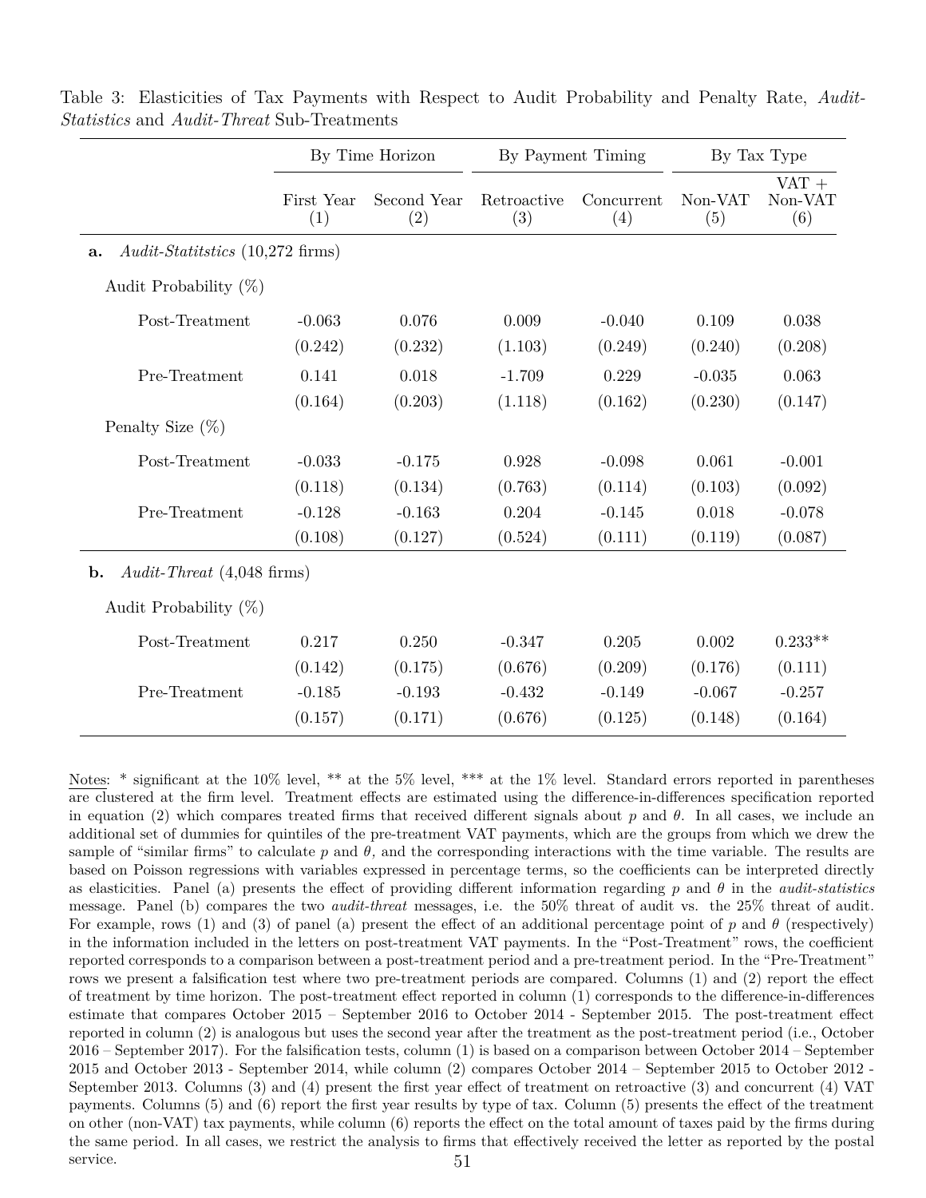Table 3: Elasticities of Tax Payments with Respect to Audit Probability and Penalty Rate, *Audit-Statistics* and *Audit-Threat* Sub-Treatments

| | By Time Horizon | | By Payment Timing | | By Tax Type | |
|---|---|---|---|---|---|---|
| | First Year (1) | Second Year (2) | Retroactive (3) | Concurrent (4) | Non-VAT (5) | VAT + Non-VAT (6) |
| **a.** *Audit-Statitstics* (10,272 firms) | | | | | | |
| Audit Probability (%) | | | | | | |
| Post-Treatment | -0.063 | 0.076 | 0.009 | -0.040 | 0.109 | 0.038 |
| | (0.242) | (0.232) | (1.103) | (0.249) | (0.240) | (0.208) |
| Pre-Treatment | 0.141 | 0.018 | -1.709 | 0.229 | -0.035 | 0.063 |
| | (0.164) | (0.203) | (1.118) | (0.162) | (0.230) | (0.147) |
| Penalty Size (%) | | | | | | |
| Post-Treatment | -0.033 | -0.175 | 0.928 | -0.098 | 0.061 | -0.001 |
| | (0.118) | (0.134) | (0.763) | (0.114) | (0.103) | (0.092) |
| Pre-Treatment | -0.128 | -0.163 | 0.204 | -0.145 | 0.018 | -0.078 |
| | (0.108) | (0.127) | (0.524) | (0.111) | (0.119) | (0.087) |
| **b.** *Audit-Threat* (4,048 firms) | | | | | | |
| Audit Probability (%) | | | | | | |
| Post-Treatment | 0.217 | 0.250 | -0.347 | 0.205 | 0.002 | 0.233** |
| | (0.142) | (0.175) | (0.676) | (0.209) | (0.176) | (0.111) |
| Pre-Treatment | -0.185 | -0.193 | -0.432 | -0.149 | -0.067 | -0.257 |
| | (0.157) | (0.171) | (0.676) | (0.125) | (0.148) | (0.164) |

Notes: * significant at the 10% level, ** at the 5% level, *** at the 1% level. Standard errors reported in parentheses are clustered at the firm level. Treatment effects are estimated using the difference-in-differences specification reported in equation (2) which compares treated firms that received different signals about $p$ and $\theta$. In all cases, we include an additional set of dummies for quintiles of the pre-treatment VAT payments, which are the groups from which we drew the sample of "similar firms" to calculate $p$ and $\theta$, and the corresponding interactions with the time variable. The results are based on Poisson regressions with variables expressed in percentage terms, so the coefficients can be interpreted directly as elasticities. Panel (a) presents the effect of providing different information regarding $p$ and $\theta$ in the *audit-statistics* message. Panel (b) compares the two *audit-threat* messages, i.e. the 50% threat of audit vs. the 25% threat of audit. For example, rows (1) and (3) of panel (a) present the effect of an additional percentage point of $p$ and $\theta$ (respectively) in the information included in the letters on post-treatment VAT payments. In the "Post-Treatment" rows, the coefficient reported corresponds to a comparison between a post-treatment period and a pre-treatment period. In the "Pre-Treatment" rows we present a falsification test where two pre-treatment periods are compared. Columns (1) and (2) report the effect of treatment by time horizon. The post-treatment effect reported in column (1) corresponds to the difference-in-differences estimate that compares October 2015 – September 2016 to October 2014 - September 2015. The post-treatment effect reported in column (2) is analogous but uses the second year after the treatment as the post-treatment period (i.e., October 2016 – September 2017). For the falsification tests, column (1) is based on a comparison between October 2014 – September 2015 and October 2013 - September 2014, while column (2) compares October 2014 – September 2015 to October 2012 - September 2013. Columns (3) and (4) present the first year effect of treatment on retroactive (3) and concurrent (4) VAT payments. Columns (5) and (6) report the first year results by type of tax. Column (5) presents the effect of the treatment on other (non-VAT) tax payments, while column (6) reports the effect on the total amount of taxes paid by the firms during the same period. In all cases, we restrict the analysis to firms that effectively received the letter as reported by the postal service.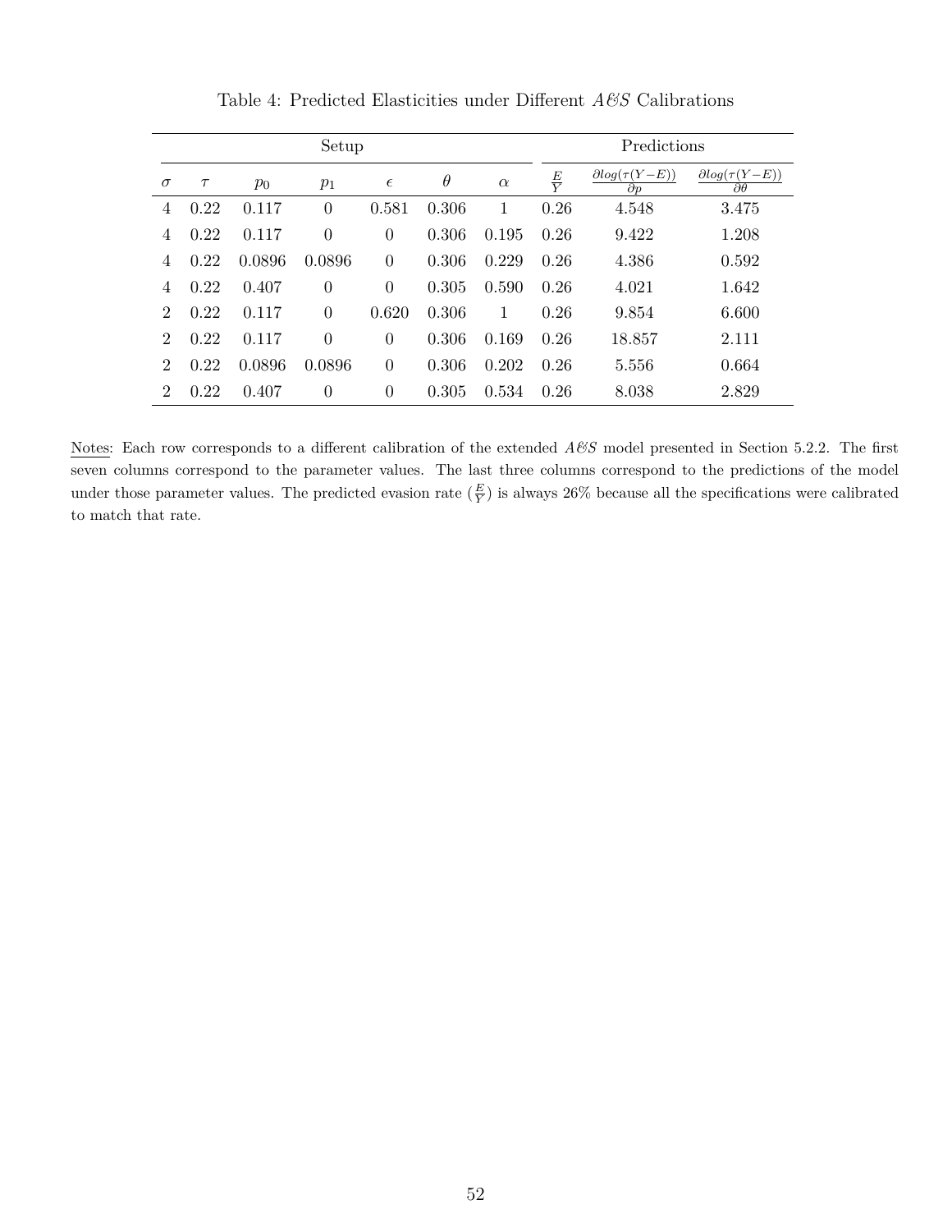Table 4: Predicted Elasticities under Different *A&S* Calibrations

| Setup | | | | | | | Predictions | | |
|---|---|---|---|---|---|---|---|---|---|
| $\sigma$ | $\tau$ | $p_0$ | $p_1$ | $\epsilon$ | $\theta$ | $\alpha$ | $\frac{E}{Y}$ | $\frac{\partial log(\tau(Y-E))}{\partial p}$ | $\frac{\partial log(\tau(Y-E))}{\partial \theta}$ |
| 4 | 0.22 | 0.117 | 0 | 0.581 | 0.306 | 1 | 0.26 | 4.548 | 3.475 |
| 4 | 0.22 | 0.117 | 0 | 0 | 0.306 | 0.195 | 0.26 | 9.422 | 1.208 |
| 4 | 0.22 | 0.0896 | 0.0896 | 0 | 0.306 | 0.229 | 0.26 | 4.386 | 0.592 |
| 4 | 0.22 | 0.407 | 0 | 0 | 0.305 | 0.590 | 0.26 | 4.021 | 1.642 |
| 2 | 0.22 | 0.117 | 0 | 0.620 | 0.306 | 1 | 0.26 | 9.854 | 6.600 |
| 2 | 0.22 | 0.117 | 0 | 0 | 0.306 | 0.169 | 0.26 | 18.857 | 2.111 |
| 2 | 0.22 | 0.0896 | 0.0896 | 0 | 0.306 | 0.202 | 0.26 | 5.556 | 0.664 |
| 2 | 0.22 | 0.407 | 0 | 0 | 0.305 | 0.534 | 0.26 | 8.038 | 2.829 |

Notes: Each row corresponds to a different calibration of the extended *A&S* model presented in Section 5.2.2. The first seven columns correspond to the parameter values. The last three columns correspond to the predictions of the model under those parameter values. The predicted evasion rate ($\frac{E}{Y}$) is always 26% because all the specifications were calibrated to match that rate.